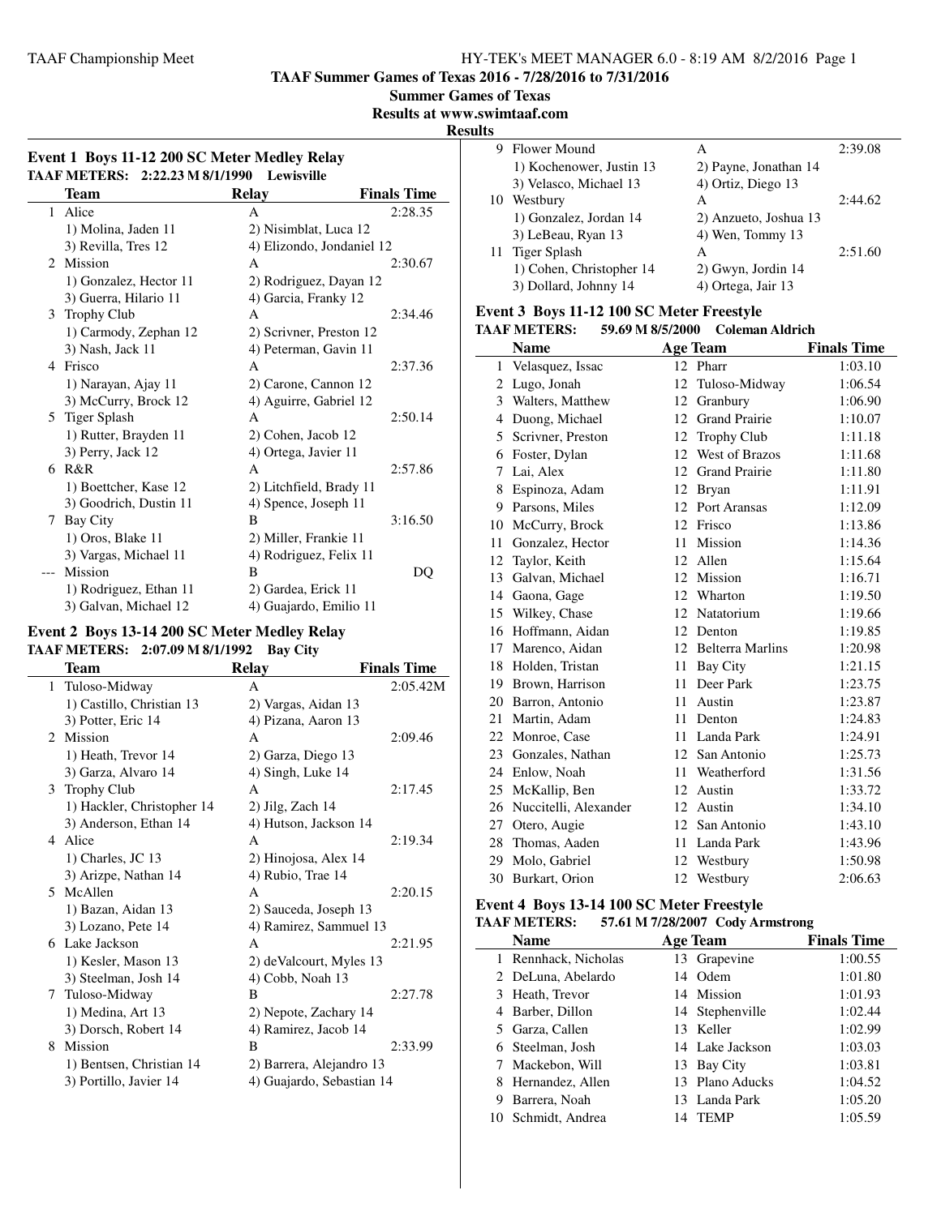**TAAF Summer Games of Texas 2016 - 7/28/2016 to 7/31/2016**

**Summer Games of Texas**

**Results at www.swimtaaf.com**

**Results**

### Event 1 Boys 11-12 200 SC Meter Medley Relay

**TAAF METERS: 2:22.23 M 8/1/1990 Lewisville**

| | Team | Relay | Finals Time |
|---|---|---|---|
| 1 | Alice | A | 2:28.35 |
| | 1) Molina, Jaden 11 | 2) Nisimblat, Luca 12 | |
| | 3) Revilla, Tres 12 | 4) Elizondo, Jondaniel 12 | |
| 2 | Mission | A | 2:30.67 |
| | 1) Gonzalez, Hector 11 | 2) Rodriguez, Dayan 12 | |
| | 3) Guerra, Hilario 11 | 4) Garcia, Franky 12 | |
| 3 | Trophy Club | A | 2:34.46 |
| | 1) Carmody, Zephan 12 | 2) Scrivner, Preston 12 | |
| | 3) Nash, Jack 11 | 4) Peterman, Gavin 11 | |
| 4 | Frisco | A | 2:37.36 |
| | 1) Narayan, Ajay 11 | 2) Carone, Cannon 12 | |
| | 3) McCurry, Brock 12 | 4) Aguirre, Gabriel 12 | |
| 5 | Tiger Splash | A | 2:50.14 |
| | 1) Rutter, Brayden 11 | 2) Cohen, Jacob 12 | |
| | 3) Perry, Jack 12 | 4) Ortega, Javier 11 | |
| 6 | R&R | A | 2:57.86 |
| | 1) Boettcher, Kase 12 | 2) Litchfield, Brady 11 | |
| | 3) Goodrich, Dustin 11 | 4) Spence, Joseph 11 | |
| 7 | Bay City | B | 3:16.50 |
| | 1) Oros, Blake 11 | 2) Miller, Frankie 11 | |
| | 3) Vargas, Michael 11 | 4) Rodriguez, Felix 11 | |
| --- | Mission | B | DQ |
| | 1) Rodriguez, Ethan 11 | 2) Gardea, Erick 11 | |
| | 3) Galvan, Michael 12 | 4) Guajardo, Emilio 11 | |

### Event 2 Boys 13-14 200 SC Meter Medley Relay

**TAAF METERS: 2:07.09 M 8/1/1992 Bay City**

| | Team | Relay | Finals Time |
|---|---|---|---|
| 1 | Tuloso-Midway | A | 2:05.42M |
| | 1) Castillo, Christian 13 | 2) Vargas, Aidan 13 | |
| | 3) Potter, Eric 14 | 4) Pizana, Aaron 13 | |
| 2 | Mission | A | 2:09.46 |
| | 1) Heath, Trevor 14 | 2) Garza, Diego 13 | |
| | 3) Garza, Alvaro 14 | 4) Singh, Luke 14 | |
| 3 | Trophy Club | A | 2:17.45 |
| | 1) Hackler, Christopher 14 | 2) Jilg, Zach 14 | |
| | 3) Anderson, Ethan 14 | 4) Hutson, Jackson 14 | |
| 4 | Alice | A | 2:19.34 |
| | 1) Charles, JC 13 | 2) Hinojosa, Alex 14 | |
| | 3) Arizpe, Nathan 14 | 4) Rubio, Trae 14 | |
| 5 | McAllen | A | 2:20.15 |
| | 1) Bazan, Aidan 13 | 2) Sauceda, Joseph 13 | |
| | 3) Lozano, Pete 14 | 4) Ramirez, Sammuel 13 | |
| 6 | Lake Jackson | A | 2:21.95 |
| | 1) Kesler, Mason 13 | 2) deValcourt, Myles 13 | |
| | 3) Steelman, Josh 14 | 4) Cobb, Noah 13 | |
| 7 | Tuloso-Midway | B | 2:27.78 |
| | 1) Medina, Art 13 | 2) Nepote, Zachary 14 | |
| | 3) Dorsch, Robert 14 | 4) Ramirez, Jacob 14 | |
| 8 | Mission | B | 2:33.99 |
| | 1) Bentsen, Christian 14 | 2) Barrera, Alejandro 13 | |
| | 3) Portillo, Javier 14 | 4) Guajardo, Sebastian 14 | |
| 9 | Flower Mound | A | 2:39.08 |
| | 1) Kochenower, Justin 13 | 2) Payne, Jonathan 14 | |
| | 3) Velasco, Michael 13 | 4) Ortiz, Diego 13 | |
| 10 | Westbury | A | 2:44.62 |
| | 1) Gonzalez, Jordan 14 | 2) Anzueto, Joshua 13 | |
| | 3) LeBeau, Ryan 13 | 4) Wen, Tommy 13 | |
| 11 | Tiger Splash | A | 2:51.60 |
| | 1) Cohen, Christopher 14 | 2) Gwyn, Jordin 14 | |
| | 3) Dollard, Johnny 14 | 4) Ortega, Jair 13 | |

### Event 3 Boys 11-12 100 SC Meter Freestyle

**TAAF METERS: 59.69 M 8/5/2000 Coleman Aldrich**

| | Name | Age | Team | Finals Time |
|---|---|---|---|---|
| 1 | Velasquez, Issac | 12 | Pharr | 1:03.10 |
| 2 | Lugo, Jonah | 12 | Tuloso-Midway | 1:06.54 |
| 3 | Walters, Matthew | 12 | Granbury | 1:06.90 |
| 4 | Duong, Michael | 12 | Grand Prairie | 1:10.07 |
| 5 | Scrivner, Preston | 12 | Trophy Club | 1:11.18 |
| 6 | Foster, Dylan | 12 | West of Brazos | 1:11.68 |
| 7 | Lai, Alex | 12 | Grand Prairie | 1:11.80 |
| 8 | Espinoza, Adam | 12 | Bryan | 1:11.91 |
| 9 | Parsons, Miles | 12 | Port Aransas | 1:12.09 |
| 10 | McCurry, Brock | 12 | Frisco | 1:13.86 |
| 11 | Gonzalez, Hector | 11 | Mission | 1:14.36 |
| 12 | Taylor, Keith | 12 | Allen | 1:15.64 |
| 13 | Galvan, Michael | 12 | Mission | 1:16.71 |
| 14 | Gaona, Gage | 12 | Wharton | 1:19.50 |
| 15 | Wilkey, Chase | 12 | Natatorium | 1:19.66 |
| 16 | Hoffmann, Aidan | 12 | Denton | 1:19.85 |
| 17 | Marenco, Aidan | 12 | Belterra Marlins | 1:20.98 |
| 18 | Holden, Tristan | 11 | Bay City | 1:21.15 |
| 19 | Brown, Harrison | 11 | Deer Park | 1:23.75 |
| 20 | Barron, Antonio | 11 | Austin | 1:23.87 |
| 21 | Martin, Adam | 11 | Denton | 1:24.83 |
| 22 | Monroe, Case | 11 | Landa Park | 1:24.91 |
| 23 | Gonzales, Nathan | 12 | San Antonio | 1:25.73 |
| 24 | Enlow, Noah | 11 | Weatherford | 1:31.56 |
| 25 | McKallip, Ben | 12 | Austin | 1:33.72 |
| 26 | Nuccitelli, Alexander | 12 | Austin | 1:34.10 |
| 27 | Otero, Augie | 12 | San Antonio | 1:43.10 |
| 28 | Thomas, Aaden | 11 | Landa Park | 1:43.96 |
| 29 | Molo, Gabriel | 12 | Westbury | 1:50.98 |
| 30 | Burkart, Orion | 12 | Westbury | 2:06.63 |

### Event 4 Boys 13-14 100 SC Meter Freestyle

**TAAF METERS: 57.61 M 7/28/2007 Cody Armstrong**

| | Name | Age | Team | Finals Time |
|---|---|---|---|---|
| 1 | Rennhack, Nicholas | 13 | Grapevine | 1:00.55 |
| 2 | DeLuna, Abelardo | 14 | Odem | 1:01.80 |
| 3 | Heath, Trevor | 14 | Mission | 1:01.93 |
| 4 | Barber, Dillon | 14 | Stephenville | 1:02.44 |
| 5 | Garza, Callen | 13 | Keller | 1:02.99 |
| 6 | Steelman, Josh | 14 | Lake Jackson | 1:03.03 |
| 7 | Mackebon, Will | 13 | Bay City | 1:03.81 |
| 8 | Hernandez, Allen | 13 | Plano Aducks | 1:04.52 |
| 9 | Barrera, Noah | 13 | Landa Park | 1:05.20 |
| 10 | Schmidt, Andrea | 14 | TEMP | 1:05.59 |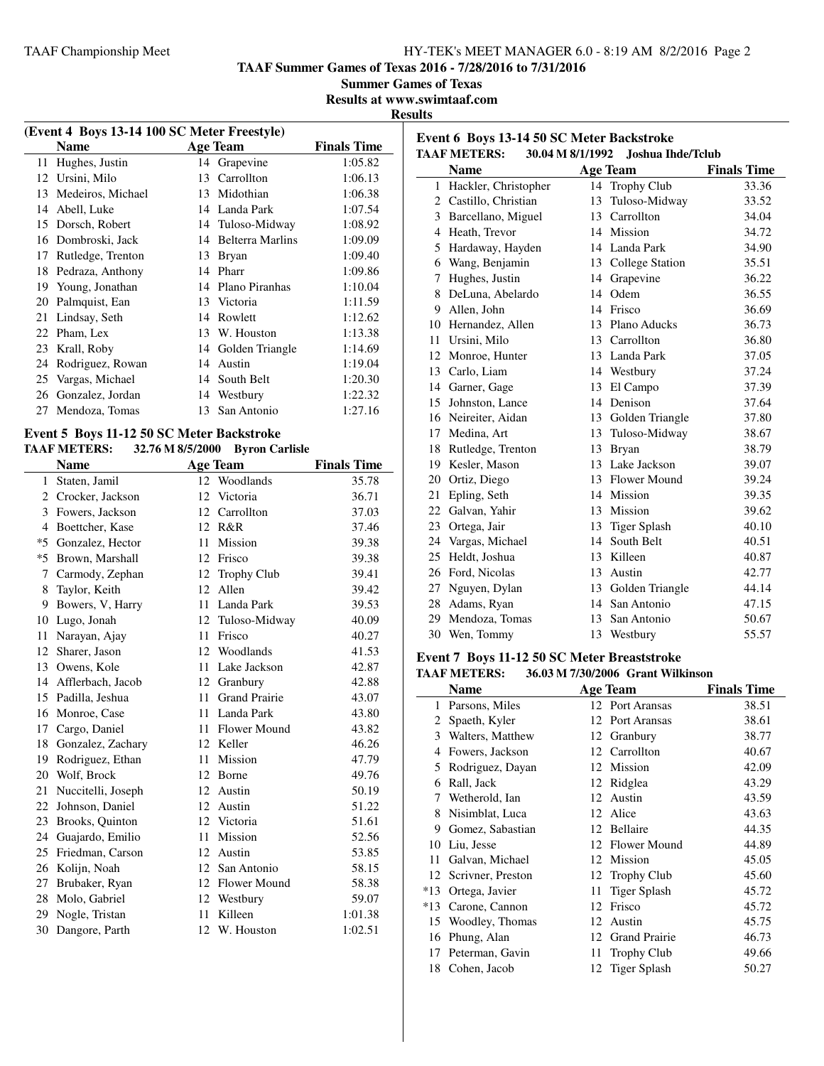TAAF Summer Games of Texas 2016 - 7/28/2016 to 7/31/2016

Summer Games of Texas

Results at www.swimtaaf.com

**Results**

### (Event 4 Boys 13-14 100 SC Meter Freestyle)

| | Name | Age | Team | Finals Time |
|---|---|---|---|---|
| 11 | Hughes, Justin | 14 | Grapevine | 1:05.82 |
| 12 | Ursini, Milo | 13 | Carrollton | 1:06.13 |
| 13 | Medeiros, Michael | 13 | Midothian | 1:06.38 |
| 14 | Abell, Luke | 14 | Landa Park | 1:07.54 |
| 15 | Dorsch, Robert | 14 | Tuloso-Midway | 1:08.92 |
| 16 | Dombroski, Jack | 14 | Belterra Marlins | 1:09.09 |
| 17 | Rutledge, Trenton | 13 | Bryan | 1:09.40 |
| 18 | Pedraza, Anthony | 14 | Pharr | 1:09.86 |
| 19 | Young, Jonathan | 14 | Plano Piranhas | 1:10.04 |
| 20 | Palmquist, Ean | 13 | Victoria | 1:11.59 |
| 21 | Lindsay, Seth | 14 | Rowlett | 1:12.62 |
| 22 | Pham, Lex | 13 | W. Houston | 1:13.38 |
| 23 | Krall, Roby | 14 | Golden Triangle | 1:14.69 |
| 24 | Rodriguez, Rowan | 14 | Austin | 1:19.04 |
| 25 | Vargas, Michael | 14 | South Belt | 1:20.30 |
| 26 | Gonzalez, Jordan | 14 | Westbury | 1:22.32 |
| 27 | Mendoza, Tomas | 13 | San Antonio | 1:27.16 |

### Event 5 Boys 11-12 50 SC Meter Backstroke

**TAAF METERS: 32.76 M 8/5/2000 Byron Carlisle**

| | Name | Age | Team | Finals Time |
|---|---|---|---|---|
| 1 | Staten, Jamil | 12 | Woodlands | 35.78 |
| 2 | Crocker, Jackson | 12 | Victoria | 36.71 |
| 3 | Fowers, Jackson | 12 | Carrollton | 37.03 |
| 4 | Boettcher, Kase | 12 | R&R | 37.46 |
| *5 | Gonzalez, Hector | 11 | Mission | 39.38 |
| *5 | Brown, Marshall | 12 | Frisco | 39.38 |
| 7 | Carmody, Zephan | 12 | Trophy Club | 39.41 |
| 8 | Taylor, Keith | 12 | Allen | 39.42 |
| 9 | Bowers, V, Harry | 11 | Landa Park | 39.53 |
| 10 | Lugo, Jonah | 12 | Tuloso-Midway | 40.09 |
| 11 | Narayan, Ajay | 11 | Frisco | 40.27 |
| 12 | Sharer, Jason | 12 | Woodlands | 41.53 |
| 13 | Owens, Kole | 11 | Lake Jackson | 42.87 |
| 14 | Afflerbach, Jacob | 12 | Granbury | 42.88 |
| 15 | Padilla, Jeshua | 11 | Grand Prairie | 43.07 |
| 16 | Monroe, Case | 11 | Landa Park | 43.80 |
| 17 | Cargo, Daniel | 11 | Flower Mound | 43.82 |
| 18 | Gonzalez, Zachary | 12 | Keller | 46.26 |
| 19 | Rodriguez, Ethan | 11 | Mission | 47.79 |
| 20 | Wolf, Brock | 12 | Borne | 49.76 |
| 21 | Nuccitelli, Joseph | 12 | Austin | 50.19 |
| 22 | Johnson, Daniel | 12 | Austin | 51.22 |
| 23 | Brooks, Quinton | 12 | Victoria | 51.61 |
| 24 | Guajardo, Emilio | 11 | Mission | 52.56 |
| 25 | Friedman, Carson | 12 | Austin | 53.85 |
| 26 | Kolijn, Noah | 12 | San Antonio | 58.15 |
| 27 | Brubaker, Ryan | 12 | Flower Mound | 58.38 |
| 28 | Molo, Gabriel | 12 | Westbury | 59.07 |
| 29 | Nogle, Tristan | 11 | Killeen | 1:01.38 |
| 30 | Dangore, Parth | 12 | W. Houston | 1:02.51 |

### Event 6 Boys 13-14 50 SC Meter Backstroke

**TAAF METERS: 30.04 M 8/1/1992 Joshua Ihde/Tclub**

| | Name | Age | Team | Finals Time |
|---|---|---|---|---|
| 1 | Hackler, Christopher | 14 | Trophy Club | 33.36 |
| 2 | Castillo, Christian | 13 | Tuloso-Midway | 33.52 |
| 3 | Barcellano, Miguel | 13 | Carrollton | 34.04 |
| 4 | Heath, Trevor | 14 | Mission | 34.72 |
| 5 | Hardaway, Hayden | 14 | Landa Park | 34.90 |
| 6 | Wang, Benjamin | 13 | College Station | 35.51 |
| 7 | Hughes, Justin | 14 | Grapevine | 36.22 |
| 8 | DeLuna, Abelardo | 14 | Odem | 36.55 |
| 9 | Allen, John | 14 | Frisco | 36.69 |
| 10 | Hernandez, Allen | 13 | Plano Aducks | 36.73 |
| 11 | Ursini, Milo | 13 | Carrollton | 36.80 |
| 12 | Monroe, Hunter | 13 | Landa Park | 37.05 |
| 13 | Carlo, Liam | 14 | Westbury | 37.24 |
| 14 | Garner, Gage | 13 | El Campo | 37.39 |
| 15 | Johnston, Lance | 14 | Denison | 37.64 |
| 16 | Neireiter, Aidan | 13 | Golden Triangle | 37.80 |
| 17 | Medina, Art | 13 | Tuloso-Midway | 38.67 |
| 18 | Rutledge, Trenton | 13 | Bryan | 38.79 |
| 19 | Kesler, Mason | 13 | Lake Jackson | 39.07 |
| 20 | Ortiz, Diego | 13 | Flower Mound | 39.24 |
| 21 | Epling, Seth | 14 | Mission | 39.35 |
| 22 | Galvan, Yahir | 13 | Mission | 39.62 |
| 23 | Ortega, Jair | 13 | Tiger Splash | 40.10 |
| 24 | Vargas, Michael | 14 | South Belt | 40.51 |
| 25 | Heldt, Joshua | 13 | Killeen | 40.87 |
| 26 | Ford, Nicolas | 13 | Austin | 42.77 |
| 27 | Nguyen, Dylan | 13 | Golden Triangle | 44.14 |
| 28 | Adams, Ryan | 14 | San Antonio | 47.15 |
| 29 | Mendoza, Tomas | 13 | San Antonio | 50.67 |
| 30 | Wen, Tommy | 13 | Westbury | 55.57 |

### Event 7 Boys 11-12 50 SC Meter Breaststroke

**TAAF METERS: 36.03 M 7/30/2006 Grant Wilkinson**

| | Name | Age | Team | Finals Time |
|---|---|---|---|---|
| 1 | Parsons, Miles | 12 | Port Aransas | 38.51 |
| 2 | Spaeth, Kyler | 12 | Port Aransas | 38.61 |
| 3 | Walters, Matthew | 12 | Granbury | 38.77 |
| 4 | Fowers, Jackson | 12 | Carrollton | 40.67 |
| 5 | Rodriguez, Dayan | 12 | Mission | 42.09 |
| 6 | Rall, Jack | 12 | Ridglea | 43.29 |
| 7 | Wetherold, Ian | 12 | Austin | 43.59 |
| 8 | Nisimblat, Luca | 12 | Alice | 43.63 |
| 9 | Gomez, Sabastian | 12 | Bellaire | 44.35 |
| 10 | Liu, Jesse | 12 | Flower Mound | 44.89 |
| 11 | Galvan, Michael | 12 | Mission | 45.05 |
| 12 | Scrivner, Preston | 12 | Trophy Club | 45.60 |
| *13 | Ortega, Javier | 11 | Tiger Splash | 45.72 |
| *13 | Carone, Cannon | 12 | Frisco | 45.72 |
| 15 | Woodley, Thomas | 12 | Austin | 45.75 |
| 16 | Phung, Alan | 12 | Grand Prairie | 46.73 |
| 17 | Peterman, Gavin | 11 | Trophy Club | 49.66 |
| 18 | Cohen, Jacob | 12 | Tiger Splash | 50.27 |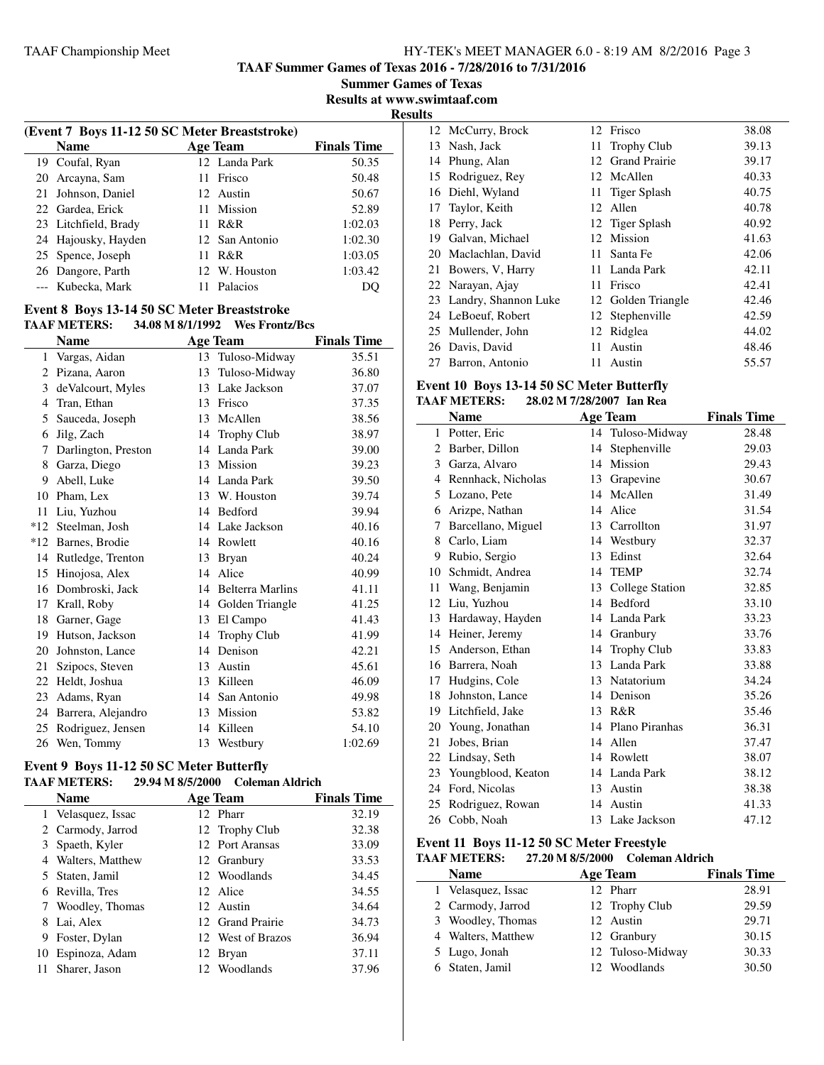## Results

### (Event 7 Boys 11-12 50 SC Meter Breaststroke)

| | Name | Age | Team | Finals Time |
|---|---|---|---|---|
| 19 | Coufal, Ryan | 12 | Landa Park | 50.35 |
| 20 | Arcayna, Sam | 11 | Frisco | 50.48 |
| 21 | Johnson, Daniel | 12 | Austin | 50.67 |
| 22 | Gardea, Erick | 11 | Mission | 52.89 |
| 23 | Litchfield, Brady | 11 | R&R | 1:02.03 |
| 24 | Hajousky, Hayden | 12 | San Antonio | 1:02.30 |
| 25 | Spence, Joseph | 11 | R&R | 1:03.05 |
| 26 | Dangore, Parth | 12 | W. Houston | 1:03.42 |
| --- | Kubecka, Mark | 11 | Palacios | DQ |

### Event 8 Boys 13-14 50 SC Meter Breaststroke

**TAAF METERS:** 34.08 M 8/1/1992 Wes Frontz/Bcs

| | Name | Age | Team | Finals Time |
|---|---|---|---|---|
| 1 | Vargas, Aidan | 13 | Tuloso-Midway | 35.51 |
| 2 | Pizana, Aaron | 13 | Tuloso-Midway | 36.80 |
| 3 | deValcourt, Myles | 13 | Lake Jackson | 37.07 |
| 4 | Tran, Ethan | 13 | Frisco | 37.35 |
| 5 | Sauceda, Joseph | 13 | McAllen | 38.56 |
| 6 | Jilg, Zach | 14 | Trophy Club | 38.97 |
| 7 | Darlington, Preston | 14 | Landa Park | 39.00 |
| 8 | Garza, Diego | 13 | Mission | 39.23 |
| 9 | Abell, Luke | 14 | Landa Park | 39.50 |
| 10 | Pham, Lex | 13 | W. Houston | 39.74 |
| 11 | Liu, Yuzhou | 14 | Bedford | 39.94 |
| *12 | Steelman, Josh | 14 | Lake Jackson | 40.16 |
| *12 | Barnes, Brodie | 14 | Rowlett | 40.16 |
| 14 | Rutledge, Trenton | 13 | Bryan | 40.24 |
| 15 | Hinojosa, Alex | 14 | Alice | 40.99 |
| 16 | Dombroski, Jack | 14 | Belterra Marlins | 41.11 |
| 17 | Krall, Roby | 14 | Golden Triangle | 41.25 |
| 18 | Garner, Gage | 13 | El Campo | 41.43 |
| 19 | Hutson, Jackson | 14 | Trophy Club | 41.99 |
| 20 | Johnston, Lance | 14 | Denison | 42.21 |
| 21 | Szipocs, Steven | 13 | Austin | 45.61 |
| 22 | Heldt, Joshua | 13 | Killeen | 46.09 |
| 23 | Adams, Ryan | 14 | San Antonio | 49.98 |
| 24 | Barrera, Alejandro | 13 | Mission | 53.82 |
| 25 | Rodriguez, Jensen | 14 | Killeen | 54.10 |
| 26 | Wen, Tommy | 13 | Westbury | 1:02.69 |

### Event 9 Boys 11-12 50 SC Meter Butterfly

**TAAF METERS:** 29.94 M 8/5/2000 Coleman Aldrich

| | Name | Age | Team | Finals Time |
|---|---|---|---|---|
| 1 | Velasquez, Issac | 12 | Pharr | 32.19 |
| 2 | Carmody, Jarrod | 12 | Trophy Club | 32.38 |
| 3 | Spaeth, Kyler | 12 | Port Aransas | 33.09 |
| 4 | Walters, Matthew | 12 | Granbury | 33.53 |
| 5 | Staten, Jamil | 12 | Woodlands | 34.45 |
| 6 | Revilla, Tres | 12 | Alice | 34.55 |
| 7 | Woodley, Thomas | 12 | Austin | 34.64 |
| 8 | Lai, Alex | 12 | Grand Prairie | 34.73 |
| 9 | Foster, Dylan | 12 | West of Brazos | 36.94 |
| 10 | Espinoza, Adam | 12 | Bryan | 37.11 |
| 11 | Sharer, Jason | 12 | Woodlands | 37.96 |
| 12 | McCurry, Brock | 12 | Frisco | 38.08 |
| 13 | Nash, Jack | 11 | Trophy Club | 39.13 |
| 14 | Phung, Alan | 12 | Grand Prairie | 39.17 |
| 15 | Rodriguez, Rey | 12 | McAllen | 40.33 |
| 16 | Diehl, Wyland | 11 | Tiger Splash | 40.75 |
| 17 | Taylor, Keith | 12 | Allen | 40.78 |
| 18 | Perry, Jack | 12 | Tiger Splash | 40.92 |
| 19 | Galvan, Michael | 12 | Mission | 41.63 |
| 20 | Maclachlan, David | 11 | Santa Fe | 42.06 |
| 21 | Bowers, V, Harry | 11 | Landa Park | 42.11 |
| 22 | Narayan, Ajay | 11 | Frisco | 42.41 |
| 23 | Landry, Shannon Luke | 12 | Golden Triangle | 42.46 |
| 24 | LeBoeuf, Robert | 12 | Stephenville | 42.59 |
| 25 | Mullender, John | 12 | Ridglea | 44.02 |
| 26 | Davis, David | 11 | Austin | 48.46 |
| 27 | Barron, Antonio | 11 | Austin | 55.57 |

### Event 10 Boys 13-14 50 SC Meter Butterfly

**TAAF METERS:** 28.02 M 7/28/2007 Ian Rea

| | Name | Age | Team | Finals Time |
|---|---|---|---|---|
| 1 | Potter, Eric | 14 | Tuloso-Midway | 28.48 |
| 2 | Barber, Dillon | 14 | Stephenville | 29.03 |
| 3 | Garza, Alvaro | 14 | Mission | 29.43 |
| 4 | Rennhack, Nicholas | 13 | Grapevine | 30.67 |
| 5 | Lozano, Pete | 14 | McAllen | 31.49 |
| 6 | Arizpe, Nathan | 14 | Alice | 31.54 |
| 7 | Barcellano, Miguel | 13 | Carrollton | 31.97 |
| 8 | Carlo, Liam | 14 | Westbury | 32.37 |
| 9 | Rubio, Sergio | 13 | Edinst | 32.64 |
| 10 | Schmidt, Andrea | 14 | TEMP | 32.74 |
| 11 | Wang, Benjamin | 13 | College Station | 32.85 |
| 12 | Liu, Yuzhou | 14 | Bedford | 33.10 |
| 13 | Hardaway, Hayden | 14 | Landa Park | 33.23 |
| 14 | Heiner, Jeremy | 14 | Granbury | 33.76 |
| 15 | Anderson, Ethan | 14 | Trophy Club | 33.83 |
| 16 | Barrera, Noah | 13 | Landa Park | 33.88 |
| 17 | Hudgins, Cole | 13 | Natatorium | 34.24 |
| 18 | Johnston, Lance | 14 | Denison | 35.26 |
| 19 | Litchfield, Jake | 13 | R&R | 35.46 |
| 20 | Young, Jonathan | 14 | Plano Piranhas | 36.31 |
| 21 | Jobes, Brian | 14 | Allen | 37.47 |
| 22 | Lindsay, Seth | 14 | Rowlett | 38.07 |
| 23 | Youngblood, Keaton | 14 | Landa Park | 38.12 |
| 24 | Ford, Nicolas | 13 | Austin | 38.38 |
| 25 | Rodriguez, Rowan | 14 | Austin | 41.33 |
| 26 | Cobb, Noah | 13 | Lake Jackson | 47.12 |

### Event 11 Boys 11-12 50 SC Meter Freestyle

**TAAF METERS:** 27.20 M 8/5/2000 Coleman Aldrich

| | Name | Age | Team | Finals Time |
|---|---|---|---|---|
| 1 | Velasquez, Issac | 12 | Pharr | 28.91 |
| 2 | Carmody, Jarrod | 12 | Trophy Club | 29.59 |
| 3 | Woodley, Thomas | 12 | Austin | 29.71 |
| 4 | Walters, Matthew | 12 | Granbury | 30.15 |
| 5 | Lugo, Jonah | 12 | Tuloso-Midway | 30.33 |
| 6 | Staten, Jamil | 12 | Woodlands | 30.50 |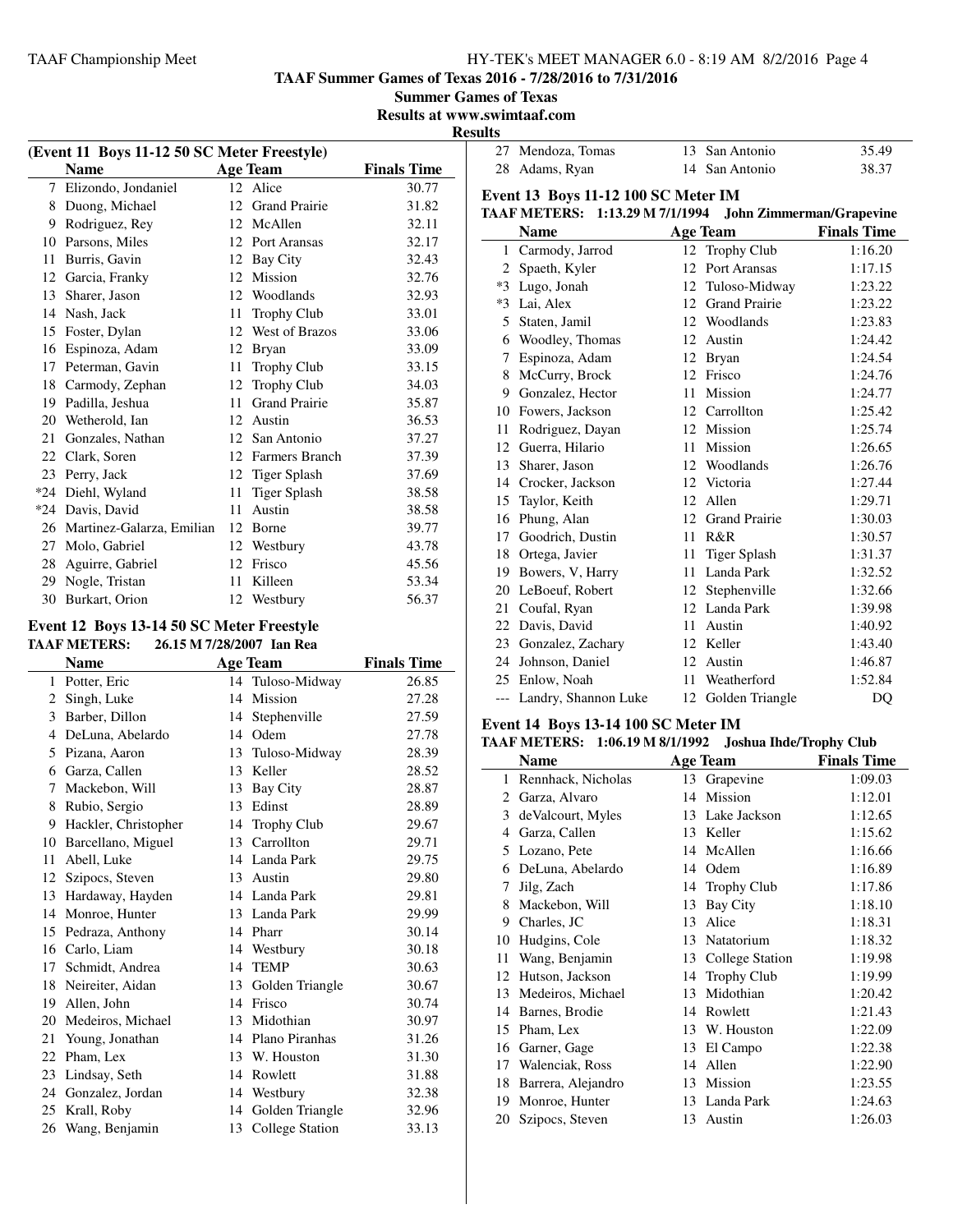TAAF Summer Games of Texas 2016 - 7/28/2016 to 7/31/2016

Summer Games of Texas

Results at www.swimtaaf.com

## Results

### (Event 11 Boys 11-12 50 SC Meter Freestyle)

| | Name | Age | Team | Finals Time |
|---|---|---|---|---|
| 7 | Elizondo, Jondaniel | 12 | Alice | 30.77 |
| 8 | Duong, Michael | 12 | Grand Prairie | 31.82 |
| 9 | Rodriguez, Rey | 12 | McAllen | 32.11 |
| 10 | Parsons, Miles | 12 | Port Aransas | 32.17 |
| 11 | Burris, Gavin | 12 | Bay City | 32.43 |
| 12 | Garcia, Franky | 12 | Mission | 32.76 |
| 13 | Sharer, Jason | 12 | Woodlands | 32.93 |
| 14 | Nash, Jack | 11 | Trophy Club | 33.01 |
| 15 | Foster, Dylan | 12 | West of Brazos | 33.06 |
| 16 | Espinoza, Adam | 12 | Bryan | 33.09 |
| 17 | Peterman, Gavin | 11 | Trophy Club | 33.15 |
| 18 | Carmody, Zephan | 12 | Trophy Club | 34.03 |
| 19 | Padilla, Jeshua | 11 | Grand Prairie | 35.87 |
| 20 | Wetherold, Ian | 12 | Austin | 36.53 |
| 21 | Gonzales, Nathan | 12 | San Antonio | 37.27 |
| 22 | Clark, Soren | 12 | Farmers Branch | 37.39 |
| 23 | Perry, Jack | 12 | Tiger Splash | 37.69 |
| *24 | Diehl, Wyland | 11 | Tiger Splash | 38.58 |
| *24 | Davis, David | 11 | Austin | 38.58 |
| 26 | Martinez-Galarza, Emilian | 12 | Borne | 39.77 |
| 27 | Molo, Gabriel | 12 | Westbury | 43.78 |
| 28 | Aguirre, Gabriel | 12 | Frisco | 45.56 |
| 29 | Nogle, Tristan | 11 | Killeen | 53.34 |
| 30 | Burkart, Orion | 12 | Westbury | 56.37 |

### Event 12 Boys 13-14 50 SC Meter Freestyle

**TAAF METERS: 26.15 M 7/28/2007 Ian Rea**

| | Name | Age | Team | Finals Time |
|---|---|---|---|---|
| 1 | Potter, Eric | 14 | Tuloso-Midway | 26.85 |
| 2 | Singh, Luke | 14 | Mission | 27.28 |
| 3 | Barber, Dillon | 14 | Stephenville | 27.59 |
| 4 | DeLuna, Abelardo | 14 | Odem | 27.78 |
| 5 | Pizana, Aaron | 13 | Tuloso-Midway | 28.39 |
| 6 | Garza, Callen | 13 | Keller | 28.52 |
| 7 | Mackebon, Will | 13 | Bay City | 28.87 |
| 8 | Rubio, Sergio | 13 | Edinst | 28.89 |
| 9 | Hackler, Christopher | 14 | Trophy Club | 29.67 |
| 10 | Barcellano, Miguel | 13 | Carrollton | 29.71 |
| 11 | Abell, Luke | 14 | Landa Park | 29.75 |
| 12 | Szipocs, Steven | 13 | Austin | 29.80 |
| 13 | Hardaway, Hayden | 14 | Landa Park | 29.81 |
| 14 | Monroe, Hunter | 13 | Landa Park | 29.99 |
| 15 | Pedraza, Anthony | 14 | Pharr | 30.14 |
| 16 | Carlo, Liam | 14 | Westbury | 30.18 |
| 17 | Schmidt, Andrea | 14 | TEMP | 30.63 |
| 18 | Neireiter, Aidan | 13 | Golden Triangle | 30.67 |
| 19 | Allen, John | 14 | Frisco | 30.74 |
| 20 | Medeiros, Michael | 13 | Midothian | 30.97 |
| 21 | Young, Jonathan | 14 | Plano Piranhas | 31.26 |
| 22 | Pham, Lex | 13 | W. Houston | 31.30 |
| 23 | Lindsay, Seth | 14 | Rowlett | 31.88 |
| 24 | Gonzalez, Jordan | 14 | Westbury | 32.38 |
| 25 | Krall, Roby | 14 | Golden Triangle | 32.96 |
| 26 | Wang, Benjamin | 13 | College Station | 33.13 |
| 27 | Mendoza, Tomas | 13 | San Antonio | 35.49 |
| 28 | Adams, Ryan | 14 | San Antonio | 38.37 |

### Event 13 Boys 11-12 100 SC Meter IM

**TAAF METERS: 1:13.29 M 7/1/1994 John Zimmerman/Grapevine**

| | Name | Age | Team | Finals Time |
|---|---|---|---|---|
| 1 | Carmody, Jarrod | 12 | Trophy Club | 1:16.20 |
| 2 | Spaeth, Kyler | 12 | Port Aransas | 1:17.15 |
| *3 | Lugo, Jonah | 12 | Tuloso-Midway | 1:23.22 |
| *3 | Lai, Alex | 12 | Grand Prairie | 1:23.22 |
| 5 | Staten, Jamil | 12 | Woodlands | 1:23.83 |
| 6 | Woodley, Thomas | 12 | Austin | 1:24.42 |
| 7 | Espinoza, Adam | 12 | Bryan | 1:24.54 |
| 8 | McCurry, Brock | 12 | Frisco | 1:24.76 |
| 9 | Gonzalez, Hector | 11 | Mission | 1:24.77 |
| 10 | Fowers, Jackson | 12 | Carrollton | 1:25.42 |
| 11 | Rodriguez, Dayan | 12 | Mission | 1:25.74 |
| 12 | Guerra, Hilario | 11 | Mission | 1:26.65 |
| 13 | Sharer, Jason | 12 | Woodlands | 1:26.76 |
| 14 | Crocker, Jackson | 12 | Victoria | 1:27.44 |
| 15 | Taylor, Keith | 12 | Allen | 1:29.71 |
| 16 | Phung, Alan | 12 | Grand Prairie | 1:30.03 |
| 17 | Goodrich, Dustin | 11 | R&R | 1:30.57 |
| 18 | Ortega, Javier | 11 | Tiger Splash | 1:31.37 |
| 19 | Bowers, V, Harry | 11 | Landa Park | 1:32.52 |
| 20 | LeBoeuf, Robert | 12 | Stephenville | 1:32.66 |
| 21 | Coufal, Ryan | 12 | Landa Park | 1:39.98 |
| 22 | Davis, David | 11 | Austin | 1:40.92 |
| 23 | Gonzalez, Zachary | 12 | Keller | 1:43.40 |
| 24 | Johnson, Daniel | 12 | Austin | 1:46.87 |
| 25 | Enlow, Noah | 11 | Weatherford | 1:52.84 |
| --- | Landry, Shannon Luke | 12 | Golden Triangle | DQ |

### Event 14 Boys 13-14 100 SC Meter IM

**TAAF METERS: 1:06.19 M 8/1/1992 Joshua Ihde/Trophy Club**

| | Name | Age | Team | Finals Time |
|---|---|---|---|---|
| 1 | Rennhack, Nicholas | 13 | Grapevine | 1:09.03 |
| 2 | Garza, Alvaro | 14 | Mission | 1:12.01 |
| 3 | deValcourt, Myles | 13 | Lake Jackson | 1:12.65 |
| 4 | Garza, Callen | 13 | Keller | 1:15.62 |
| 5 | Lozano, Pete | 14 | McAllen | 1:16.66 |
| 6 | DeLuna, Abelardo | 14 | Odem | 1:16.89 |
| 7 | Jilg, Zach | 14 | Trophy Club | 1:17.86 |
| 8 | Mackebon, Will | 13 | Bay City | 1:18.10 |
| 9 | Charles, JC | 13 | Alice | 1:18.31 |
| 10 | Hudgins, Cole | 13 | Natatorium | 1:18.32 |
| 11 | Wang, Benjamin | 13 | College Station | 1:19.98 |
| 12 | Hutson, Jackson | 14 | Trophy Club | 1:19.99 |
| 13 | Medeiros, Michael | 13 | Midothian | 1:20.42 |
| 14 | Barnes, Brodie | 14 | Rowlett | 1:21.43 |
| 15 | Pham, Lex | 13 | W. Houston | 1:22.09 |
| 16 | Garner, Gage | 13 | El Campo | 1:22.38 |
| 17 | Walenciak, Ross | 14 | Allen | 1:22.90 |
| 18 | Barrera, Alejandro | 13 | Mission | 1:23.55 |
| 19 | Monroe, Hunter | 13 | Landa Park | 1:24.63 |
| 20 | Szipocs, Steven | 13 | Austin | 1:26.03 |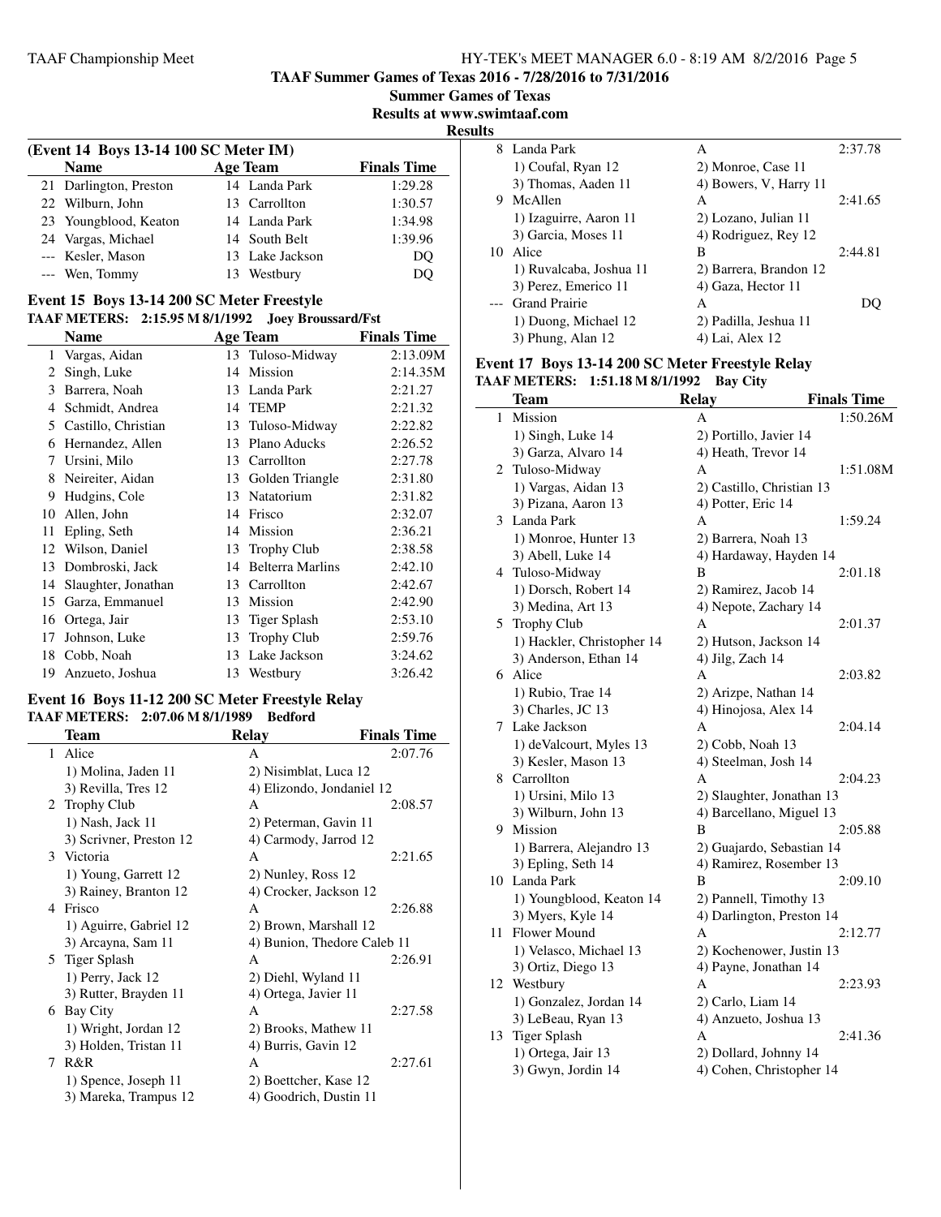**TAAF Summer Games of Texas 2016 - 7/28/2016 to 7/31/2016**

**Summer Games of Texas**

**Results at www.swimtaaf.com**

**Results**

### (Event 14 Boys 13-14 100 SC Meter IM)

| | Name | Age | Team | Finals Time |
|---|---|---|---|---|
| 21 | Darlington, Preston | 14 | Landa Park | 1:29.28 |
| 22 | Wilburn, John | 13 | Carrollton | 1:30.57 |
| 23 | Youngblood, Keaton | 14 | Landa Park | 1:34.98 |
| 24 | Vargas, Michael | 14 | South Belt | 1:39.96 |
| --- | Kesler, Mason | 13 | Lake Jackson | DQ |
| --- | Wen, Tommy | 13 | Westbury | DQ |

### Event 15 Boys 13-14 200 SC Meter Freestyle

**TAAF METERS: 2:15.95 M 8/1/1992 Joey Broussard/Fst**

| | Name | Age | Team | Finals Time |
|---|---|---|---|---|
| 1 | Vargas, Aidan | 13 | Tuloso-Midway | 2:13.09M |
| 2 | Singh, Luke | 14 | Mission | 2:14.35M |
| 3 | Barrera, Noah | 13 | Landa Park | 2:21.27 |
| 4 | Schmidt, Andrea | 14 | TEMP | 2:21.32 |
| 5 | Castillo, Christian | 13 | Tuloso-Midway | 2:22.82 |
| 6 | Hernandez, Allen | 13 | Plano Aducks | 2:26.52 |
| 7 | Ursini, Milo | 13 | Carrollton | 2:27.78 |
| 8 | Neireiter, Aidan | 13 | Golden Triangle | 2:31.80 |
| 9 | Hudgins, Cole | 13 | Natatorium | 2:31.82 |
| 10 | Allen, John | 14 | Frisco | 2:32.07 |
| 11 | Epling, Seth | 14 | Mission | 2:36.21 |
| 12 | Wilson, Daniel | 13 | Trophy Club | 2:38.58 |
| 13 | Dombroski, Jack | 14 | Belterra Marlins | 2:42.10 |
| 14 | Slaughter, Jonathan | 13 | Carrollton | 2:42.67 |
| 15 | Garza, Emmanuel | 13 | Mission | 2:42.90 |
| 16 | Ortega, Jair | 13 | Tiger Splash | 2:53.10 |
| 17 | Johnson, Luke | 13 | Trophy Club | 2:59.76 |
| 18 | Cobb, Noah | 13 | Lake Jackson | 3:24.62 |
| 19 | Anzueto, Joshua | 13 | Westbury | 3:26.42 |

### Event 16 Boys 11-12 200 SC Meter Freestyle Relay

**TAAF METERS: 2:07.06 M 8/1/1989 Bedford**

| | Team | Relay | Finals Time |
|---|---|---|---|
| 1 | Alice | A | 2:07.76 |
| | 1) Molina, Jaden 11 | 2) Nisimblat, Luca 12 | |
| | 3) Revilla, Tres 12 | 4) Elizondo, Jondaniel 12 | |
| 2 | Trophy Club | A | 2:08.57 |
| | 1) Nash, Jack 11 | 2) Peterman, Gavin 11 | |
| | 3) Scrivner, Preston 12 | 4) Carmody, Jarrod 12 | |
| 3 | Victoria | A | 2:21.65 |
| | 1) Young, Garrett 12 | 2) Nunley, Ross 12 | |
| | 3) Rainey, Branton 12 | 4) Crocker, Jackson 12 | |
| 4 | Frisco | A | 2:26.88 |
| | 1) Aguirre, Gabriel 12 | 2) Brown, Marshall 12 | |
| | 3) Arcayna, Sam 11 | 4) Bunion, Thedore Caleb 11 | |
| 5 | Tiger Splash | A | 2:26.91 |
| | 1) Perry, Jack 12 | 2) Diehl, Wyland 11 | |
| | 3) Rutter, Brayden 11 | 4) Ortega, Javier 11 | |
| 6 | Bay City | A | 2:27.58 |
| | 1) Wright, Jordan 12 | 2) Brooks, Mathew 11 | |
| | 3) Holden, Tristan 11 | 4) Burris, Gavin 12 | |
| 7 | R&R | A | 2:27.61 |
| | 1) Spence, Joseph 11 | 2) Boettcher, Kase 12 | |
| | 3) Mareka, Trampus 12 | 4) Goodrich, Dustin 11 | |
| 8 | Landa Park | A | 2:37.78 |
| | 1) Coufal, Ryan 12 | 2) Monroe, Case 11 | |
| | 3) Thomas, Aaden 11 | 4) Bowers, V, Harry 11 | |
| 9 | McAllen | A | 2:41.65 |
| | 1) Izaguirre, Aaron 11 | 2) Lozano, Julian 11 | |
| | 3) Garcia, Moses 11 | 4) Rodriguez, Rey 12 | |
| 10 | Alice | B | 2:44.81 |
| | 1) Ruvalcaba, Joshua 11 | 2) Barrera, Brandon 12 | |
| | 3) Perez, Emerico 11 | 4) Gaza, Hector 11 | |
| --- | Grand Prairie | A | DQ |
| | 1) Duong, Michael 12 | 2) Padilla, Jeshua 11 | |
| | 3) Phung, Alan 12 | 4) Lai, Alex 12 | |

### Event 17 Boys 13-14 200 SC Meter Freestyle Relay

**TAAF METERS: 1:51.18 M 8/1/1992 Bay City**

| | Team | Relay | Finals Time |
|---|---|---|---|
| 1 | Mission | A | 1:50.26M |
| | 1) Singh, Luke 14 | 2) Portillo, Javier 14 | |
| | 3) Garza, Alvaro 14 | 4) Heath, Trevor 14 | |
| 2 | Tuloso-Midway | A | 1:51.08M |
| | 1) Vargas, Aidan 13 | 2) Castillo, Christian 13 | |
| | 3) Pizana, Aaron 13 | 4) Potter, Eric 14 | |
| 3 | Landa Park | A | 1:59.24 |
| | 1) Monroe, Hunter 13 | 2) Barrera, Noah 13 | |
| | 3) Abell, Luke 14 | 4) Hardaway, Hayden 14 | |
| 4 | Tuloso-Midway | B | 2:01.18 |
| | 1) Dorsch, Robert 14 | 2) Ramirez, Jacob 14 | |
| | 3) Medina, Art 13 | 4) Nepote, Zachary 14 | |
| 5 | Trophy Club | A | 2:01.37 |
| | 1) Hackler, Christopher 14 | 2) Hutson, Jackson 14 | |
| | 3) Anderson, Ethan 14 | 4) Jilg, Zach 14 | |
| 6 | Alice | A | 2:03.82 |
| | 1) Rubio, Trae 14 | 2) Arizpe, Nathan 14 | |
| | 3) Charles, JC 13 | 4) Hinojosa, Alex 14 | |
| 7 | Lake Jackson | A | 2:04.14 |
| | 1) deValcourt, Myles 13 | 2) Cobb, Noah 13 | |
| | 3) Kesler, Mason 13 | 4) Steelman, Josh 14 | |
| 8 | Carrollton | A | 2:04.23 |
| | 1) Ursini, Milo 13 | 2) Slaughter, Jonathan 13 | |
| | 3) Wilburn, John 13 | 4) Barcellano, Miguel 13 | |
| 9 | Mission | B | 2:05.88 |
| | 1) Barrera, Alejandro 13 | 2) Guajardo, Sebastian 14 | |
| | 3) Epling, Seth 14 | 4) Ramirez, Rosember 13 | |
| 10 | Landa Park | B | 2:09.10 |
| | 1) Youngblood, Keaton 14 | 2) Pannell, Timothy 13 | |
| | 3) Myers, Kyle 14 | 4) Darlington, Preston 14 | |
| 11 | Flower Mound | A | 2:12.77 |
| | 1) Velasco, Michael 13 | 2) Kochenower, Justin 13 | |
| | 3) Ortiz, Diego 13 | 4) Payne, Jonathan 14 | |
| 12 | Westbury | A | 2:23.93 |
| | 1) Gonzalez, Jordan 14 | 2) Carlo, Liam 14 | |
| | 3) LeBeau, Ryan 13 | 4) Anzueto, Joshua 13 | |
| 13 | Tiger Splash | A | 2:41.36 |
| | 1) Ortega, Jair 13 | 2) Dollard, Johnny 14 | |
| | 3) Gwyn, Jordin 14 | 4) Cohen, Christopher 14 | |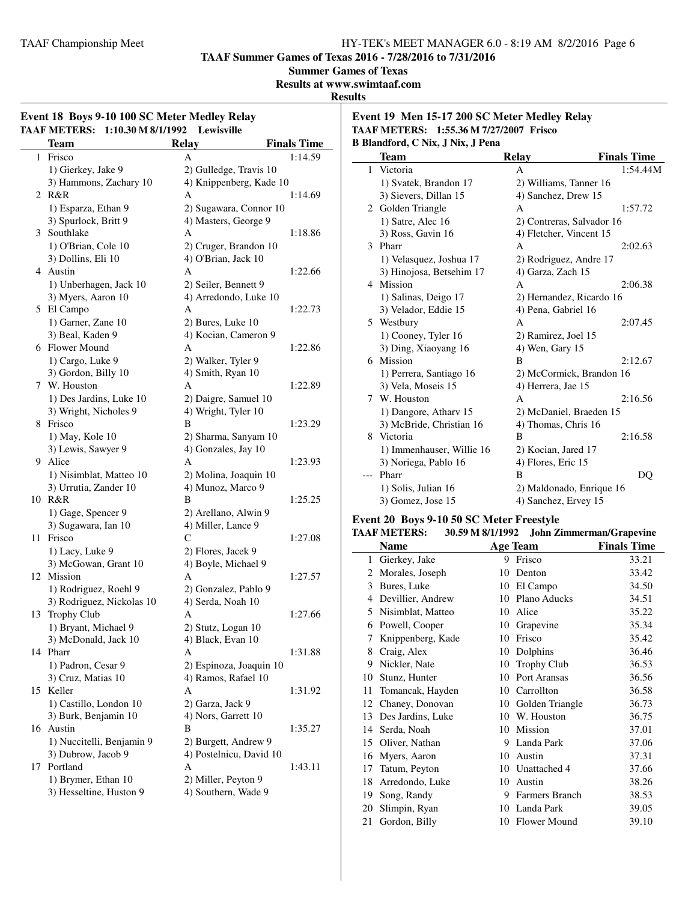**TAAF Summer Games of Texas 2016 - 7/28/2016 to 7/31/2016**

**Summer Games of Texas**

**Results at www.swimtaaf.com**

**Results**

## Event 18 Boys 9-10 100 SC Meter Medley Relay

**TAAF METERS: 1:10.30 M 8/1/1992 Lewisville**

| | Team | Relay | Finals Time |
|---|---|---|---|
| 1 | Frisco | A | 1:14.59 |
| | 1) Gierkey, Jake 9 | 2) Gulledge, Travis 10 | |
| | 3) Hammons, Zachary 10 | 4) Knippenberg, Kade 10 | |
| 2 | R&R | A | 1:14.69 |
| | 1) Esparza, Ethan 9 | 2) Sugawara, Connor 10 | |
| | 3) Spurlock, Britt 9 | 4) Masters, George 9 | |
| 3 | Southlake | A | 1:18.86 |
| | 1) O'Brian, Cole 10 | 2) Cruger, Brandon 10 | |
| | 3) Dollins, Eli 10 | 4) O'Brian, Jack 10 | |
| 4 | Austin | A | 1:22.66 |
| | 1) Unberhagen, Jack 10 | 2) Seiler, Bennett 9 | |
| | 3) Myers, Aaron 10 | 4) Arredondo, Luke 10 | |
| 5 | El Campo | A | 1:22.73 |
| | 1) Garner, Zane 10 | 2) Bures, Luke 10 | |
| | 3) Beal, Kaden 9 | 4) Kocian, Cameron 9 | |
| 6 | Flower Mound | A | 1:22.86 |
| | 1) Cargo, Luke 9 | 2) Walker, Tyler 9 | |
| | 3) Gordon, Billy 10 | 4) Smith, Ryan 10 | |
| 7 | W. Houston | A | 1:22.89 |
| | 1) Des Jardins, Luke 10 | 2) Daigre, Samuel 10 | |
| | 3) Wright, Nicholes 9 | 4) Wright, Tyler 10 | |
| 8 | Frisco | B | 1:23.29 |
| | 1) May, Kole 10 | 2) Sharma, Sanyam 10 | |
| | 3) Lewis, Sawyer 9 | 4) Gonzales, Jay 10 | |
| 9 | Alice | A | 1:23.93 |
| | 1) Nisimblat, Matteo 10 | 2) Molina, Joaquin 10 | |
| | 3) Urrutia, Zander 10 | 4) Munoz, Marco 9 | |
| 10 | R&R | B | 1:25.25 |
| | 1) Gage, Spencer 9 | 2) Arellano, Alwin 9 | |
| | 3) Sugawara, Ian 10 | 4) Miller, Lance 9 | |
| 11 | Frisco | C | 1:27.08 |
| | 1) Lacy, Luke 9 | 2) Flores, Jacek 9 | |
| | 3) McGowan, Grant 10 | 4) Boyle, Michael 9 | |
| 12 | Mission | A | 1:27.57 |
| | 1) Rodriguez, Roehl 9 | 2) Gonzalez, Pablo 9 | |
| | 3) Rodriguez, Nickolas 10 | 4) Serda, Noah 10 | |
| 13 | Trophy Club | A | 1:27.66 |
| | 1) Bryant, Michael 9 | 2) Stutz, Logan 10 | |
| | 3) McDonald, Jack 10 | 4) Black, Evan 10 | |
| 14 | Pharr | A | 1:31.88 |
| | 1) Padron, Cesar 9 | 2) Espinoza, Joaquin 10 | |
| | 3) Cruz, Matias 10 | 4) Ramos, Rafael 10 | |
| 15 | Keller | A | 1:31.92 |
| | 1) Castillo, London 10 | 2) Garza, Jack 9 | |
| | 3) Burk, Benjamin 10 | 4) Nors, Garrett 10 | |
| 16 | Austin | B | 1:35.27 |
| | 1) Nuccitelli, Benjamin 9 | 2) Burgett, Andrew 9 | |
| | 3) Dubrow, Jacob 9 | 4) Postelnicu, David 10 | |
| 17 | Portland | A | 1:43.11 |
| | 1) Brymer, Ethan 10 | 2) Miller, Peyton 9 | |
| | 3) Hesseltine, Huston 9 | 4) Southern, Wade 9 | |

## Event 19 Men 15-17 200 SC Meter Medley Relay

**TAAF METERS: 1:55.36 M 7/27/2007 Frisco**

**B Blandford, C Nix, J Nix, J Pena**

| | Team | Relay | Finals Time |
|---|---|---|---|
| 1 | Victoria | A | 1:54.44M |
| | 1) Svatek, Brandon 17 | 2) Williams, Tanner 16 | |
| | 3) Sievers, Dillan 15 | 4) Sanchez, Drew 15 | |
| 2 | Golden Triangle | A | 1:57.72 |
| | 1) Satre, Alec 16 | 2) Contreras, Salvador 16 | |
| | 3) Ross, Gavin 16 | 4) Fletcher, Vincent 15 | |
| 3 | Pharr | A | 2:02.63 |
| | 1) Velasquez, Joshua 17 | 2) Rodriguez, Andre 17 | |
| | 3) Hinojosa, Betsehim 17 | 4) Garza, Zach 15 | |
| 4 | Mission | A | 2:06.38 |
| | 1) Salinas, Deigo 17 | 2) Hernandez, Ricardo 16 | |
| | 3) Velador, Eddie 15 | 4) Pena, Gabriel 16 | |
| 5 | Westbury | A | 2:07.45 |
| | 1) Cooney, Tyler 16 | 2) Ramirez, Joel 15 | |
| | 3) Ding, Xiaoyang 16 | 4) Wen, Gary 15 | |
| 6 | Mission | B | 2:12.67 |
| | 1) Perrera, Santiago 16 | 2) McCormick, Brandon 16 | |
| | 3) Vela, Moseis 15 | 4) Herrera, Jae 15 | |
| 7 | W. Houston | A | 2:16.56 |
| | 1) Dangore, Atharv 15 | 2) McDaniel, Braeden 15 | |
| | 3) McBride, Christian 16 | 4) Thomas, Chris 16 | |
| 8 | Victoria | B | 2:16.58 |
| | 1) Immenhauser, Willie 16 | 2) Kocian, Jared 17 | |
| | 3) Noriega, Pablo 16 | 4) Flores, Eric 15 | |
| --- | Pharr | B | DQ |
| | 1) Solis, Julian 16 | 2) Maldonado, Enrique 16 | |
| | 3) Gomez, Jose 15 | 4) Sanchez, Ervey 15 | |

## Event 20 Boys 9-10 50 SC Meter Freestyle

**TAAF METERS: 30.59 M 8/1/1992 John Zimmerman/Grapevine**

| | Name | Age | Team | Finals Time |
|---|---|---|---|---|
| 1 | Gierkey, Jake | 9 | Frisco | 33.21 |
| 2 | Morales, Joseph | 10 | Denton | 33.42 |
| 3 | Bures, Luke | 10 | El Campo | 34.50 |
| 4 | Devillier, Andrew | 10 | Plano Aducks | 34.51 |
| 5 | Nisimblat, Matteo | 10 | Alice | 35.22 |
| 6 | Powell, Cooper | 10 | Grapevine | 35.34 |
| 7 | Knippenberg, Kade | 10 | Frisco | 35.42 |
| 8 | Craig, Alex | 10 | Dolphins | 36.46 |
| 9 | Nickler, Nate | 10 | Trophy Club | 36.53 |
| 10 | Stunz, Hunter | 10 | Port Aransas | 36.56 |
| 11 | Tomancak, Hayden | 10 | Carrollton | 36.58 |
| 12 | Chaney, Donovan | 10 | Golden Triangle | 36.73 |
| 13 | Des Jardins, Luke | 10 | W. Houston | 36.75 |
| 14 | Serda, Noah | 10 | Mission | 37.01 |
| 15 | Oliver, Nathan | 9 | Landa Park | 37.06 |
| 16 | Myers, Aaron | 10 | Austin | 37.31 |
| 17 | Tatum, Peyton | 10 | Unattached 4 | 37.66 |
| 18 | Arredondo, Luke | 10 | Austin | 38.26 |
| 19 | Song, Randy | 9 | Farmers Branch | 38.53 |
| 20 | Slimpin, Ryan | 10 | Landa Park | 39.05 |
| 21 | Gordon, Billy | 10 | Flower Mound | 39.10 |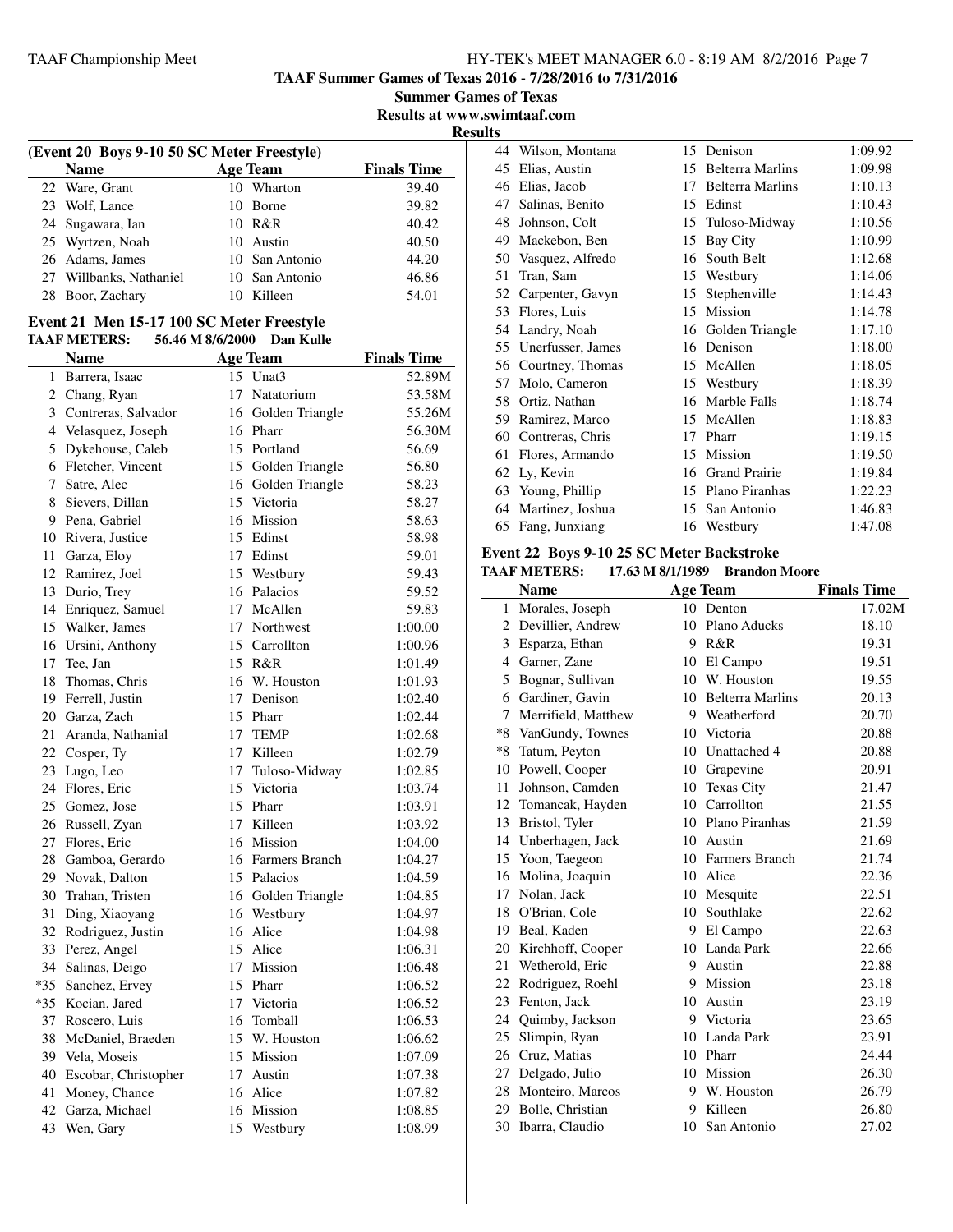## TAAF Summer Games of Texas 2016 - 7/28/2016 to 7/31/2016

### Summer Games of Texas

### Results at www.swimtaaf.com

### Results

**(Event 20 Boys 9-10 50 SC Meter Freestyle)**

| | Name | Age | Team | Finals Time |
|---|---|---|---|---|
| 22 | Ware, Grant | 10 | Wharton | 39.40 |
| 23 | Wolf, Lance | 10 | Borne | 39.82 |
| 24 | Sugawara, Ian | 10 | R&R | 40.42 |
| 25 | Wyrtzen, Noah | 10 | Austin | 40.50 |
| 26 | Adams, James | 10 | San Antonio | 44.20 |
| 27 | Willbanks, Nathaniel | 10 | San Antonio | 46.86 |
| 28 | Boor, Zachary | 10 | Killeen | 54.01 |

**Event 21 Men 15-17 100 SC Meter Freestyle**

**TAAF METERS: 56.46 M 8/6/2000 Dan Kulle**

| | Name | Age | Team | Finals Time |
|---|---|---|---|---|
| 1 | Barrera, Isaac | 15 | Unat3 | 52.89M |
| 2 | Chang, Ryan | 17 | Natatorium | 53.58M |
| 3 | Contreras, Salvador | 16 | Golden Triangle | 55.26M |
| 4 | Velasquez, Joseph | 16 | Pharr | 56.30M |
| 5 | Dykehouse, Caleb | 15 | Portland | 56.69 |
| 6 | Fletcher, Vincent | 15 | Golden Triangle | 56.80 |
| 7 | Satre, Alec | 16 | Golden Triangle | 58.23 |
| 8 | Sievers, Dillan | 15 | Victoria | 58.27 |
| 9 | Pena, Gabriel | 16 | Mission | 58.63 |
| 10 | Rivera, Justice | 15 | Edinst | 58.98 |
| 11 | Garza, Eloy | 17 | Edinst | 59.01 |
| 12 | Ramirez, Joel | 15 | Westbury | 59.43 |
| 13 | Durio, Trey | 16 | Palacios | 59.52 |
| 14 | Enriquez, Samuel | 17 | McAllen | 59.83 |
| 15 | Walker, James | 17 | Northwest | 1:00.00 |
| 16 | Ursini, Anthony | 15 | Carrollton | 1:00.96 |
| 17 | Tee, Jan | 15 | R&R | 1:01.49 |
| 18 | Thomas, Chris | 16 | W. Houston | 1:01.93 |
| 19 | Ferrell, Justin | 17 | Denison | 1:02.40 |
| 20 | Garza, Zach | 15 | Pharr | 1:02.44 |
| 21 | Aranda, Nathanial | 17 | TEMP | 1:02.68 |
| 22 | Cosper, Ty | 17 | Killeen | 1:02.79 |
| 23 | Lugo, Leo | 17 | Tuloso-Midway | 1:02.85 |
| 24 | Flores, Eric | 15 | Victoria | 1:03.74 |
| 25 | Gomez, Jose | 15 | Pharr | 1:03.91 |
| 26 | Russell, Zyan | 17 | Killeen | 1:03.92 |
| 27 | Flores, Eric | 16 | Mission | 1:04.00 |
| 28 | Gamboa, Gerardo | 16 | Farmers Branch | 1:04.27 |
| 29 | Novak, Dalton | 15 | Palacios | 1:04.59 |
| 30 | Trahan, Tristen | 16 | Golden Triangle | 1:04.85 |
| 31 | Ding, Xiaoyang | 16 | Westbury | 1:04.97 |
| 32 | Rodriguez, Justin | 16 | Alice | 1:04.98 |
| 33 | Perez, Angel | 15 | Alice | 1:06.31 |
| 34 | Salinas, Deigo | 17 | Mission | 1:06.48 |
| *35 | Sanchez, Ervey | 15 | Pharr | 1:06.52 |
| *35 | Kocian, Jared | 17 | Victoria | 1:06.52 |
| 37 | Roscero, Luis | 16 | Tomball | 1:06.53 |
| 38 | McDaniel, Braeden | 15 | W. Houston | 1:06.62 |
| 39 | Vela, Moseis | 15 | Mission | 1:07.09 |
| 40 | Escobar, Christopher | 17 | Austin | 1:07.38 |
| 41 | Money, Chance | 16 | Alice | 1:07.82 |
| 42 | Garza, Michael | 16 | Mission | 1:08.85 |
| 43 | Wen, Gary | 15 | Westbury | 1:08.99 |
| 44 | Wilson, Montana | 15 | Denison | 1:09.92 |
| 45 | Elias, Austin | 15 | Belterra Marlins | 1:09.98 |
| 46 | Elias, Jacob | 17 | Belterra Marlins | 1:10.13 |
| 47 | Salinas, Benito | 15 | Edinst | 1:10.43 |
| 48 | Johnson, Colt | 15 | Tuloso-Midway | 1:10.56 |
| 49 | Mackebon, Ben | 15 | Bay City | 1:10.99 |
| 50 | Vasquez, Alfredo | 16 | South Belt | 1:12.68 |
| 51 | Tran, Sam | 15 | Westbury | 1:14.06 |
| 52 | Carpenter, Gavyn | 15 | Stephenville | 1:14.43 |
| 53 | Flores, Luis | 15 | Mission | 1:14.78 |
| 54 | Landry, Noah | 16 | Golden Triangle | 1:17.10 |
| 55 | Unerfusser, James | 16 | Denison | 1:18.00 |
| 56 | Courtney, Thomas | 15 | McAllen | 1:18.05 |
| 57 | Molo, Cameron | 15 | Westbury | 1:18.39 |
| 58 | Ortiz, Nathan | 16 | Marble Falls | 1:18.74 |
| 59 | Ramirez, Marco | 15 | McAllen | 1:18.83 |
| 60 | Contreras, Chris | 17 | Pharr | 1:19.15 |
| 61 | Flores, Armando | 15 | Mission | 1:19.50 |
| 62 | Ly, Kevin | 16 | Grand Prairie | 1:19.84 |
| 63 | Young, Phillip | 15 | Plano Piranhas | 1:22.23 |
| 64 | Martinez, Joshua | 15 | San Antonio | 1:46.83 |
| 65 | Fang, Junxiang | 16 | Westbury | 1:47.08 |

**Event 22 Boys 9-10 25 SC Meter Backstroke**

**TAAF METERS: 17.63 M 8/1/1989 Brandon Moore**

| | Name | Age | Team | Finals Time |
|---|---|---|---|---|
| 1 | Morales, Joseph | 10 | Denton | 17.02M |
| 2 | Devillier, Andrew | 10 | Plano Aducks | 18.10 |
| 3 | Esparza, Ethan | 9 | R&R | 19.31 |
| 4 | Garner, Zane | 10 | El Campo | 19.51 |
| 5 | Bognar, Sullivan | 10 | W. Houston | 19.55 |
| 6 | Gardiner, Gavin | 10 | Belterra Marlins | 20.13 |
| 7 | Merrifield, Matthew | 9 | Weatherford | 20.70 |
| *8 | VanGundy, Townes | 10 | Victoria | 20.88 |
| *8 | Tatum, Peyton | 10 | Unattached 4 | 20.88 |
| 10 | Powell, Cooper | 10 | Grapevine | 20.91 |
| 11 | Johnson, Camden | 10 | Texas City | 21.47 |
| 12 | Tomancak, Hayden | 10 | Carrollton | 21.55 |
| 13 | Bristol, Tyler | 10 | Plano Piranhas | 21.59 |
| 14 | Unberhagen, Jack | 10 | Austin | 21.69 |
| 15 | Yoon, Taegeon | 10 | Farmers Branch | 21.74 |
| 16 | Molina, Joaquin | 10 | Alice | 22.36 |
| 17 | Nolan, Jack | 10 | Mesquite | 22.51 |
| 18 | O'Brian, Cole | 10 | Southlake | 22.62 |
| 19 | Beal, Kaden | 9 | El Campo | 22.63 |
| 20 | Kirchhoff, Cooper | 10 | Landa Park | 22.66 |
| 21 | Wetherold, Eric | 9 | Austin | 22.88 |
| 22 | Rodriguez, Roehl | 9 | Mission | 23.18 |
| 23 | Fenton, Jack | 10 | Austin | 23.19 |
| 24 | Quimby, Jackson | 9 | Victoria | 23.65 |
| 25 | Slimpin, Ryan | 10 | Landa Park | 23.91 |
| 26 | Cruz, Matias | 10 | Pharr | 24.44 |
| 27 | Delgado, Julio | 10 | Mission | 26.30 |
| 28 | Monteiro, Marcos | 9 | W. Houston | 26.79 |
| 29 | Bolle, Christian | 9 | Killeen | 26.80 |
| 30 | Ibarra, Claudio | 10 | San Antonio | 27.02 |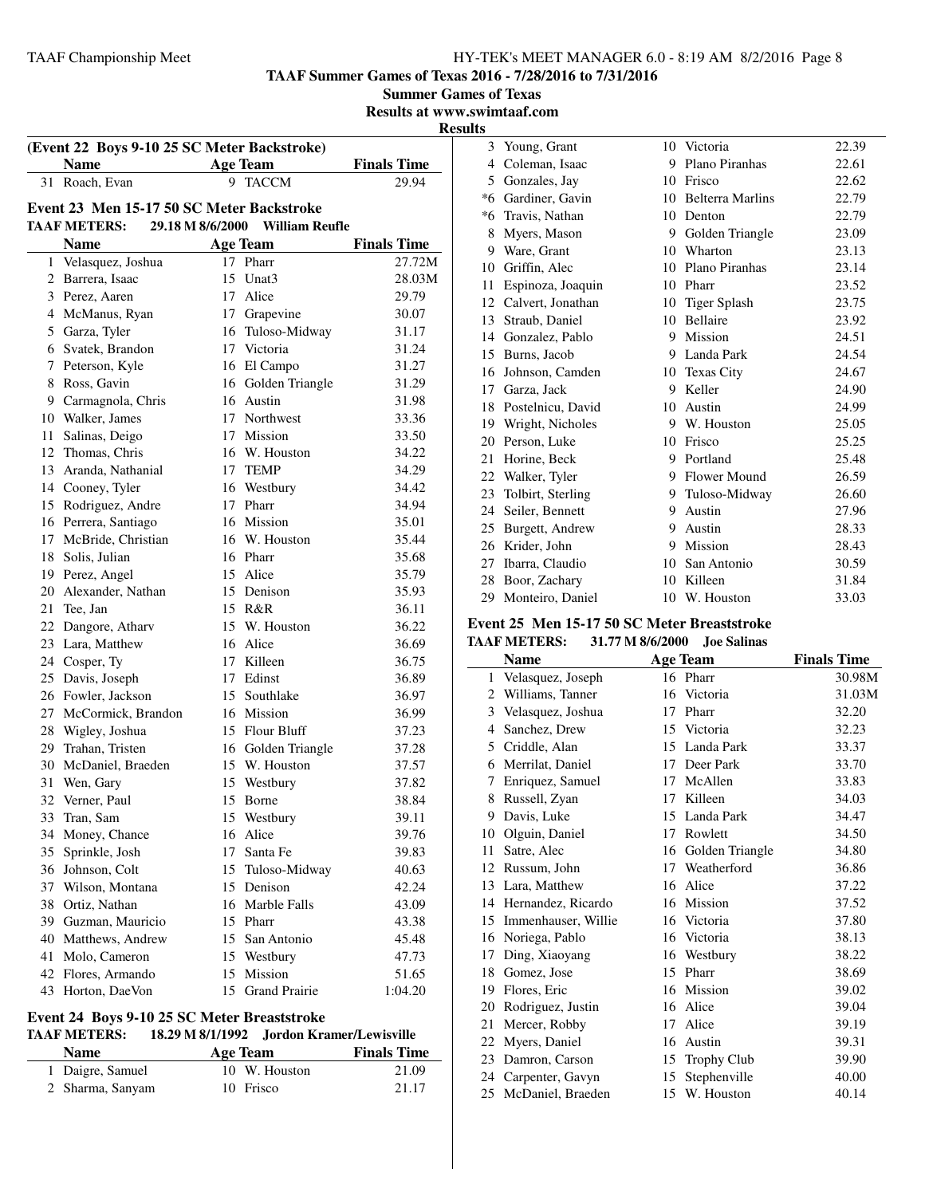# TAAF Summer Games of Texas 2016 - 7/28/2016 to 7/31/2016

**Summer Games of Texas**

**Results at www.swimtaaf.com**

**Results**

### (Event 22 Boys 9-10 25 SC Meter Backstroke)

| | Name | Age | Team | Finals Time |
|---|---|---|---|---|
| 31 | Roach, Evan | 9 | TACCM | 29.94 |

### Event 23 Men 15-17 50 SC Meter Backstroke

**TAAF METERS: 29.18 M 8/6/2000 William Reufle**

| | Name | Age | Team | Finals Time |
|---|---|---|---|---|
| 1 | Velasquez, Joshua | 17 | Pharr | 27.72M |
| 2 | Barrera, Isaac | 15 | Unat3 | 28.03M |
| 3 | Perez, Aaren | 17 | Alice | 29.79 |
| 4 | McManus, Ryan | 17 | Grapevine | 30.07 |
| 5 | Garza, Tyler | 16 | Tuloso-Midway | 31.17 |
| 6 | Svatek, Brandon | 17 | Victoria | 31.24 |
| 7 | Peterson, Kyle | 16 | El Campo | 31.27 |
| 8 | Ross, Gavin | 16 | Golden Triangle | 31.29 |
| 9 | Carmagnola, Chris | 16 | Austin | 31.98 |
| 10 | Walker, James | 17 | Northwest | 33.36 |
| 11 | Salinas, Deigo | 17 | Mission | 33.50 |
| 12 | Thomas, Chris | 16 | W. Houston | 34.22 |
| 13 | Aranda, Nathanial | 17 | TEMP | 34.29 |
| 14 | Cooney, Tyler | 16 | Westbury | 34.42 |
| 15 | Rodriguez, Andre | 17 | Pharr | 34.94 |
| 16 | Perrera, Santiago | 16 | Mission | 35.01 |
| 17 | McBride, Christian | 16 | W. Houston | 35.44 |
| 18 | Solis, Julian | 16 | Pharr | 35.68 |
| 19 | Perez, Angel | 15 | Alice | 35.79 |
| 20 | Alexander, Nathan | 15 | Denison | 35.93 |
| 21 | Tee, Jan | 15 | R&R | 36.11 |
| 22 | Dangore, Atharv | 15 | W. Houston | 36.22 |
| 23 | Lara, Matthew | 16 | Alice | 36.69 |
| 24 | Cosper, Ty | 17 | Killeen | 36.75 |
| 25 | Davis, Joseph | 17 | Edinst | 36.89 |
| 26 | Fowler, Jackson | 15 | Southlake | 36.97 |
| 27 | McCormick, Brandon | 16 | Mission | 36.99 |
| 28 | Wigley, Joshua | 15 | Flour Bluff | 37.23 |
| 29 | Trahan, Tristen | 16 | Golden Triangle | 37.28 |
| 30 | McDaniel, Braeden | 15 | W. Houston | 37.57 |
| 31 | Wen, Gary | 15 | Westbury | 37.82 |
| 32 | Verner, Paul | 15 | Borne | 38.84 |
| 33 | Tran, Sam | 15 | Westbury | 39.11 |
| 34 | Money, Chance | 16 | Alice | 39.76 |
| 35 | Sprinkle, Josh | 17 | Santa Fe | 39.83 |
| 36 | Johnson, Colt | 15 | Tuloso-Midway | 40.63 |
| 37 | Wilson, Montana | 15 | Denison | 42.24 |
| 38 | Ortiz, Nathan | 16 | Marble Falls | 43.09 |
| 39 | Guzman, Mauricio | 15 | Pharr | 43.38 |
| 40 | Matthews, Andrew | 15 | San Antonio | 45.48 |
| 41 | Molo, Cameron | 15 | Westbury | 47.73 |
| 42 | Flores, Armando | 15 | Mission | 51.65 |
| 43 | Horton, DaeVon | 15 | Grand Prairie | 1:04.20 |

### Event 24 Boys 9-10 25 SC Meter Breaststroke

**TAAF METERS: 18.29 M 8/1/1992 Jordon Kramer/Lewisville**

| | Name | Age | Team | Finals Time |
|---|---|---|---|---|
| 1 | Daigre, Samuel | 10 | W. Houston | 21.09 |
| 2 | Sharma, Sanyam | 10 | Frisco | 21.17 |
| 3 | Young, Grant | 10 | Victoria | 22.39 |
| 4 | Coleman, Isaac | 9 | Plano Piranhas | 22.61 |
| 5 | Gonzales, Jay | 10 | Frisco | 22.62 |
| *6 | Gardiner, Gavin | 10 | Belterra Marlins | 22.79 |
| *6 | Travis, Nathan | 10 | Denton | 22.79 |
| 8 | Myers, Mason | 9 | Golden Triangle | 23.09 |
| 9 | Ware, Grant | 10 | Wharton | 23.13 |
| 10 | Griffin, Alec | 10 | Plano Piranhas | 23.14 |
| 11 | Espinoza, Joaquin | 10 | Pharr | 23.52 |
| 12 | Calvert, Jonathan | 10 | Tiger Splash | 23.75 |
| 13 | Straub, Daniel | 10 | Bellaire | 23.92 |
| 14 | Gonzalez, Pablo | 9 | Mission | 24.51 |
| 15 | Burns, Jacob | 9 | Landa Park | 24.54 |
| 16 | Johnson, Camden | 10 | Texas City | 24.67 |
| 17 | Garza, Jack | 9 | Keller | 24.90 |
| 18 | Postelnicu, David | 10 | Austin | 24.99 |
| 19 | Wright, Nicholes | 9 | W. Houston | 25.05 |
| 20 | Person, Luke | 10 | Frisco | 25.25 |
| 21 | Horine, Beck | 9 | Portland | 25.48 |
| 22 | Walker, Tyler | 9 | Flower Mound | 26.59 |
| 23 | Tolbirt, Sterling | 9 | Tuloso-Midway | 26.60 |
| 24 | Seiler, Bennett | 9 | Austin | 27.96 |
| 25 | Burgett, Andrew | 9 | Austin | 28.33 |
| 26 | Krider, John | 9 | Mission | 28.43 |
| 27 | Ibarra, Claudio | 10 | San Antonio | 30.59 |
| 28 | Boor, Zachary | 10 | Killeen | 31.84 |
| 29 | Monteiro, Daniel | 10 | W. Houston | 33.03 |

### Event 25 Men 15-17 50 SC Meter Breaststroke

**TAAF METERS: 31.77 M 8/6/2000 Joe Salinas**

| | Name | Age | Team | Finals Time |
|---|---|---|---|---|
| 1 | Velasquez, Joseph | 16 | Pharr | 30.98M |
| 2 | Williams, Tanner | 16 | Victoria | 31.03M |
| 3 | Velasquez, Joshua | 17 | Pharr | 32.20 |
| 4 | Sanchez, Drew | 15 | Victoria | 32.23 |
| 5 | Criddle, Alan | 15 | Landa Park | 33.37 |
| 6 | Merrilat, Daniel | 17 | Deer Park | 33.70 |
| 7 | Enriquez, Samuel | 17 | McAllen | 33.83 |
| 8 | Russell, Zyan | 17 | Killeen | 34.03 |
| 9 | Davis, Luke | 15 | Landa Park | 34.47 |
| 10 | Olguin, Daniel | 17 | Rowlett | 34.50 |
| 11 | Satre, Alec | 16 | Golden Triangle | 34.80 |
| 12 | Russum, John | 17 | Weatherford | 36.86 |
| 13 | Lara, Matthew | 16 | Alice | 37.22 |
| 14 | Hernandez, Ricardo | 16 | Mission | 37.52 |
| 15 | Immenhauser, Willie | 16 | Victoria | 37.80 |
| 16 | Noriega, Pablo | 16 | Victoria | 38.13 |
| 17 | Ding, Xiaoyang | 16 | Westbury | 38.22 |
| 18 | Gomez, Jose | 15 | Pharr | 38.69 |
| 19 | Flores, Eric | 16 | Mission | 39.02 |
| 20 | Rodriguez, Justin | 16 | Alice | 39.04 |
| 21 | Mercer, Robby | 17 | Alice | 39.19 |
| 22 | Myers, Daniel | 16 | Austin | 39.31 |
| 23 | Damron, Carson | 15 | Trophy Club | 39.90 |
| 24 | Carpenter, Gavyn | 15 | Stephenville | 40.00 |
| 25 | McDaniel, Braeden | 15 | W. Houston | 40.14 |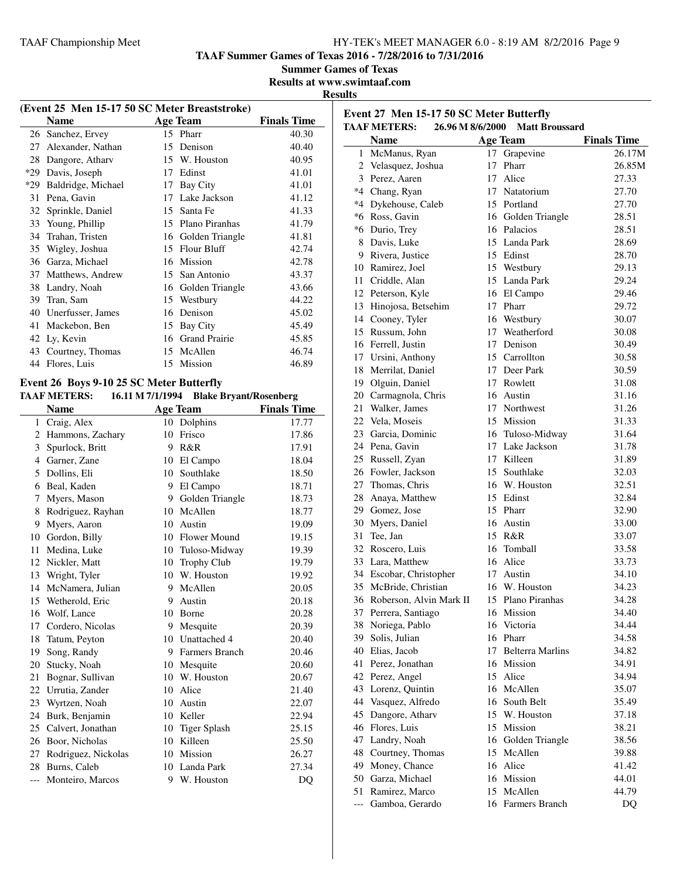TAAF Summer Games of Texas 2016 - 7/28/2016 to 7/31/2016

Summer Games of Texas

Results at www.swimtaaf.com

Results

### (Event 25 Men 15-17 50 SC Meter Breaststroke)

| | Name | Age | Team | Finals Time |
|---|---|---|---|---|
| 26 | Sanchez, Ervey | 15 | Pharr | 40.30 |
| 27 | Alexander, Nathan | 15 | Denison | 40.40 |
| 28 | Dangore, Atharv | 15 | W. Houston | 40.95 |
| *29 | Davis, Joseph | 17 | Edinst | 41.01 |
| *29 | Baldridge, Michael | 17 | Bay City | 41.01 |
| 31 | Pena, Gavin | 17 | Lake Jackson | 41.12 |
| 32 | Sprinkle, Daniel | 15 | Santa Fe | 41.33 |
| 33 | Young, Phillip | 15 | Plano Piranhas | 41.79 |
| 34 | Trahan, Tristen | 16 | Golden Triangle | 41.81 |
| 35 | Wigley, Joshua | 15 | Flour Bluff | 42.74 |
| 36 | Garza, Michael | 16 | Mission | 42.78 |
| 37 | Matthews, Andrew | 15 | San Antonio | 43.37 |
| 38 | Landry, Noah | 16 | Golden Triangle | 43.66 |
| 39 | Tran, Sam | 15 | Westbury | 44.22 |
| 40 | Unerfusser, James | 16 | Denison | 45.02 |
| 41 | Mackebon, Ben | 15 | Bay City | 45.49 |
| 42 | Ly, Kevin | 16 | Grand Prairie | 45.85 |
| 43 | Courtney, Thomas | 15 | McAllen | 46.74 |
| 44 | Flores, Luis | 15 | Mission | 46.89 |

### Event 26 Boys 9-10 25 SC Meter Butterfly

**TAAF METERS:** 16.11 M 7/1/1994 Blake Bryant/Rosenberg

| | Name | Age | Team | Finals Time |
|---|---|---|---|---|
| 1 | Craig, Alex | 10 | Dolphins | 17.77 |
| 2 | Hammons, Zachary | 10 | Frisco | 17.86 |
| 3 | Spurlock, Britt | 9 | R&R | 17.91 |
| 4 | Garner, Zane | 10 | El Campo | 18.04 |
| 5 | Dollins, Eli | 10 | Southlake | 18.50 |
| 6 | Beal, Kaden | 9 | El Campo | 18.71 |
| 7 | Myers, Mason | 9 | Golden Triangle | 18.73 |
| 8 | Rodriguez, Rayhan | 10 | McAllen | 18.77 |
| 9 | Myers, Aaron | 10 | Austin | 19.09 |
| 10 | Gordon, Billy | 10 | Flower Mound | 19.15 |
| 11 | Medina, Luke | 10 | Tuloso-Midway | 19.39 |
| 12 | Nickler, Matt | 10 | Trophy Club | 19.79 |
| 13 | Wright, Tyler | 10 | W. Houston | 19.92 |
| 14 | McNamera, Julian | 9 | McAllen | 20.05 |
| 15 | Wetherold, Eric | 9 | Austin | 20.18 |
| 16 | Wolf, Lance | 10 | Borne | 20.28 |
| 17 | Cordero, Nicolas | 9 | Mesquite | 20.39 |
| 18 | Tatum, Peyton | 10 | Unattached 4 | 20.40 |
| 19 | Song, Randy | 9 | Farmers Branch | 20.46 |
| 20 | Stucky, Noah | 10 | Mesquite | 20.60 |
| 21 | Bognar, Sullivan | 10 | W. Houston | 20.67 |
| 22 | Urrutia, Zander | 10 | Alice | 21.40 |
| 23 | Wyrtzen, Noah | 10 | Austin | 22.07 |
| 24 | Burk, Benjamin | 10 | Keller | 22.94 |
| 25 | Calvert, Jonathan | 10 | Tiger Splash | 25.15 |
| 26 | Boor, Nicholas | 10 | Killeen | 25.50 |
| 27 | Rodriguez, Nickolas | 10 | Mission | 26.27 |
| 28 | Burns, Caleb | 10 | Landa Park | 27.34 |
| --- | Monteiro, Marcos | 9 | W. Houston | DQ |

### Event 27 Men 15-17 50 SC Meter Butterfly

**TAAF METERS:** 26.96 M 8/6/2000 Matt Broussard

| | Name | Age | Team | Finals Time |
|---|---|---|---|---|
| 1 | McManus, Ryan | 17 | Grapevine | 26.17M |
| 2 | Velasquez, Joshua | 17 | Pharr | 26.85M |
| 3 | Perez, Aaren | 17 | Alice | 27.33 |
| *4 | Chang, Ryan | 17 | Natatorium | 27.70 |
| *4 | Dykehouse, Caleb | 15 | Portland | 27.70 |
| *6 | Ross, Gavin | 16 | Golden Triangle | 28.51 |
| *6 | Durio, Trey | 16 | Palacios | 28.51 |
| 8 | Davis, Luke | 15 | Landa Park | 28.69 |
| 9 | Rivera, Justice | 15 | Edinst | 28.70 |
| 10 | Ramirez, Joel | 15 | Westbury | 29.13 |
| 11 | Criddle, Alan | 15 | Landa Park | 29.24 |
| 12 | Peterson, Kyle | 16 | El Campo | 29.46 |
| 13 | Hinojosa, Betsehim | 17 | Pharr | 29.72 |
| 14 | Cooney, Tyler | 16 | Westbury | 30.07 |
| 15 | Russum, John | 17 | Weatherford | 30.08 |
| 16 | Ferrell, Justin | 17 | Denison | 30.49 |
| 17 | Ursini, Anthony | 15 | Carrollton | 30.58 |
| 18 | Merrilat, Daniel | 17 | Deer Park | 30.59 |
| 19 | Olguin, Daniel | 17 | Rowlett | 31.08 |
| 20 | Carmagnola, Chris | 16 | Austin | 31.16 |
| 21 | Walker, James | 17 | Northwest | 31.26 |
| 22 | Vela, Moseis | 15 | Mission | 31.33 |
| 23 | Garcia, Dominic | 16 | Tuloso-Midway | 31.64 |
| 24 | Pena, Gavin | 17 | Lake Jackson | 31.78 |
| 25 | Russell, Zyan | 17 | Killeen | 31.89 |
| 26 | Fowler, Jackson | 15 | Southlake | 32.03 |
| 27 | Thomas, Chris | 16 | W. Houston | 32.51 |
| 28 | Anaya, Matthew | 15 | Edinst | 32.84 |
| 29 | Gomez, Jose | 15 | Pharr | 32.90 |
| 30 | Myers, Daniel | 16 | Austin | 33.00 |
| 31 | Tee, Jan | 15 | R&R | 33.07 |
| 32 | Roscero, Luis | 16 | Tomball | 33.58 |
| 33 | Lara, Matthew | 16 | Alice | 33.73 |
| 34 | Escobar, Christopher | 17 | Austin | 34.10 |
| 35 | McBride, Christian | 16 | W. Houston | 34.23 |
| 36 | Roberson, Alvin Mark II | 15 | Plano Piranhas | 34.28 |
| 37 | Perrera, Santiago | 16 | Mission | 34.40 |
| 38 | Noriega, Pablo | 16 | Victoria | 34.44 |
| 39 | Solis, Julian | 16 | Pharr | 34.58 |
| 40 | Elias, Jacob | 17 | Belterra Marlins | 34.82 |
| 41 | Perez, Jonathan | 16 | Mission | 34.91 |
| 42 | Perez, Angel | 15 | Alice | 34.94 |
| 43 | Lorenz, Quintin | 16 | McAllen | 35.07 |
| 44 | Vasquez, Alfredo | 16 | South Belt | 35.49 |
| 45 | Dangore, Atharv | 15 | W. Houston | 37.18 |
| 46 | Flores, Luis | 15 | Mission | 38.21 |
| 47 | Landry, Noah | 16 | Golden Triangle | 38.56 |
| 48 | Courtney, Thomas | 15 | McAllen | 39.88 |
| 49 | Money, Chance | 16 | Alice | 41.42 |
| 50 | Garza, Michael | 16 | Mission | 44.01 |
| 51 | Ramirez, Marco | 15 | McAllen | 44.79 |
| --- | Gamboa, Gerardo | 16 | Farmers Branch | DQ |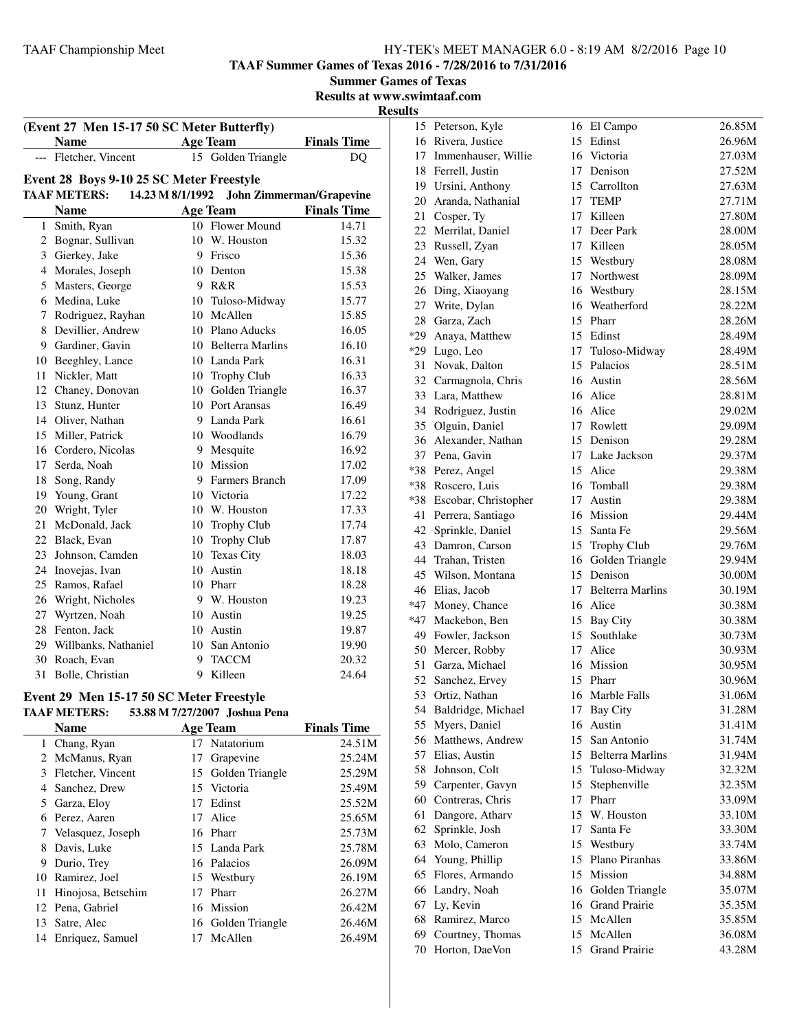**TAAF Summer Games of Texas 2016 - 7/28/2016 to 7/31/2016**

**Summer Games of Texas**

**Results at www.swimtaaf.com**

**Results**

### (Event 27 Men 15-17 50 SC Meter Butterfly)

| | Name | Age | Team | Finals Time |
|---|---|---|---|---|
| --- | Fletcher, Vincent | 15 | Golden Triangle | DQ |

### Event 28 Boys 9-10 25 SC Meter Freestyle

**TAAF METERS:** 14.23 M 8/1/1992 John Zimmerman/Grapevine

| | Name | Age | Team | Finals Time |
|---|---|---|---|---|
| 1 | Smith, Ryan | 10 | Flower Mound | 14.71 |
| 2 | Bognar, Sullivan | 10 | W. Houston | 15.32 |
| 3 | Gierkey, Jake | 9 | Frisco | 15.36 |
| 4 | Morales, Joseph | 10 | Denton | 15.38 |
| 5 | Masters, George | 9 | R&R | 15.53 |
| 6 | Medina, Luke | 10 | Tuloso-Midway | 15.77 |
| 7 | Rodriguez, Rayhan | 10 | McAllen | 15.85 |
| 8 | Devillier, Andrew | 10 | Plano Aducks | 16.05 |
| 9 | Gardiner, Gavin | 10 | Belterra Marlins | 16.10 |
| 10 | Beeghley, Lance | 10 | Landa Park | 16.31 |
| 11 | Nickler, Matt | 10 | Trophy Club | 16.33 |
| 12 | Chaney, Donovan | 10 | Golden Triangle | 16.37 |
| 13 | Stunz, Hunter | 10 | Port Aransas | 16.49 |
| 14 | Oliver, Nathan | 9 | Landa Park | 16.61 |
| 15 | Miller, Patrick | 10 | Woodlands | 16.79 |
| 16 | Cordero, Nicolas | 9 | Mesquite | 16.92 |
| 17 | Serda, Noah | 10 | Mission | 17.02 |
| 18 | Song, Randy | 9 | Farmers Branch | 17.09 |
| 19 | Young, Grant | 10 | Victoria | 17.22 |
| 20 | Wright, Tyler | 10 | W. Houston | 17.33 |
| 21 | McDonald, Jack | 10 | Trophy Club | 17.74 |
| 22 | Black, Evan | 10 | Trophy Club | 17.87 |
| 23 | Johnson, Camden | 10 | Texas City | 18.03 |
| 24 | Inovejas, Ivan | 10 | Austin | 18.18 |
| 25 | Ramos, Rafael | 10 | Pharr | 18.28 |
| 26 | Wright, Nicholes | 9 | W. Houston | 19.23 |
| 27 | Wyrtzen, Noah | 10 | Austin | 19.25 |
| 28 | Fenton, Jack | 10 | Austin | 19.87 |
| 29 | Willbanks, Nathaniel | 10 | San Antonio | 19.90 |
| 30 | Roach, Evan | 9 | TACCM | 20.32 |
| 31 | Bolle, Christian | 9 | Killeen | 24.64 |

### Event 29 Men 15-17 50 SC Meter Freestyle

**TAAF METERS:** 53.88 M 7/27/2007 Joshua Pena

| | Name | Age | Team | Finals Time |
|---|---|---|---|---|
| 1 | Chang, Ryan | 17 | Natatorium | 24.51M |
| 2 | McManus, Ryan | 17 | Grapevine | 25.24M |
| 3 | Fletcher, Vincent | 15 | Golden Triangle | 25.29M |
| 4 | Sanchez, Drew | 15 | Victoria | 25.49M |
| 5 | Garza, Eloy | 17 | Edinst | 25.52M |
| 6 | Perez, Aaren | 17 | Alice | 25.65M |
| 7 | Velasquez, Joseph | 16 | Pharr | 25.73M |
| 8 | Davis, Luke | 15 | Landa Park | 25.78M |
| 9 | Durio, Trey | 16 | Palacios | 26.09M |
| 10 | Ramirez, Joel | 15 | Westbury | 26.19M |
| 11 | Hinojosa, Betsehim | 17 | Pharr | 26.27M |
| 12 | Pena, Gabriel | 16 | Mission | 26.42M |
| 13 | Satre, Alec | 16 | Golden Triangle | 26.46M |
| 14 | Enriquez, Samuel | 17 | McAllen | 26.49M |
| 15 | Peterson, Kyle | 16 | El Campo | 26.85M |
| 16 | Rivera, Justice | 15 | Edinst | 26.96M |
| 17 | Immenhauser, Willie | 16 | Victoria | 27.03M |
| 18 | Ferrell, Justin | 17 | Denison | 27.52M |
| 19 | Ursini, Anthony | 15 | Carrollton | 27.63M |
| 20 | Aranda, Nathanial | 17 | TEMP | 27.71M |
| 21 | Cosper, Ty | 17 | Killeen | 27.80M |
| 22 | Merrilat, Daniel | 17 | Deer Park | 28.00M |
| 23 | Russell, Zyan | 17 | Killeen | 28.05M |
| 24 | Wen, Gary | 15 | Westbury | 28.08M |
| 25 | Walker, James | 17 | Northwest | 28.09M |
| 26 | Ding, Xiaoyang | 16 | Westbury | 28.15M |
| 27 | Write, Dylan | 16 | Weatherford | 28.22M |
| 28 | Garza, Zach | 15 | Pharr | 28.26M |
| *29 | Anaya, Matthew | 15 | Edinst | 28.49M |
| *29 | Lugo, Leo | 17 | Tuloso-Midway | 28.49M |
| 31 | Novak, Dalton | 15 | Palacios | 28.51M |
| 32 | Carmagnola, Chris | 16 | Austin | 28.56M |
| 33 | Lara, Matthew | 16 | Alice | 28.81M |
| 34 | Rodriguez, Justin | 16 | Alice | 29.02M |
| 35 | Olguin, Daniel | 17 | Rowlett | 29.09M |
| 36 | Alexander, Nathan | 15 | Denison | 29.28M |
| 37 | Pena, Gavin | 17 | Lake Jackson | 29.37M |
| *38 | Perez, Angel | 15 | Alice | 29.38M |
| *38 | Roscero, Luis | 16 | Tomball | 29.38M |
| *38 | Escobar, Christopher | 17 | Austin | 29.38M |
| 41 | Perrera, Santiago | 16 | Mission | 29.44M |
| 42 | Sprinkle, Daniel | 15 | Santa Fe | 29.56M |
| 43 | Damron, Carson | 15 | Trophy Club | 29.76M |
| 44 | Trahan, Tristen | 16 | Golden Triangle | 29.94M |
| 45 | Wilson, Montana | 15 | Denison | 30.00M |
| 46 | Elias, Jacob | 17 | Belterra Marlins | 30.19M |
| *47 | Money, Chance | 16 | Alice | 30.38M |
| *47 | Mackebon, Ben | 15 | Bay City | 30.38M |
| 49 | Fowler, Jackson | 15 | Southlake | 30.73M |
| 50 | Mercer, Robby | 17 | Alice | 30.93M |
| 51 | Garza, Michael | 16 | Mission | 30.95M |
| 52 | Sanchez, Ervey | 15 | Pharr | 30.96M |
| 53 | Ortiz, Nathan | 16 | Marble Falls | 31.06M |
| 54 | Baldridge, Michael | 17 | Bay City | 31.28M |
| 55 | Myers, Daniel | 16 | Austin | 31.41M |
| 56 | Matthews, Andrew | 15 | San Antonio | 31.74M |
| 57 | Elias, Austin | 15 | Belterra Marlins | 31.94M |
| 58 | Johnson, Colt | 15 | Tuloso-Midway | 32.32M |
| 59 | Carpenter, Gavyn | 15 | Stephenville | 32.35M |
| 60 | Contreras, Chris | 17 | Pharr | 33.09M |
| 61 | Dangore, Atharv | 15 | W. Houston | 33.10M |
| 62 | Sprinkle, Josh | 17 | Santa Fe | 33.30M |
| 63 | Molo, Cameron | 15 | Westbury | 33.74M |
| 64 | Young, Phillip | 15 | Plano Piranhas | 33.86M |
| 65 | Flores, Armando | 15 | Mission | 34.88M |
| 66 | Landry, Noah | 16 | Golden Triangle | 35.07M |
| 67 | Ly, Kevin | 16 | Grand Prairie | 35.35M |
| 68 | Ramirez, Marco | 15 | McAllen | 35.85M |
| 69 | Courtney, Thomas | 15 | McAllen | 36.08M |
| 70 | Horton, DaeVon | 15 | Grand Prairie | 43.28M |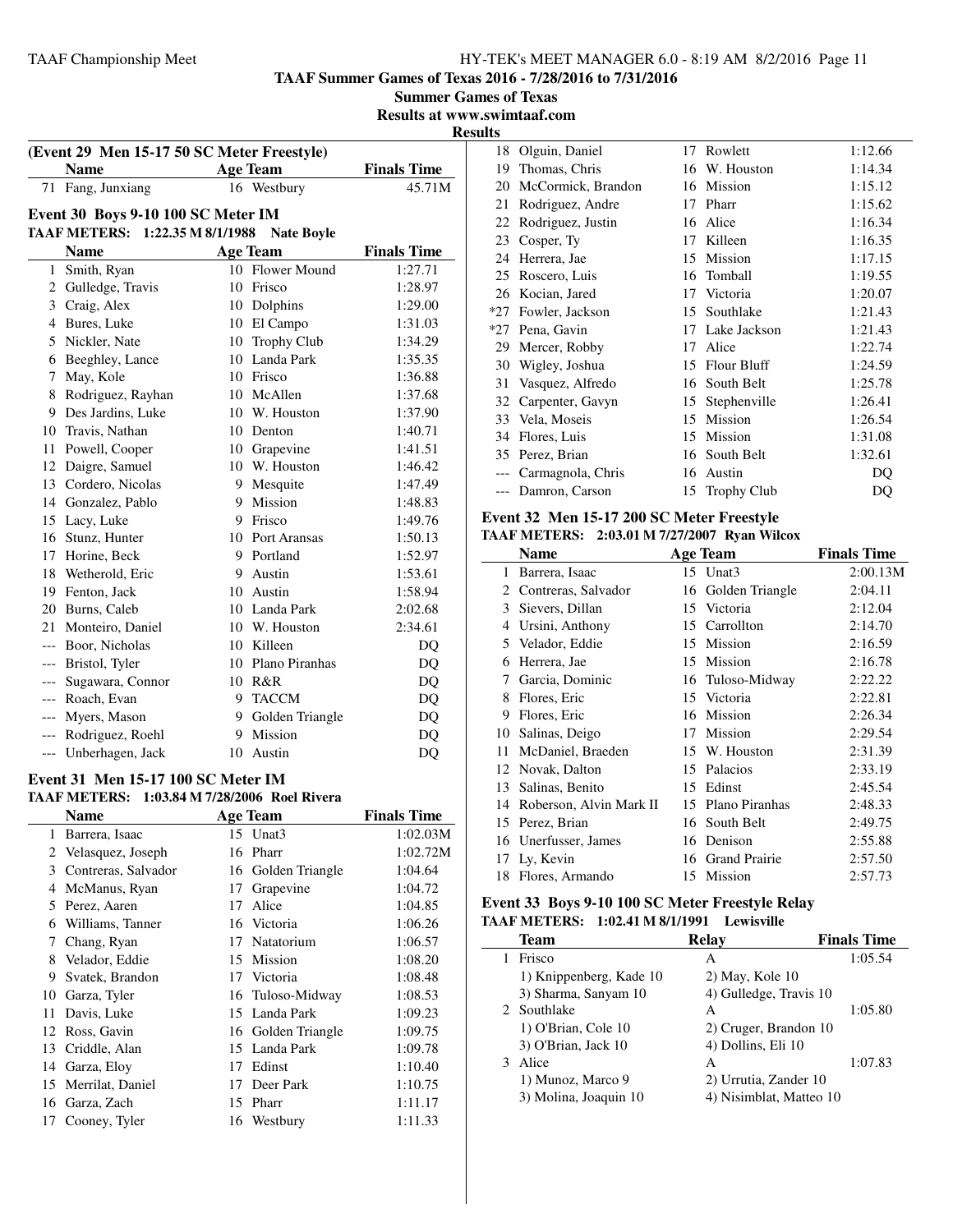**TAAF Summer Games of Texas 2016 - 7/28/2016 to 7/31/2016**

**Summer Games of Texas**

**Results at www.swimtaaf.com**

**Results**

### (Event 29 Men 15-17 50 SC Meter Freestyle)

| | Name | Age | Team | Finals Time |
|---|---|---|---|---|
| 71 | Fang, Junxiang | 16 | Westbury | 45.71M |

### Event 30 Boys 9-10 100 SC Meter IM

**TAAF METERS: 1:22.35 M 8/1/1988 Nate Boyle**

| | Name | Age | Team | Finals Time |
|---|---|---|---|---|
| 1 | Smith, Ryan | 10 | Flower Mound | 1:27.71 |
| 2 | Gulledge, Travis | 10 | Frisco | 1:28.97 |
| 3 | Craig, Alex | 10 | Dolphins | 1:29.00 |
| 4 | Bures, Luke | 10 | El Campo | 1:31.03 |
| 5 | Nickler, Nate | 10 | Trophy Club | 1:34.29 |
| 6 | Beeghley, Lance | 10 | Landa Park | 1:35.35 |
| 7 | May, Kole | 10 | Frisco | 1:36.88 |
| 8 | Rodriguez, Rayhan | 10 | McAllen | 1:37.68 |
| 9 | Des Jardins, Luke | 10 | W. Houston | 1:37.90 |
| 10 | Travis, Nathan | 10 | Denton | 1:40.71 |
| 11 | Powell, Cooper | 10 | Grapevine | 1:41.51 |
| 12 | Daigre, Samuel | 10 | W. Houston | 1:46.42 |
| 13 | Cordero, Nicolas | 9 | Mesquite | 1:47.49 |
| 14 | Gonzalez, Pablo | 9 | Mission | 1:48.83 |
| 15 | Lacy, Luke | 9 | Frisco | 1:49.76 |
| 16 | Stunz, Hunter | 10 | Port Aransas | 1:50.13 |
| 17 | Horine, Beck | 9 | Portland | 1:52.97 |
| 18 | Wetherold, Eric | 9 | Austin | 1:53.61 |
| 19 | Fenton, Jack | 10 | Austin | 1:58.94 |
| 20 | Burns, Caleb | 10 | Landa Park | 2:02.68 |
| 21 | Monteiro, Daniel | 10 | W. Houston | 2:34.61 |
| --- | Boor, Nicholas | 10 | Killeen | DQ |
| --- | Bristol, Tyler | 10 | Plano Piranhas | DQ |
| --- | Sugawara, Connor | 10 | R&R | DQ |
| --- | Roach, Evan | 9 | TACCM | DQ |
| --- | Myers, Mason | 9 | Golden Triangle | DQ |
| --- | Rodriguez, Roehl | 9 | Mission | DQ |
| --- | Unberhagen, Jack | 10 | Austin | DQ |

### Event 31 Men 15-17 100 SC Meter IM

**TAAF METERS: 1:03.84 M 7/28/2006 Roel Rivera**

| | Name | Age | Team | Finals Time |
|---|---|---|---|---|
| 1 | Barrera, Isaac | 15 | Unat3 | 1:02.03M |
| 2 | Velasquez, Joseph | 16 | Pharr | 1:02.72M |
| 3 | Contreras, Salvador | 16 | Golden Triangle | 1:04.64 |
| 4 | McManus, Ryan | 17 | Grapevine | 1:04.72 |
| 5 | Perez, Aaren | 17 | Alice | 1:04.85 |
| 6 | Williams, Tanner | 16 | Victoria | 1:06.26 |
| 7 | Chang, Ryan | 17 | Natatorium | 1:06.57 |
| 8 | Velador, Eddie | 15 | Mission | 1:08.20 |
| 9 | Svatek, Brandon | 17 | Victoria | 1:08.48 |
| 10 | Garza, Tyler | 16 | Tuloso-Midway | 1:08.53 |
| 11 | Davis, Luke | 15 | Landa Park | 1:09.23 |
| 12 | Ross, Gavin | 16 | Golden Triangle | 1:09.75 |
| 13 | Criddle, Alan | 15 | Landa Park | 1:09.78 |
| 14 | Garza, Eloy | 17 | Edinst | 1:10.40 |
| 15 | Merrilat, Daniel | 17 | Deer Park | 1:10.75 |
| 16 | Garza, Zach | 15 | Pharr | 1:11.17 |
| 17 | Cooney, Tyler | 16 | Westbury | 1:11.33 |
| 18 | Olguin, Daniel | 17 | Rowlett | 1:12.66 |
| 19 | Thomas, Chris | 16 | W. Houston | 1:14.34 |
| 20 | McCormick, Brandon | 16 | Mission | 1:15.12 |
| 21 | Rodriguez, Andre | 17 | Pharr | 1:15.62 |
| 22 | Rodriguez, Justin | 16 | Alice | 1:16.34 |
| 23 | Cosper, Ty | 17 | Killeen | 1:16.35 |
| 24 | Herrera, Jae | 15 | Mission | 1:17.15 |
| 25 | Roscero, Luis | 16 | Tomball | 1:19.55 |
| 26 | Kocian, Jared | 17 | Victoria | 1:20.07 |
| *27 | Fowler, Jackson | 15 | Southlake | 1:21.43 |
| *27 | Pena, Gavin | 17 | Lake Jackson | 1:21.43 |
| 29 | Mercer, Robby | 17 | Alice | 1:22.74 |
| 30 | Wigley, Joshua | 15 | Flour Bluff | 1:24.59 |
| 31 | Vasquez, Alfredo | 16 | South Belt | 1:25.78 |
| 32 | Carpenter, Gavyn | 15 | Stephenville | 1:26.41 |
| 33 | Vela, Moseis | 15 | Mission | 1:26.54 |
| 34 | Flores, Luis | 15 | Mission | 1:31.08 |
| 35 | Perez, Brian | 16 | South Belt | 1:32.61 |
| --- | Carmagnola, Chris | 16 | Austin | DQ |
| --- | Damron, Carson | 15 | Trophy Club | DQ |

### Event 32 Men 15-17 200 SC Meter Freestyle

**TAAF METERS: 2:03.01 M 7/27/2007 Ryan Wilcox**

| | Name | Age | Team | Finals Time |
|---|---|---|---|---|
| 1 | Barrera, Isaac | 15 | Unat3 | 2:00.13M |
| 2 | Contreras, Salvador | 16 | Golden Triangle | 2:04.11 |
| 3 | Sievers, Dillan | 15 | Victoria | 2:12.04 |
| 4 | Ursini, Anthony | 15 | Carrollton | 2:14.70 |
| 5 | Velador, Eddie | 15 | Mission | 2:16.59 |
| 6 | Herrera, Jae | 15 | Mission | 2:16.78 |
| 7 | Garcia, Dominic | 16 | Tuloso-Midway | 2:22.22 |
| 8 | Flores, Eric | 15 | Victoria | 2:22.81 |
| 9 | Flores, Eric | 16 | Mission | 2:26.34 |
| 10 | Salinas, Deigo | 17 | Mission | 2:29.54 |
| 11 | McDaniel, Braeden | 15 | W. Houston | 2:31.39 |
| 12 | Novak, Dalton | 15 | Palacios | 2:33.19 |
| 13 | Salinas, Benito | 15 | Edinst | 2:45.54 |
| 14 | Roberson, Alvin Mark II | 15 | Plano Piranhas | 2:48.33 |
| 15 | Perez, Brian | 16 | South Belt | 2:49.75 |
| 16 | Unerfusser, James | 16 | Denison | 2:55.88 |
| 17 | Ly, Kevin | 16 | Grand Prairie | 2:57.50 |
| 18 | Flores, Armando | 15 | Mission | 2:57.73 |

### Event 33 Boys 9-10 100 SC Meter Freestyle Relay

**TAAF METERS: 1:02.41 M 8/1/1991 Lewisville**

| | Team | Relay | Finals Time |
|---|---|---|---|
| 1 | Frisco | A | 1:05.54 |
| | 1) Knippenberg, Kade 10 | 2) May, Kole 10 | |
| | 3) Sharma, Sanyam 10 | 4) Gulledge, Travis 10 | |
| 2 | Southlake | A | 1:05.80 |
| | 1) O'Brian, Cole 10 | 2) Cruger, Brandon 10 | |
| | 3) O'Brian, Jack 10 | 4) Dollins, Eli 10 | |
| 3 | Alice | A | 1:07.83 |
| | 1) Munoz, Marco 9 | 2) Urrutia, Zander 10 | |
| | 3) Molina, Joaquin 10 | 4) Nisimblat, Matteo 10 | |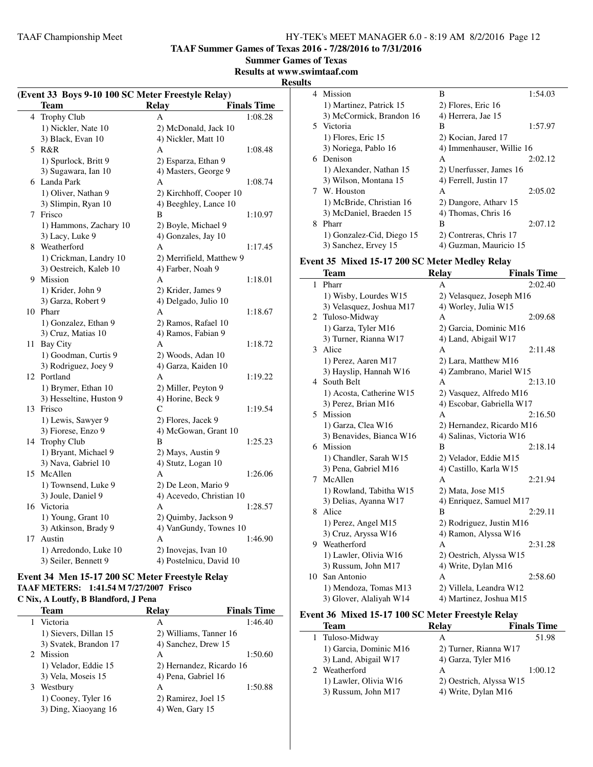# TAAF Summer Games of Texas 2016 - 7/28/2016 to 7/31/2016

## Summer Games of Texas

### Results at www.swimtaaf.com

### Results

**(Event 33 Boys 9-10 100 SC Meter Freestyle Relay)**

| | Team | Relay | Finals Time |
|---|---|---|---|
| 4 | Trophy Club | A | 1:08.28 |
| | 1) Nickler, Nate 10 | 2) McDonald, Jack 10 | |
| | 3) Black, Evan 10 | 4) Nickler, Matt 10 | |
| 5 | R&R | A | 1:08.48 |
| | 1) Spurlock, Britt 9 | 2) Esparza, Ethan 9 | |
| | 3) Sugawara, Ian 10 | 4) Masters, George 9 | |
| 6 | Landa Park | A | 1:08.74 |
| | 1) Oliver, Nathan 9 | 2) Kirchhoff, Cooper 10 | |
| | 3) Slimpin, Ryan 10 | 4) Beeghley, Lance 10 | |
| 7 | Frisco | B | 1:10.97 |
| | 1) Hammons, Zachary 10 | 2) Boyle, Michael 9 | |
| | 3) Lacy, Luke 9 | 4) Gonzales, Jay 10 | |
| 8 | Weatherford | A | 1:17.45 |
| | 1) Crickman, Landry 10 | 2) Merrifield, Matthew 9 | |
| | 3) Oestreich, Kaleb 10 | 4) Farber, Noah 9 | |
| 9 | Mission | A | 1:18.01 |
| | 1) Krider, John 9 | 2) Krider, James 9 | |
| | 3) Garza, Robert 9 | 4) Delgado, Julio 10 | |
| 10 | Pharr | A | 1:18.67 |
| | 1) Gonzalez, Ethan 9 | 2) Ramos, Rafael 10 | |
| | 3) Cruz, Matias 10 | 4) Ramos, Fabian 9 | |
| 11 | Bay City | A | 1:18.72 |
| | 1) Goodman, Curtis 9 | 2) Woods, Adan 10 | |
| | 3) Rodriguez, Joey 9 | 4) Garza, Kaiden 10 | |
| 12 | Portland | A | 1:19.22 |
| | 1) Brymer, Ethan 10 | 2) Miller, Peyton 9 | |
| | 3) Hesseltine, Huston 9 | 4) Horine, Beck 9 | |
| 13 | Frisco | C | 1:19.54 |
| | 1) Lewis, Sawyer 9 | 2) Flores, Jacek 9 | |
| | 3) Fiorese, Enzo 9 | 4) McGowan, Grant 10 | |
| 14 | Trophy Club | B | 1:25.23 |
| | 1) Bryant, Michael 9 | 2) Mays, Austin 9 | |
| | 3) Nava, Gabriel 10 | 4) Stutz, Logan 10 | |
| 15 | McAllen | A | 1:26.06 |
| | 1) Townsend, Luke 9 | 2) De Leon, Mario 9 | |
| | 3) Joule, Daniel 9 | 4) Acevedo, Christian 10 | |
| 16 | Victoria | A | 1:28.57 |
| | 1) Young, Grant 10 | 2) Quimby, Jackson 9 | |
| | 3) Atkinson, Brady 9 | 4) VanGundy, Townes 10 | |
| 17 | Austin | A | 1:46.90 |
| | 1) Arredondo, Luke 10 | 2) Inovejas, Ivan 10 | |
| | 3) Seiler, Bennett 9 | 4) Postelnicu, David 10 | |

**Event 34 Men 15-17 200 SC Meter Freestyle Relay**

**TAAF METERS: 1:41.54 M 7/27/2007 Frisco**
**C Nix, A Loutfy, B Blandford, J Pena**

| | Team | Relay | Finals Time |
|---|---|---|---|
| 1 | Victoria | A | 1:46.40 |
| | 1) Sievers, Dillan 15 | 2) Williams, Tanner 16 | |
| | 3) Svatek, Brandon 17 | 4) Sanchez, Drew 15 | |
| 2 | Mission | A | 1:50.60 |
| | 1) Velador, Eddie 15 | 2) Hernandez, Ricardo 16 | |
| | 3) Vela, Moseis 15 | 4) Pena, Gabriel 16 | |
| 3 | Westbury | A | 1:50.88 |
| | 1) Cooney, Tyler 16 | 2) Ramirez, Joel 15 | |
| | 3) Ding, Xiaoyang 16 | 4) Wen, Gary 15 | |
| 4 | Mission | B | 1:54.03 |
| | 1) Martinez, Patrick 15 | 2) Flores, Eric 16 | |
| | 3) McCormick, Brandon 16 | 4) Herrera, Jae 15 | |
| 5 | Victoria | B | 1:57.97 |
| | 1) Flores, Eric 15 | 2) Kocian, Jared 17 | |
| | 3) Noriega, Pablo 16 | 4) Immenhauser, Willie 16 | |
| 6 | Denison | A | 2:02.12 |
| | 1) Alexander, Nathan 15 | 2) Unerfusser, James 16 | |
| | 3) Wilson, Montana 15 | 4) Ferrell, Justin 17 | |
| 7 | W. Houston | A | 2:05.02 |
| | 1) McBride, Christian 16 | 2) Dangore, Atharv 15 | |
| | 3) McDaniel, Braeden 15 | 4) Thomas, Chris 16 | |
| 8 | Pharr | B | 2:07.12 |
| | 1) Gonzalez-Cid, Diego 15 | 2) Contreras, Chris 17 | |
| | 3) Sanchez, Ervey 15 | 4) Guzman, Mauricio 15 | |

**Event 35 Mixed 15-17 200 SC Meter Medley Relay**

| | Team | Relay | Finals Time |
|---|---|---|---|
| 1 | Pharr | A | 2:02.40 |
| | 1) Wisby, Lourdes W15 | 2) Velasquez, Joseph M16 | |
| | 3) Velasquez, Joshua M17 | 4) Worley, Julia W15 | |
| 2 | Tuloso-Midway | A | 2:09.68 |
| | 1) Garza, Tyler M16 | 2) Garcia, Dominic M16 | |
| | 3) Turner, Rianna W17 | 4) Land, Abigail W17 | |
| 3 | Alice | A | 2:11.48 |
| | 1) Perez, Aaren M17 | 2) Lara, Matthew M16 | |
| | 3) Hayslip, Hannah W16 | 4) Zambrano, Mariel W15 | |
| 4 | South Belt | A | 2:13.10 |
| | 1) Acosta, Catherine W15 | 2) Vasquez, Alfredo M16 | |
| | 3) Perez, Brian M16 | 4) Escobar, Gabriella W17 | |
| 5 | Mission | A | 2:16.50 |
| | 1) Garza, Clea W16 | 2) Hernandez, Ricardo M16 | |
| | 3) Benavides, Bianca W16 | 4) Salinas, Victoria W16 | |
| 6 | Mission | B | 2:18.14 |
| | 1) Chandler, Sarah W15 | 2) Velador, Eddie M15 | |
| | 3) Pena, Gabriel M16 | 4) Castillo, Karla W15 | |
| 7 | McAllen | A | 2:21.94 |
| | 1) Rowland, Tabitha W15 | 2) Mata, Jose M15 | |
| | 3) Delias, Ayanna W17 | 4) Enriquez, Samuel M17 | |
| 8 | Alice | B | 2:29.11 |
| | 1) Perez, Angel M15 | 2) Rodriguez, Justin M16 | |
| | 3) Cruz, Aryssa W16 | 4) Ramon, Alyssa W16 | |
| 9 | Weatherford | A | 2:31.28 |
| | 1) Lawler, Olivia W16 | 2) Oestrich, Alyssa W15 | |
| | 3) Russum, John M17 | 4) Write, Dylan M16 | |
| 10 | San Antonio | A | 2:58.60 |
| | 1) Mendoza, Tomas M13 | 2) Villela, Leandra W12 | |
| | 3) Glover, Alaliyah W14 | 4) Martinez, Joshua M15 | |

**Event 36 Mixed 15-17 100 SC Meter Freestyle Relay**

| | Team | Relay | Finals Time |
|---|---|---|---|
| 1 | Tuloso-Midway | A | 51.98 |
| | 1) Garcia, Dominic M16 | 2) Turner, Rianna W17 | |
| | 3) Land, Abigail W17 | 4) Garza, Tyler M16 | |
| 2 | Weatherford | A | 1:00.12 |
| | 1) Lawler, Olivia W16 | 2) Oestrich, Alyssa W15 | |
| | 3) Russum, John M17 | 4) Write, Dylan M16 | |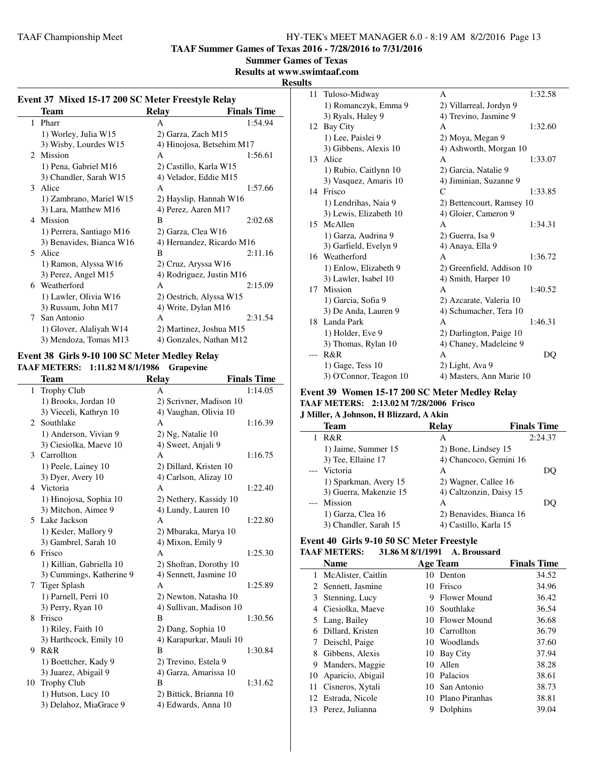## Event 37 Mixed 15-17 200 SC Meter Freestyle Relay

| | Team | Relay | Finals Time |
|---|---|---|---|
| 1 | Pharr | A | 1:54.94 |
| | 1) Worley, Julia W15 | 2) Garza, Zach M15 | |
| | 3) Wisby, Lourdes W15 | 4) Hinojosa, Betsehim M17 | |
| 2 | Mission | A | 1:56.61 |
| | 1) Pena, Gabriel M16 | 2) Castillo, Karla W15 | |
| | 3) Chandler, Sarah W15 | 4) Velador, Eddie M15 | |
| 3 | Alice | A | 1:57.66 |
| | 1) Zambrano, Mariel W15 | 2) Hayslip, Hannah W16 | |
| | 3) Lara, Matthew M16 | 4) Perez, Aaren M17 | |
| 4 | Mission | B | 2:02.68 |
| | 1) Perrera, Santiago M16 | 2) Garza, Clea W16 | |
| | 3) Benavides, Bianca W16 | 4) Hernandez, Ricardo M16 | |
| 5 | Alice | B | 2:11.16 |
| | 1) Ramon, Alyssa W16 | 2) Cruz, Aryssa W16 | |
| | 3) Perez, Angel M15 | 4) Rodriguez, Justin M16 | |
| 6 | Weatherford | A | 2:15.09 |
| | 1) Lawler, Olivia W16 | 2) Oestrich, Alyssa W15 | |
| | 3) Russum, John M17 | 4) Write, Dylan M16 | |
| 7 | San Antonio | A | 2:31.54 |
| | 1) Glover, Alaliyah W14 | 2) Martinez, Joshua M15 | |
| | 3) Mendoza, Tomas M13 | 4) Gonzales, Nathan M12 | |

## Event 38 Girls 9-10 100 SC Meter Medley Relay

**TAAF METERS: 1:11.82 M 8/1/1986 Grapevine**

| | Team | Relay | Finals Time |
|---|---|---|---|
| 1 | Trophy Club | A | 1:14.05 |
| | 1) Brooks, Jordan 10 | 2) Scrivner, Madison 10 | |
| | 3) Vieceli, Kathryn 10 | 4) Vaughan, Olivia 10 | |
| 2 | Southlake | A | 1:16.39 |
| | 1) Anderson, Vivian 9 | 2) Ng, Natalie 10 | |
| | 3) Ciesiolka, Maeve 10 | 4) Sweet, Anjali 9 | |
| 3 | Carrollton | A | 1:16.75 |
| | 1) Peele, Lainey 10 | 2) Dillard, Kristen 10 | |
| | 3) Dyer, Avery 10 | 4) Carlson, Alizay 10 | |
| 4 | Victoria | A | 1:22.40 |
| | 1) Hinojosa, Sophia 10 | 2) Nethery, Kassidy 10 | |
| | 3) Mitchon, Aimee 9 | 4) Lundy, Lauren 10 | |
| 5 | Lake Jackson | A | 1:22.80 |
| | 1) Kesler, Mallory 9 | 2) Mbaraka, Marya 10 | |
| | 3) Gambrel, Sarah 10 | 4) Mixon, Emily 9 | |
| 6 | Frisco | A | 1:25.30 |
| | 1) Killian, Gabriella 10 | 2) Shofran, Dorothy 10 | |
| | 3) Cummings, Katherine 9 | 4) Sennett, Jasmine 10 | |
| 7 | Tiger Splash | A | 1:25.89 |
| | 1) Parnell, Perri 10 | 2) Newton, Natasha 10 | |
| | 3) Perry, Ryan 10 | 4) Sullivan, Madison 10 | |
| 8 | Frisco | B | 1:30.56 |
| | 1) Riley, Faith 10 | 2) Dang, Sophia 10 | |
| | 3) Harthcock, Emily 10 | 4) Karapurkar, Mauli 10 | |
| 9 | R&R | B | 1:30.84 |
| | 1) Boettcher, Kady 9 | 2) Trevino, Estela 9 | |
| | 3) Juarez, Abigail 9 | 4) Garza, Amarissa 10 | |
| 10 | Trophy Club | B | 1:31.62 |
| | 1) Hutson, Lucy 10 | 2) Bittick, Brianna 10 | |
| | 3) Delahoz, MiaGrace 9 | 4) Edwards, Anna 10 | |
| 11 | Tuloso-Midway | A | 1:32.58 |
| | 1) Romanczyk, Emma 9 | 2) Villarreal, Jordyn 9 | |
| | 3) Ryals, Haley 9 | 4) Trevino, Jasmine 9 | |
| 12 | Bay City | A | 1:32.60 |
| | 1) Lee, Paislei 9 | 2) Moya, Megan 9 | |
| | 3) Gibbens, Alexis 10 | 4) Ashworth, Morgan 10 | |
| 13 | Alice | A | 1:33.07 |
| | 1) Rubio, Caitlynn 10 | 2) Garcia, Natalie 9 | |
| | 3) Vasquez, Amaris 10 | 4) Jiminian, Suzanne 9 | |
| 14 | Frisco | C | 1:33.85 |
| | 1) Lendrihas, Naia 9 | 2) Bettencourt, Ramsey 10 | |
| | 3) Lewis, Elizabeth 10 | 4) Gloier, Cameron 9 | |
| 15 | McAllen | A | 1:34.31 |
| | 1) Garza, Audrina 9 | 2) Guerra, Isa 9 | |
| | 3) Garfield, Evelyn 9 | 4) Anaya, Ella 9 | |
| 16 | Weatherford | A | 1:36.72 |
| | 1) Enlow, Elizabeth 9 | 2) Greenfield, Addison 10 | |
| | 3) Lawler, Isabel 10 | 4) Smith, Harper 10 | |
| 17 | Mission | A | 1:40.52 |
| | 1) Garcia, Sofia 9 | 2) Azcarate, Valeria 10 | |
| | 3) De Anda, Lauren 9 | 4) Schumacher, Tera 10 | |
| 18 | Landa Park | A | 1:46.31 |
| | 1) Holder, Eve 9 | 2) Darlington, Paige 10 | |
| | 3) Thomas, Rylan 10 | 4) Chaney, Madeleine 9 | |
| --- | R&R | A | DQ |
| | 1) Gage, Tess 10 | 2) Light, Ava 9 | |
| | 3) O'Connor, Teagon 10 | 4) Masters, Ann Marie 10 | |

## Event 39 Women 15-17 200 SC Meter Medley Relay

**TAAF METERS: 2:13.02 M 7/28/2006 Frisco**

**J Miller, A Johnson, H Blizzard, A Akin**

| | Team | Relay | Finals Time |
|---|---|---|---|
| 1 | R&R | A | 2:24.37 |
| | 1) Jaime, Summer 15 | 2) Bone, Lindsey 15 | |
| | 3) Tee, Ellaine 17 | 4) Chancoco, Gemini 16 | |
| --- | Victoria | A | DQ |
| | 1) Sparkman, Avery 15 | 2) Wagner, Callee 16 | |
| | 3) Guerra, Makenzie 15 | 4) Caltzonzin, Daisy 15 | |
| --- | Mission | A | DQ |
| | 1) Garza, Clea 16 | 2) Benavides, Bianca 16 | |
| | 3) Chandler, Sarah 15 | 4) Castillo, Karla 15 | |

## Event 40 Girls 9-10 50 SC Meter Freestyle

**TAAF METERS: 31.86 M 8/1/1991 A. Broussard**

| | Name | Age | Team | Finals Time |
|---|---|---|---|---|
| 1 | McAlister, Caitlin | 10 | Denton | 34.52 |
| 2 | Sennett, Jasmine | 10 | Frisco | 34.96 |
| 3 | Stenning, Lucy | 9 | Flower Mound | 36.42 |
| 4 | Ciesiolka, Maeve | 10 | Southlake | 36.54 |
| 5 | Lang, Bailey | 10 | Flower Mound | 36.68 |
| 6 | Dillard, Kristen | 10 | Carrollton | 36.79 |
| 7 | Deischl, Paige | 10 | Woodlands | 37.60 |
| 8 | Gibbens, Alexis | 10 | Bay City | 37.94 |
| 9 | Manders, Maggie | 10 | Allen | 38.28 |
| 10 | Aparicio, Abigail | 10 | Palacios | 38.61 |
| 11 | Cisneros, Xytali | 10 | San Antonio | 38.73 |
| 12 | Estrada, Nicole | 10 | Plano Piranhas | 38.81 |
| 13 | Perez, Julianna | 9 | Dolphins | 39.04 |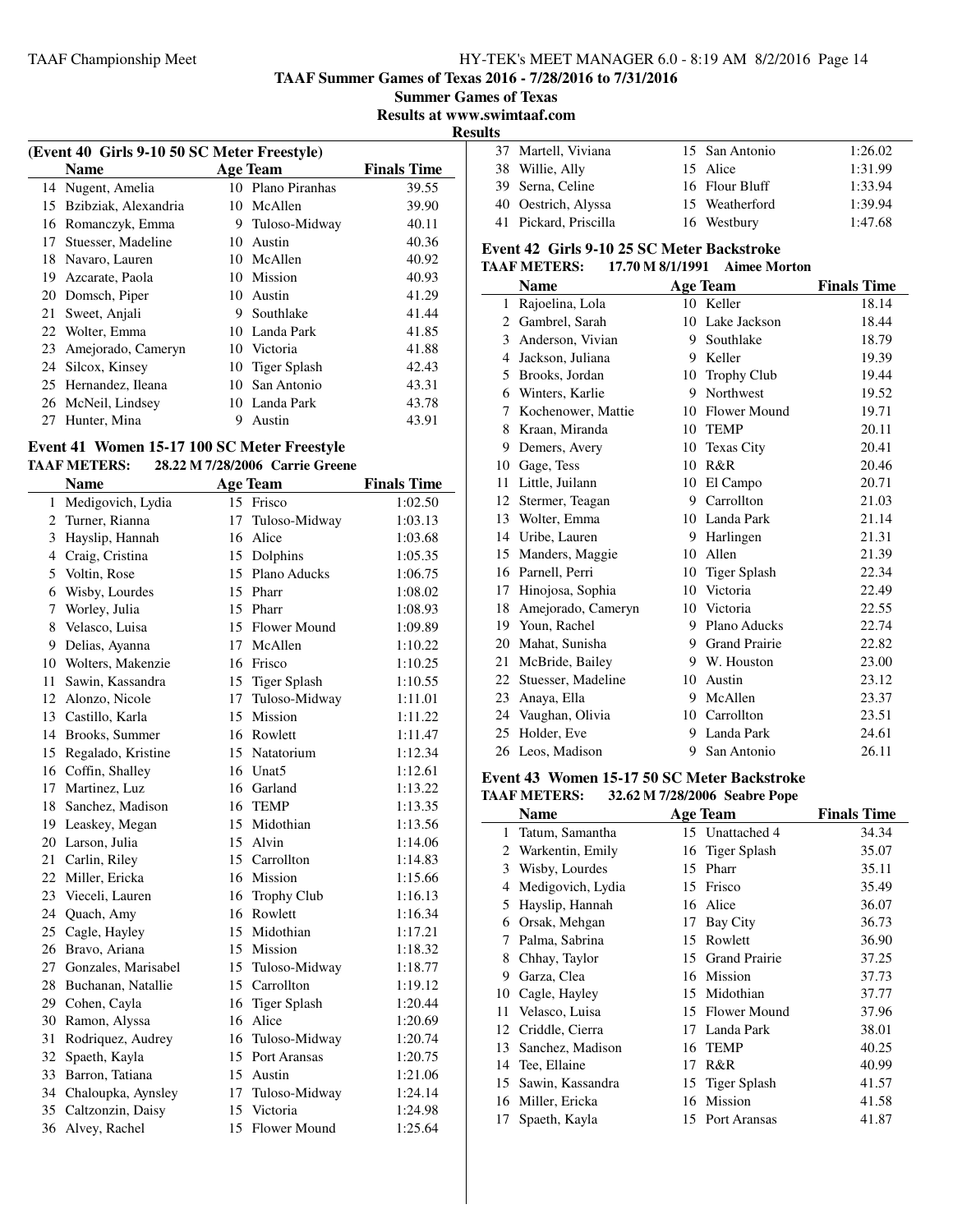**TAAF Summer Games of Texas 2016 - 7/28/2016 to 7/31/2016**

**Summer Games of Texas**

**Results at www.swimtaaf.com**

**Results**

### (Event 40 Girls 9-10 50 SC Meter Freestyle)

| | Name | Age | Team | Finals Time |
|---|---|---|---|---|
| 14 | Nugent, Amelia | 10 | Plano Piranhas | 39.55 |
| 15 | Bzibziak, Alexandria | 10 | McAllen | 39.90 |
| 16 | Romanczyk, Emma | 9 | Tuloso-Midway | 40.11 |
| 17 | Stuesser, Madeline | 10 | Austin | 40.36 |
| 18 | Navaro, Lauren | 10 | McAllen | 40.92 |
| 19 | Azcarate, Paola | 10 | Mission | 40.93 |
| 20 | Domsch, Piper | 10 | Austin | 41.29 |
| 21 | Sweet, Anjali | 9 | Southlake | 41.44 |
| 22 | Wolter, Emma | 10 | Landa Park | 41.85 |
| 23 | Amejorado, Cameryn | 10 | Victoria | 41.88 |
| 24 | Silcox, Kinsey | 10 | Tiger Splash | 42.43 |
| 25 | Hernandez, Ileana | 10 | San Antonio | 43.31 |
| 26 | McNeil, Lindsey | 10 | Landa Park | 43.78 |
| 27 | Hunter, Mina | 9 | Austin | 43.91 |

### Event 41 Women 15-17 100 SC Meter Freestyle

**TAAF METERS: 28.22 M 7/28/2006 Carrie Greene**

| | Name | Age | Team | Finals Time |
|---|---|---|---|---|
| 1 | Medigovich, Lydia | 15 | Frisco | 1:02.50 |
| 2 | Turner, Rianna | 17 | Tuloso-Midway | 1:03.13 |
| 3 | Hayslip, Hannah | 16 | Alice | 1:03.68 |
| 4 | Craig, Cristina | 15 | Dolphins | 1:05.35 |
| 5 | Voltin, Rose | 15 | Plano Aducks | 1:06.75 |
| 6 | Wisby, Lourdes | 15 | Pharr | 1:08.02 |
| 7 | Worley, Julia | 15 | Pharr | 1:08.93 |
| 8 | Velasco, Luisa | 15 | Flower Mound | 1:09.89 |
| 9 | Delias, Ayanna | 17 | McAllen | 1:10.22 |
| 10 | Wolters, Makenzie | 16 | Frisco | 1:10.25 |
| 11 | Sawin, Kassandra | 15 | Tiger Splash | 1:10.55 |
| 12 | Alonzo, Nicole | 17 | Tuloso-Midway | 1:11.01 |
| 13 | Castillo, Karla | 15 | Mission | 1:11.22 |
| 14 | Brooks, Summer | 16 | Rowlett | 1:11.47 |
| 15 | Regalado, Kristine | 15 | Natatorium | 1:12.34 |
| 16 | Coffin, Shalley | 16 | Unat5 | 1:12.61 |
| 17 | Martinez, Luz | 16 | Garland | 1:13.22 |
| 18 | Sanchez, Madison | 16 | TEMP | 1:13.35 |
| 19 | Leaskey, Megan | 15 | Midothian | 1:13.56 |
| 20 | Larson, Julia | 15 | Alvin | 1:14.06 |
| 21 | Carlin, Riley | 15 | Carrollton | 1:14.83 |
| 22 | Miller, Ericka | 16 | Mission | 1:15.66 |
| 23 | Vieceli, Lauren | 16 | Trophy Club | 1:16.13 |
| 24 | Quach, Amy | 16 | Rowlett | 1:16.34 |
| 25 | Cagle, Hayley | 15 | Midothian | 1:17.21 |
| 26 | Bravo, Ariana | 15 | Mission | 1:18.32 |
| 27 | Gonzales, Marisabel | 15 | Tuloso-Midway | 1:18.77 |
| 28 | Buchanan, Natallie | 15 | Carrollton | 1:19.12 |
| 29 | Cohen, Cayla | 16 | Tiger Splash | 1:20.44 |
| 30 | Ramon, Alyssa | 16 | Alice | 1:20.69 |
| 31 | Rodriquez, Audrey | 16 | Tuloso-Midway | 1:20.74 |
| 32 | Spaeth, Kayla | 15 | Port Aransas | 1:20.75 |
| 33 | Barron, Tatiana | 15 | Austin | 1:21.06 |
| 34 | Chaloupka, Aynsley | 17 | Tuloso-Midway | 1:24.14 |
| 35 | Caltzonzin, Daisy | 15 | Victoria | 1:24.98 |
| 36 | Alvey, Rachel | 15 | Flower Mound | 1:25.64 |
| 37 | Martell, Viviana | 15 | San Antonio | 1:26.02 |
| 38 | Willie, Ally | 15 | Alice | 1:31.99 |
| 39 | Serna, Celine | 16 | Flour Bluff | 1:33.94 |
| 40 | Oestrich, Alyssa | 15 | Weatherford | 1:39.94 |
| 41 | Pickard, Priscilla | 16 | Westbury | 1:47.68 |

### Event 42 Girls 9-10 25 SC Meter Backstroke

**TAAF METERS: 17.70 M 8/1/1991 Aimee Morton**

| | Name | Age | Team | Finals Time |
|---|---|---|---|---|
| 1 | Rajoelina, Lola | 10 | Keller | 18.14 |
| 2 | Gambrel, Sarah | 10 | Lake Jackson | 18.44 |
| 3 | Anderson, Vivian | 9 | Southlake | 18.79 |
| 4 | Jackson, Juliana | 9 | Keller | 19.39 |
| 5 | Brooks, Jordan | 10 | Trophy Club | 19.44 |
| 6 | Winters, Karlie | 9 | Northwest | 19.52 |
| 7 | Kochenower, Mattie | 10 | Flower Mound | 19.71 |
| 8 | Kraan, Miranda | 10 | TEMP | 20.11 |
| 9 | Demers, Avery | 10 | Texas City | 20.41 |
| 10 | Gage, Tess | 10 | R&R | 20.46 |
| 11 | Little, Juilann | 10 | El Campo | 20.71 |
| 12 | Stermer, Teagan | 9 | Carrollton | 21.03 |
| 13 | Wolter, Emma | 10 | Landa Park | 21.14 |
| 14 | Uribe, Lauren | 9 | Harlingen | 21.31 |
| 15 | Manders, Maggie | 10 | Allen | 21.39 |
| 16 | Parnell, Perri | 10 | Tiger Splash | 22.34 |
| 17 | Hinojosa, Sophia | 10 | Victoria | 22.49 |
| 18 | Amejorado, Cameryn | 10 | Victoria | 22.55 |
| 19 | Youn, Rachel | 9 | Plano Aducks | 22.74 |
| 20 | Mahat, Sunisha | 9 | Grand Prairie | 22.82 |
| 21 | McBride, Bailey | 9 | W. Houston | 23.00 |
| 22 | Stuesser, Madeline | 10 | Austin | 23.12 |
| 23 | Anaya, Ella | 9 | McAllen | 23.37 |
| 24 | Vaughan, Olivia | 10 | Carrollton | 23.51 |
| 25 | Holder, Eve | 9 | Landa Park | 24.61 |
| 26 | Leos, Madison | 9 | San Antonio | 26.11 |

### Event 43 Women 15-17 50 SC Meter Backstroke

**TAAF METERS: 32.62 M 7/28/2006 Seabre Pope**

| | Name | Age | Team | Finals Time |
|---|---|---|---|---|
| 1 | Tatum, Samantha | 15 | Unattached 4 | 34.34 |
| 2 | Warkentin, Emily | 16 | Tiger Splash | 35.07 |
| 3 | Wisby, Lourdes | 15 | Pharr | 35.11 |
| 4 | Medigovich, Lydia | 15 | Frisco | 35.49 |
| 5 | Hayslip, Hannah | 16 | Alice | 36.07 |
| 6 | Orsak, Mehgan | 17 | Bay City | 36.73 |
| 7 | Palma, Sabrina | 15 | Rowlett | 36.90 |
| 8 | Chhay, Taylor | 15 | Grand Prairie | 37.25 |
| 9 | Garza, Clea | 16 | Mission | 37.73 |
| 10 | Cagle, Hayley | 15 | Midothian | 37.77 |
| 11 | Velasco, Luisa | 15 | Flower Mound | 37.96 |
| 12 | Criddle, Cierra | 17 | Landa Park | 38.01 |
| 13 | Sanchez, Madison | 16 | TEMP | 40.25 |
| 14 | Tee, Ellaine | 17 | R&R | 40.99 |
| 15 | Sawin, Kassandra | 15 | Tiger Splash | 41.57 |
| 16 | Miller, Ericka | 16 | Mission | 41.58 |
| 17 | Spaeth, Kayla | 15 | Port Aransas | 41.87 |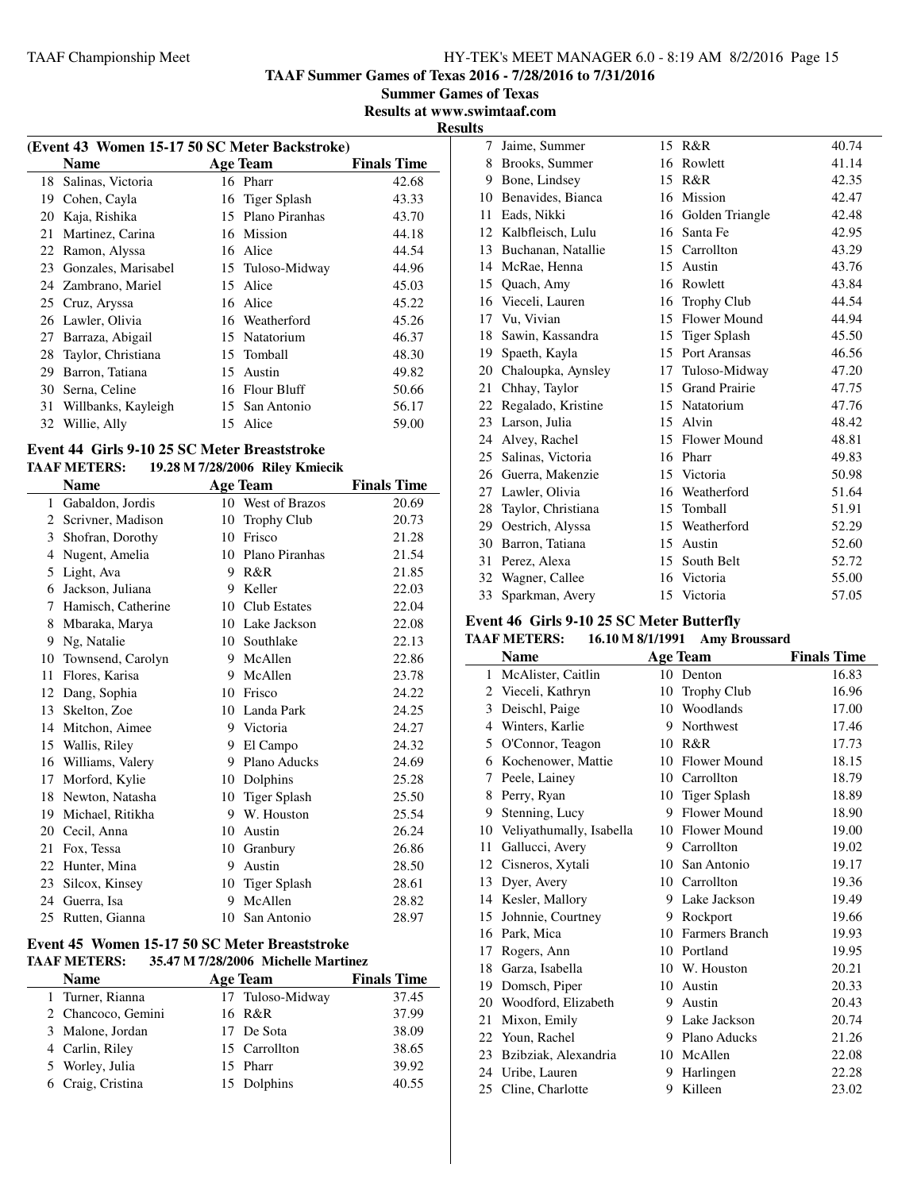TAAF Summer Games of Texas 2016 - 7/28/2016 to 7/31/2016

Summer Games of Texas

Results at www.swimtaaf.com

Results

### (Event 43 Women 15-17 50 SC Meter Backstroke)

| | Name | Age | Team | Finals Time |
|---|---|---|---|---|
| 18 | Salinas, Victoria | 16 | Pharr | 42.68 |
| 19 | Cohen, Cayla | 16 | Tiger Splash | 43.33 |
| 20 | Kaja, Rishika | 15 | Plano Piranhas | 43.70 |
| 21 | Martinez, Carina | 16 | Mission | 44.18 |
| 22 | Ramon, Alyssa | 16 | Alice | 44.54 |
| 23 | Gonzales, Marisabel | 15 | Tuloso-Midway | 44.96 |
| 24 | Zambrano, Mariel | 15 | Alice | 45.03 |
| 25 | Cruz, Aryssa | 16 | Alice | 45.22 |
| 26 | Lawler, Olivia | 16 | Weatherford | 45.26 |
| 27 | Barraza, Abigail | 15 | Natatorium | 46.37 |
| 28 | Taylor, Christiana | 15 | Tomball | 48.30 |
| 29 | Barron, Tatiana | 15 | Austin | 49.82 |
| 30 | Serna, Celine | 16 | Flour Bluff | 50.66 |
| 31 | Willbanks, Kayleigh | 15 | San Antonio | 56.17 |
| 32 | Willie, Ally | 15 | Alice | 59.00 |

### Event 44 Girls 9-10 25 SC Meter Breaststroke

**TAAF METERS: 19.28 M 7/28/2006 Riley Kmiecik**

| | Name | Age | Team | Finals Time |
|---|---|---|---|---|
| 1 | Gabaldon, Jordis | 10 | West of Brazos | 20.69 |
| 2 | Scrivner, Madison | 10 | Trophy Club | 20.73 |
| 3 | Shofran, Dorothy | 10 | Frisco | 21.28 |
| 4 | Nugent, Amelia | 10 | Plano Piranhas | 21.54 |
| 5 | Light, Ava | 9 | R&R | 21.85 |
| 6 | Jackson, Juliana | 9 | Keller | 22.03 |
| 7 | Hamisch, Catherine | 10 | Club Estates | 22.04 |
| 8 | Mbaraka, Marya | 10 | Lake Jackson | 22.08 |
| 9 | Ng, Natalie | 10 | Southlake | 22.13 |
| 10 | Townsend, Carolyn | 9 | McAllen | 22.86 |
| 11 | Flores, Karisa | 9 | McAllen | 23.78 |
| 12 | Dang, Sophia | 10 | Frisco | 24.22 |
| 13 | Skelton, Zoe | 10 | Landa Park | 24.25 |
| 14 | Mitchon, Aimee | 9 | Victoria | 24.27 |
| 15 | Wallis, Riley | 9 | El Campo | 24.32 |
| 16 | Williams, Valery | 9 | Plano Aducks | 24.69 |
| 17 | Morford, Kylie | 10 | Dolphins | 25.28 |
| 18 | Newton, Natasha | 10 | Tiger Splash | 25.50 |
| 19 | Michael, Ritikha | 9 | W. Houston | 25.54 |
| 20 | Cecil, Anna | 10 | Austin | 26.24 |
| 21 | Fox, Tessa | 10 | Granbury | 26.86 |
| 22 | Hunter, Mina | 9 | Austin | 28.50 |
| 23 | Silcox, Kinsey | 10 | Tiger Splash | 28.61 |
| 24 | Guerra, Isa | 9 | McAllen | 28.82 |
| 25 | Rutten, Gianna | 10 | San Antonio | 28.97 |

### Event 45 Women 15-17 50 SC Meter Breaststroke

**TAAF METERS: 35.47 M 7/28/2006 Michelle Martinez**

| | Name | Age | Team | Finals Time |
|---|---|---|---|---|
| 1 | Turner, Rianna | 17 | Tuloso-Midway | 37.45 |
| 2 | Chancoco, Gemini | 16 | R&R | 37.99 |
| 3 | Malone, Jordan | 17 | De Sota | 38.09 |
| 4 | Carlin, Riley | 15 | Carrollton | 38.65 |
| 5 | Worley, Julia | 15 | Pharr | 39.92 |
| 6 | Craig, Cristina | 15 | Dolphins | 40.55 |
| 7 | Jaime, Summer | 15 | R&R | 40.74 |
| 8 | Brooks, Summer | 16 | Rowlett | 41.14 |
| 9 | Bone, Lindsey | 15 | R&R | 42.35 |
| 10 | Benavides, Bianca | 16 | Mission | 42.47 |
| 11 | Eads, Nikki | 16 | Golden Triangle | 42.48 |
| 12 | Kalbfleisch, Lulu | 16 | Santa Fe | 42.95 |
| 13 | Buchanan, Natallie | 15 | Carrollton | 43.29 |
| 14 | McRae, Henna | 15 | Austin | 43.76 |
| 15 | Quach, Amy | 16 | Rowlett | 43.84 |
| 16 | Vieceli, Lauren | 16 | Trophy Club | 44.54 |
| 17 | Vu, Vivian | 15 | Flower Mound | 44.94 |
| 18 | Sawin, Kassandra | 15 | Tiger Splash | 45.50 |
| 19 | Spaeth, Kayla | 15 | Port Aransas | 46.56 |
| 20 | Chaloupka, Aynsley | 17 | Tuloso-Midway | 47.20 |
| 21 | Chhay, Taylor | 15 | Grand Prairie | 47.75 |
| 22 | Regalado, Kristine | 15 | Natatorium | 47.76 |
| 23 | Larson, Julia | 15 | Alvin | 48.42 |
| 24 | Alvey, Rachel | 15 | Flower Mound | 48.81 |
| 25 | Salinas, Victoria | 16 | Pharr | 49.83 |
| 26 | Guerra, Makenzie | 15 | Victoria | 50.98 |
| 27 | Lawler, Olivia | 16 | Weatherford | 51.64 |
| 28 | Taylor, Christiana | 15 | Tomball | 51.91 |
| 29 | Oestrich, Alyssa | 15 | Weatherford | 52.29 |
| 30 | Barron, Tatiana | 15 | Austin | 52.60 |
| 31 | Perez, Alexa | 15 | South Belt | 52.72 |
| 32 | Wagner, Callee | 16 | Victoria | 55.00 |
| 33 | Sparkman, Avery | 15 | Victoria | 57.05 |

### Event 46 Girls 9-10 25 SC Meter Butterfly

**TAAF METERS: 16.10 M 8/1/1991 Amy Broussard**

| | Name | Age | Team | Finals Time |
|---|---|---|---|---|
| 1 | McAlister, Caitlin | 10 | Denton | 16.83 |
| 2 | Vieceli, Kathryn | 10 | Trophy Club | 16.96 |
| 3 | Deischl, Paige | 10 | Woodlands | 17.00 |
| 4 | Winters, Karlie | 9 | Northwest | 17.46 |
| 5 | O'Connor, Teagon | 10 | R&R | 17.73 |
| 6 | Kochenower, Mattie | 10 | Flower Mound | 18.15 |
| 7 | Peele, Lainey | 10 | Carrollton | 18.79 |
| 8 | Perry, Ryan | 10 | Tiger Splash | 18.89 |
| 9 | Stenning, Lucy | 9 | Flower Mound | 18.90 |
| 10 | Veliyathumally, Isabella | 10 | Flower Mound | 19.00 |
| 11 | Gallucci, Avery | 9 | Carrollton | 19.02 |
| 12 | Cisneros, Xytali | 10 | San Antonio | 19.17 |
| 13 | Dyer, Avery | 10 | Carrollton | 19.36 |
| 14 | Kesler, Mallory | 9 | Lake Jackson | 19.49 |
| 15 | Johnnie, Courtney | 9 | Rockport | 19.66 |
| 16 | Park, Mica | 10 | Farmers Branch | 19.93 |
| 17 | Rogers, Ann | 10 | Portland | 19.95 |
| 18 | Garza, Isabella | 10 | W. Houston | 20.21 |
| 19 | Domsch, Piper | 10 | Austin | 20.33 |
| 20 | Woodford, Elizabeth | 9 | Austin | 20.43 |
| 21 | Mixon, Emily | 9 | Lake Jackson | 20.74 |
| 22 | Youn, Rachel | 9 | Plano Aducks | 21.26 |
| 23 | Bzibziak, Alexandria | 10 | McAllen | 22.08 |
| 24 | Uribe, Lauren | 9 | Harlingen | 22.28 |
| 25 | Cline, Charlotte | 9 | Killeen | 23.02 |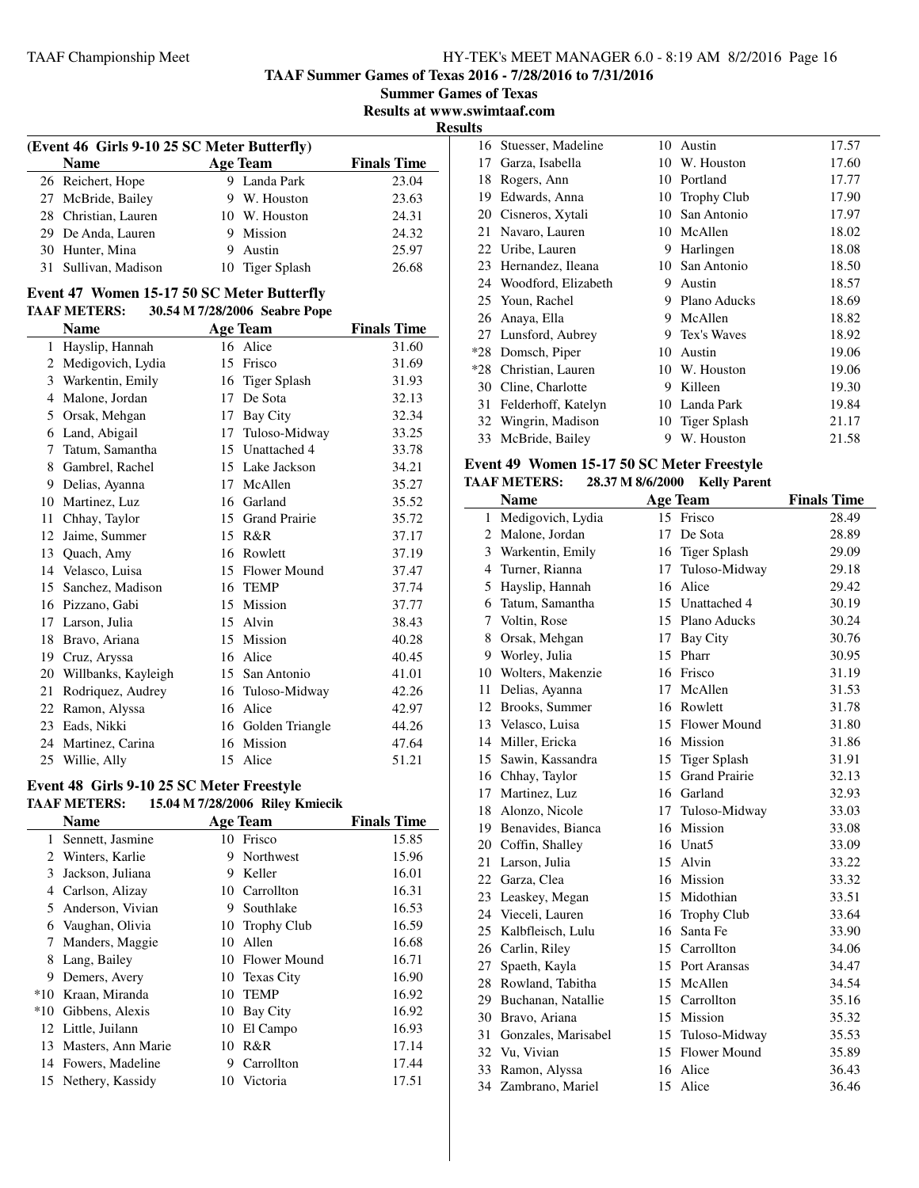**TAAF Summer Games of Texas 2016 - 7/28/2016 to 7/31/2016**

**Summer Games of Texas**

**Results at www.swimtaaf.com**

**Results**

### (Event 46 Girls 9-10 25 SC Meter Butterfly)

| | Name | Age | Team | Finals Time |
|---|---|---|---|---|
| 26 | Reichert, Hope | 9 | Landa Park | 23.04 |
| 27 | McBride, Bailey | 9 | W. Houston | 23.63 |
| 28 | Christian, Lauren | 10 | W. Houston | 24.31 |
| 29 | De Anda, Lauren | 9 | Mission | 24.32 |
| 30 | Hunter, Mina | 9 | Austin | 25.97 |
| 31 | Sullivan, Madison | 10 | Tiger Splash | 26.68 |

### Event 47 Women 15-17 50 SC Meter Butterfly

**TAAF METERS: 30.54 M 7/28/2006 Seabre Pope**

| | Name | Age | Team | Finals Time |
|---|---|---|---|---|
| 1 | Hayslip, Hannah | 16 | Alice | 31.60 |
| 2 | Medigovich, Lydia | 15 | Frisco | 31.69 |
| 3 | Warkentin, Emily | 16 | Tiger Splash | 31.93 |
| 4 | Malone, Jordan | 17 | De Sota | 32.13 |
| 5 | Orsak, Mehgan | 17 | Bay City | 32.34 |
| 6 | Land, Abigail | 17 | Tuloso-Midway | 33.25 |
| 7 | Tatum, Samantha | 15 | Unattached 4 | 33.78 |
| 8 | Gambrel, Rachel | 15 | Lake Jackson | 34.21 |
| 9 | Delias, Ayanna | 17 | McAllen | 35.27 |
| 10 | Martinez, Luz | 16 | Garland | 35.52 |
| 11 | Chhay, Taylor | 15 | Grand Prairie | 35.72 |
| 12 | Jaime, Summer | 15 | R&R | 37.17 |
| 13 | Quach, Amy | 16 | Rowlett | 37.19 |
| 14 | Velasco, Luisa | 15 | Flower Mound | 37.47 |
| 15 | Sanchez, Madison | 16 | TEMP | 37.74 |
| 16 | Pizzano, Gabi | 15 | Mission | 37.77 |
| 17 | Larson, Julia | 15 | Alvin | 38.43 |
| 18 | Bravo, Ariana | 15 | Mission | 40.28 |
| 19 | Cruz, Aryssa | 16 | Alice | 40.45 |
| 20 | Willbanks, Kayleigh | 15 | San Antonio | 41.01 |
| 21 | Rodriquez, Audrey | 16 | Tuloso-Midway | 42.26 |
| 22 | Ramon, Alyssa | 16 | Alice | 42.97 |
| 23 | Eads, Nikki | 16 | Golden Triangle | 44.26 |
| 24 | Martinez, Carina | 16 | Mission | 47.64 |
| 25 | Willie, Ally | 15 | Alice | 51.21 |

### Event 48 Girls 9-10 25 SC Meter Freestyle

**TAAF METERS: 15.04 M 7/28/2006 Riley Kmiecik**

| | Name | Age | Team | Finals Time |
|---|---|---|---|---|
| 1 | Sennett, Jasmine | 10 | Frisco | 15.85 |
| 2 | Winters, Karlie | 9 | Northwest | 15.96 |
| 3 | Jackson, Juliana | 9 | Keller | 16.01 |
| 4 | Carlson, Alizay | 10 | Carrollton | 16.31 |
| 5 | Anderson, Vivian | 9 | Southlake | 16.53 |
| 6 | Vaughan, Olivia | 10 | Trophy Club | 16.59 |
| 7 | Manders, Maggie | 10 | Allen | 16.68 |
| 8 | Lang, Bailey | 10 | Flower Mound | 16.71 |
| 9 | Demers, Avery | 10 | Texas City | 16.90 |
| *10 | Kraan, Miranda | 10 | TEMP | 16.92 |
| *10 | Gibbens, Alexis | 10 | Bay City | 16.92 |
| 12 | Little, Juilann | 10 | El Campo | 16.93 |
| 13 | Masters, Ann Marie | 10 | R&R | 17.14 |
| 14 | Fowers, Madeline | 9 | Carrollton | 17.44 |
| 15 | Nethery, Kassidy | 10 | Victoria | 17.51 |
| 16 | Stuesser, Madeline | 10 | Austin | 17.57 |
| 17 | Garza, Isabella | 10 | W. Houston | 17.60 |
| 18 | Rogers, Ann | 10 | Portland | 17.77 |
| 19 | Edwards, Anna | 10 | Trophy Club | 17.90 |
| 20 | Cisneros, Xytali | 10 | San Antonio | 17.97 |
| 21 | Navaro, Lauren | 10 | McAllen | 18.02 |
| 22 | Uribe, Lauren | 9 | Harlingen | 18.08 |
| 23 | Hernandez, Ileana | 10 | San Antonio | 18.50 |
| 24 | Woodford, Elizabeth | 9 | Austin | 18.57 |
| 25 | Youn, Rachel | 9 | Plano Aducks | 18.69 |
| 26 | Anaya, Ella | 9 | McAllen | 18.82 |
| 27 | Lunsford, Aubrey | 9 | Tex's Waves | 18.92 |
| *28 | Domsch, Piper | 10 | Austin | 19.06 |
| *28 | Christian, Lauren | 10 | W. Houston | 19.06 |
| 30 | Cline, Charlotte | 9 | Killeen | 19.30 |
| 31 | Felderhoff, Katelyn | 10 | Landa Park | 19.84 |
| 32 | Wingrin, Madison | 10 | Tiger Splash | 21.17 |
| 33 | McBride, Bailey | 9 | W. Houston | 21.58 |

### Event 49 Women 15-17 50 SC Meter Freestyle

**TAAF METERS: 28.37 M 8/6/2000 Kelly Parent**

| | Name | Age | Team | Finals Time |
|---|---|---|---|---|
| 1 | Medigovich, Lydia | 15 | Frisco | 28.49 |
| 2 | Malone, Jordan | 17 | De Sota | 28.89 |
| 3 | Warkentin, Emily | 16 | Tiger Splash | 29.09 |
| 4 | Turner, Rianna | 17 | Tuloso-Midway | 29.18 |
| 5 | Hayslip, Hannah | 16 | Alice | 29.42 |
| 6 | Tatum, Samantha | 15 | Unattached 4 | 30.19 |
| 7 | Voltin, Rose | 15 | Plano Aducks | 30.24 |
| 8 | Orsak, Mehgan | 17 | Bay City | 30.76 |
| 9 | Worley, Julia | 15 | Pharr | 30.95 |
| 10 | Wolters, Makenzie | 16 | Frisco | 31.19 |
| 11 | Delias, Ayanna | 17 | McAllen | 31.53 |
| 12 | Brooks, Summer | 16 | Rowlett | 31.78 |
| 13 | Velasco, Luisa | 15 | Flower Mound | 31.80 |
| 14 | Miller, Ericka | 16 | Mission | 31.86 |
| 15 | Sawin, Kassandra | 15 | Tiger Splash | 31.91 |
| 16 | Chhay, Taylor | 15 | Grand Prairie | 32.13 |
| 17 | Martinez, Luz | 16 | Garland | 32.93 |
| 18 | Alonzo, Nicole | 17 | Tuloso-Midway | 33.03 |
| 19 | Benavides, Bianca | 16 | Mission | 33.08 |
| 20 | Coffin, Shalley | 16 | Unat5 | 33.09 |
| 21 | Larson, Julia | 15 | Alvin | 33.22 |
| 22 | Garza, Clea | 16 | Mission | 33.32 |
| 23 | Leaskey, Megan | 15 | Midothian | 33.51 |
| 24 | Vieceli, Lauren | 16 | Trophy Club | 33.64 |
| 25 | Kalbfleisch, Lulu | 16 | Santa Fe | 33.90 |
| 26 | Carlin, Riley | 15 | Carrollton | 34.06 |
| 27 | Spaeth, Kayla | 15 | Port Aransas | 34.47 |
| 28 | Rowland, Tabitha | 15 | McAllen | 34.54 |
| 29 | Buchanan, Natallie | 15 | Carrollton | 35.16 |
| 30 | Bravo, Ariana | 15 | Mission | 35.32 |
| 31 | Gonzales, Marisabel | 15 | Tuloso-Midway | 35.53 |
| 32 | Vu, Vivian | 15 | Flower Mound | 35.89 |
| 33 | Ramon, Alyssa | 16 | Alice | 36.43 |
| 34 | Zambrano, Mariel | 15 | Alice | 36.46 |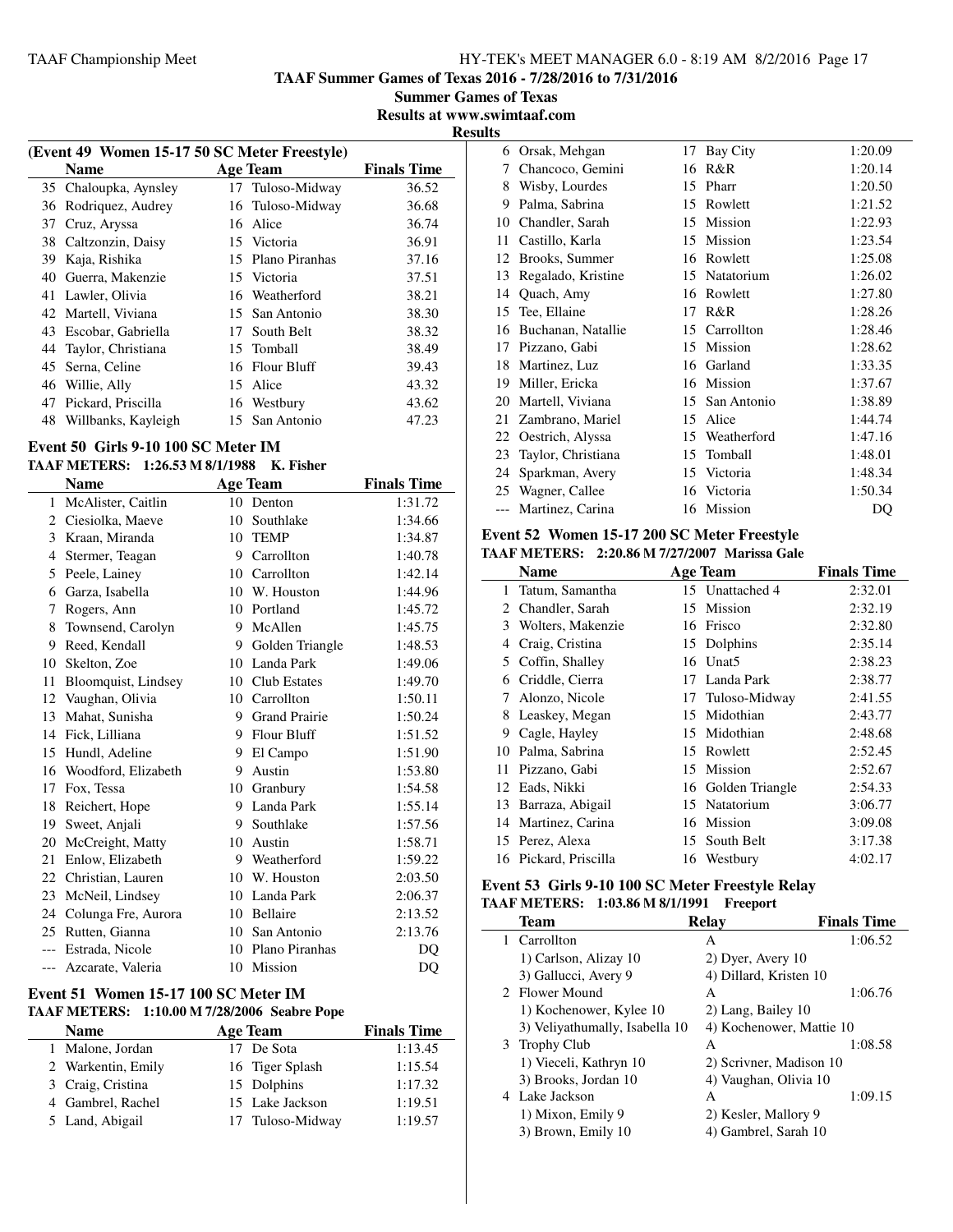# TAAF Summer Games of Texas 2016 - 7/28/2016 to 7/31/2016

**Summer Games of Texas**

**Results at www.swimtaaf.com**

**Results**

### (Event 49 Women 15-17 50 SC Meter Freestyle)

| | Name | Age | Team | Finals Time |
|---|---|---|---|---|
| 35 | Chaloupka, Aynsley | 17 | Tuloso-Midway | 36.52 |
| 36 | Rodriquez, Audrey | 16 | Tuloso-Midway | 36.68 |
| 37 | Cruz, Aryssa | 16 | Alice | 36.74 |
| 38 | Caltzonzin, Daisy | 15 | Victoria | 36.91 |
| 39 | Kaja, Rishika | 15 | Plano Piranhas | 37.16 |
| 40 | Guerra, Makenzie | 15 | Victoria | 37.51 |
| 41 | Lawler, Olivia | 16 | Weatherford | 38.21 |
| 42 | Martell, Viviana | 15 | San Antonio | 38.30 |
| 43 | Escobar, Gabriella | 17 | South Belt | 38.32 |
| 44 | Taylor, Christiana | 15 | Tomball | 38.49 |
| 45 | Serna, Celine | 16 | Flour Bluff | 39.43 |
| 46 | Willie, Ally | 15 | Alice | 43.32 |
| 47 | Pickard, Priscilla | 16 | Westbury | 43.62 |
| 48 | Willbanks, Kayleigh | 15 | San Antonio | 47.23 |

### Event 50 Girls 9-10 100 SC Meter IM

**TAAF METERS: 1:26.53 M 8/1/1988 K. Fisher**

| | Name | Age | Team | Finals Time |
|---|---|---|---|---|
| 1 | McAlister, Caitlin | 10 | Denton | 1:31.72 |
| 2 | Ciesiolka, Maeve | 10 | Southlake | 1:34.66 |
| 3 | Kraan, Miranda | 10 | TEMP | 1:34.87 |
| 4 | Stermer, Teagan | 9 | Carrollton | 1:40.78 |
| 5 | Peele, Lainey | 10 | Carrollton | 1:42.14 |
| 6 | Garza, Isabella | 10 | W. Houston | 1:44.96 |
| 7 | Rogers, Ann | 10 | Portland | 1:45.72 |
| 8 | Townsend, Carolyn | 9 | McAllen | 1:45.75 |
| 9 | Reed, Kendall | 9 | Golden Triangle | 1:48.53 |
| 10 | Skelton, Zoe | 10 | Landa Park | 1:49.06 |
| 11 | Bloomquist, Lindsey | 10 | Club Estates | 1:49.70 |
| 12 | Vaughan, Olivia | 10 | Carrollton | 1:50.11 |
| 13 | Mahat, Sunisha | 9 | Grand Prairie | 1:50.24 |
| 14 | Fick, Lilliana | 9 | Flour Bluff | 1:51.52 |
| 15 | Hundl, Adeline | 9 | El Campo | 1:51.90 |
| 16 | Woodford, Elizabeth | 9 | Austin | 1:53.80 |
| 17 | Fox, Tessa | 10 | Granbury | 1:54.58 |
| 18 | Reichert, Hope | 9 | Landa Park | 1:55.14 |
| 19 | Sweet, Anjali | 9 | Southlake | 1:57.56 |
| 20 | McCreight, Matty | 10 | Austin | 1:58.71 |
| 21 | Enlow, Elizabeth | 9 | Weatherford | 1:59.22 |
| 22 | Christian, Lauren | 10 | W. Houston | 2:03.50 |
| 23 | McNeil, Lindsey | 10 | Landa Park | 2:06.37 |
| 24 | Colunga Fre, Aurora | 10 | Bellaire | 2:13.52 |
| 25 | Rutten, Gianna | 10 | San Antonio | 2:13.76 |
| --- | Estrada, Nicole | 10 | Plano Piranhas | DQ |
| --- | Azcarate, Valeria | 10 | Mission | DQ |

### Event 51 Women 15-17 100 SC Meter IM

**TAAF METERS: 1:10.00 M 7/28/2006 Seabre Pope**

| | Name | Age | Team | Finals Time |
|---|---|---|---|---|
| 1 | Malone, Jordan | 17 | De Sota | 1:13.45 |
| 2 | Warkentin, Emily | 16 | Tiger Splash | 1:15.54 |
| 3 | Craig, Cristina | 15 | Dolphins | 1:17.32 |
| 4 | Gambrel, Rachel | 15 | Lake Jackson | 1:19.51 |
| 5 | Land, Abigail | 17 | Tuloso-Midway | 1:19.57 |
| 6 | Orsak, Mehgan | 17 | Bay City | 1:20.09 |
| 7 | Chancoco, Gemini | 16 | R&R | 1:20.14 |
| 8 | Wisby, Lourdes | 15 | Pharr | 1:20.50 |
| 9 | Palma, Sabrina | 15 | Rowlett | 1:21.52 |
| 10 | Chandler, Sarah | 15 | Mission | 1:22.93 |
| 11 | Castillo, Karla | 15 | Mission | 1:23.54 |
| 12 | Brooks, Summer | 16 | Rowlett | 1:25.08 |
| 13 | Regalado, Kristine | 15 | Natatorium | 1:26.02 |
| 14 | Quach, Amy | 16 | Rowlett | 1:27.80 |
| 15 | Tee, Ellaine | 17 | R&R | 1:28.26 |
| 16 | Buchanan, Natallie | 15 | Carrollton | 1:28.46 |
| 17 | Pizzano, Gabi | 15 | Mission | 1:28.62 |
| 18 | Martinez, Luz | 16 | Garland | 1:33.35 |
| 19 | Miller, Ericka | 16 | Mission | 1:37.67 |
| 20 | Martell, Viviana | 15 | San Antonio | 1:38.89 |
| 21 | Zambrano, Mariel | 15 | Alice | 1:44.74 |
| 22 | Oestrich, Alyssa | 15 | Weatherford | 1:47.16 |
| 23 | Taylor, Christiana | 15 | Tomball | 1:48.01 |
| 24 | Sparkman, Avery | 15 | Victoria | 1:48.34 |
| 25 | Wagner, Callee | 16 | Victoria | 1:50.34 |
| --- | Martinez, Carina | 16 | Mission | DQ |

### Event 52 Women 15-17 200 SC Meter Freestyle

**TAAF METERS: 2:20.86 M 7/27/2007 Marissa Gale**

| | Name | Age | Team | Finals Time |
|---|---|---|---|---|
| 1 | Tatum, Samantha | 15 | Unattached 4 | 2:32.01 |
| 2 | Chandler, Sarah | 15 | Mission | 2:32.19 |
| 3 | Wolters, Makenzie | 16 | Frisco | 2:32.80 |
| 4 | Craig, Cristina | 15 | Dolphins | 2:35.14 |
| 5 | Coffin, Shalley | 16 | Unat5 | 2:38.23 |
| 6 | Criddle, Cierra | 17 | Landa Park | 2:38.77 |
| 7 | Alonzo, Nicole | 17 | Tuloso-Midway | 2:41.55 |
| 8 | Leaskey, Megan | 15 | Midothian | 2:43.77 |
| 9 | Cagle, Hayley | 15 | Midothian | 2:48.68 |
| 10 | Palma, Sabrina | 15 | Rowlett | 2:52.45 |
| 11 | Pizzano, Gabi | 15 | Mission | 2:52.67 |
| 12 | Eads, Nikki | 16 | Golden Triangle | 2:54.33 |
| 13 | Barraza, Abigail | 15 | Natatorium | 3:06.77 |
| 14 | Martinez, Carina | 16 | Mission | 3:09.08 |
| 15 | Perez, Alexa | 15 | South Belt | 3:17.38 |
| 16 | Pickard, Priscilla | 16 | Westbury | 4:02.17 |

### Event 53 Girls 9-10 100 SC Meter Freestyle Relay

**TAAF METERS: 1:03.86 M 8/1/1991 Freeport**

| | Team | Relay | Finals Time |
|---|---|---|---|
| 1 | Carrollton | A | 1:06.52 |
| | 1) Carlson, Alizay 10 | 2) Dyer, Avery 10 | |
| | 3) Gallucci, Avery 9 | 4) Dillard, Kristen 10 | |
| 2 | Flower Mound | A | 1:06.76 |
| | 1) Kochenower, Kylee 10 | 2) Lang, Bailey 10 | |
| | 3) Veliyathumally, Isabella 10 | 4) Kochenower, Mattie 10 | |
| 3 | Trophy Club | A | 1:08.58 |
| | 1) Vieceli, Kathryn 10 | 2) Scrivner, Madison 10 | |
| | 3) Brooks, Jordan 10 | 4) Vaughan, Olivia 10 | |
| 4 | Lake Jackson | A | 1:09.15 |
| | 1) Mixon, Emily 9 | 2) Kesler, Mallory 9 | |
| | 3) Brown, Emily 10 | 4) Gambrel, Sarah 10 | |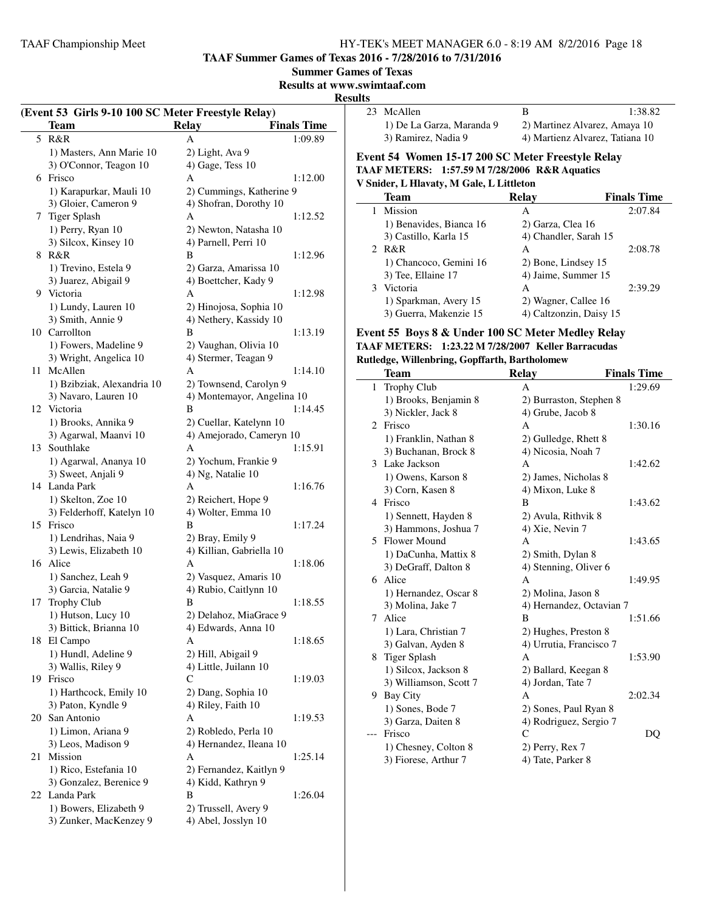**TAAF Summer Games of Texas 2016 - 7/28/2016 to 7/31/2016**

**Summer Games of Texas**

**Results at www.swimtaaf.com**

**Results**

### (Event 53 Girls 9-10 100 SC Meter Freestyle Relay)

| | Team | Relay | Finals Time |
|---|---|---|---|
| 5 | R&R | A | 1:09.89 |
| | 1) Masters, Ann Marie 10 | 2) Light, Ava 9 | |
| | 3) O'Connor, Teagon 10 | 4) Gage, Tess 10 | |
| 6 | Frisco | A | 1:12.00 |
| | 1) Karapurkar, Mauli 10 | 2) Cummings, Katherine 9 | |
| | 3) Gloier, Cameron 9 | 4) Shofran, Dorothy 10 | |
| 7 | Tiger Splash | A | 1:12.52 |
| | 1) Perry, Ryan 10 | 2) Newton, Natasha 10 | |
| | 3) Silcox, Kinsey 10 | 4) Parnell, Perri 10 | |
| 8 | R&R | B | 1:12.96 |
| | 1) Trevino, Estela 9 | 2) Garza, Amarissa 10 | |
| | 3) Juarez, Abigail 9 | 4) Boettcher, Kady 9 | |
| 9 | Victoria | A | 1:12.98 |
| | 1) Lundy, Lauren 10 | 2) Hinojosa, Sophia 10 | |
| | 3) Smith, Annie 9 | 4) Nethery, Kassidy 10 | |
| 10 | Carrollton | B | 1:13.19 |
| | 1) Fowers, Madeline 9 | 2) Vaughan, Olivia 10 | |
| | 3) Wright, Angelica 10 | 4) Stermer, Teagan 9 | |
| 11 | McAllen | A | 1:14.10 |
| | 1) Bzibziak, Alexandria 10 | 2) Townsend, Carolyn 9 | |
| | 3) Navaro, Lauren 10 | 4) Montemayor, Angelina 10 | |
| 12 | Victoria | B | 1:14.45 |
| | 1) Brooks, Annika 9 | 2) Cuellar, Katelynn 10 | |
| | 3) Agarwal, Maanvi 10 | 4) Amejorado, Cameryn 10 | |
| 13 | Southlake | A | 1:15.91 |
| | 1) Agarwal, Ananya 10 | 2) Yochum, Frankie 9 | |
| | 3) Sweet, Anjali 9 | 4) Ng, Natalie 10 | |
| 14 | Landa Park | A | 1:16.76 |
| | 1) Skelton, Zoe 10 | 2) Reichert, Hope 9 | |
| | 3) Felderhoff, Katelyn 10 | 4) Wolter, Emma 10 | |
| 15 | Frisco | B | 1:17.24 |
| | 1) Lendrihas, Naia 9 | 2) Bray, Emily 9 | |
| | 3) Lewis, Elizabeth 10 | 4) Killian, Gabriella 10 | |
| 16 | Alice | A | 1:18.06 |
| | 1) Sanchez, Leah 9 | 2) Vasquez, Amaris 10 | |
| | 3) Garcia, Natalie 9 | 4) Rubio, Caitlynn 10 | |
| 17 | Trophy Club | B | 1:18.55 |
| | 1) Hutson, Lucy 10 | 2) Delahoz, MiaGrace 9 | |
| | 3) Bittick, Brianna 10 | 4) Edwards, Anna 10 | |
| 18 | El Campo | A | 1:18.65 |
| | 1) Hundl, Adeline 9 | 2) Hill, Abigail 9 | |
| | 3) Wallis, Riley 9 | 4) Little, Juilann 10 | |
| 19 | Frisco | C | 1:19.03 |
| | 1) Harthcock, Emily 10 | 2) Dang, Sophia 10 | |
| | 3) Paton, Kyndle 9 | 4) Riley, Faith 10 | |
| 20 | San Antonio | A | 1:19.53 |
| | 1) Limon, Ariana 9 | 2) Robledo, Perla 10 | |
| | 3) Leos, Madison 9 | 4) Hernandez, Ileana 10 | |
| 21 | Mission | A | 1:25.14 |
| | 1) Rico, Estefania 10 | 2) Fernandez, Kaitlyn 9 | |
| | 3) Gonzalez, Berenice 9 | 4) Kidd, Kathryn 9 | |
| 22 | Landa Park | B | 1:26.04 |
| | 1) Bowers, Elizabeth 9 | 2) Trussell, Avery 9 | |
| | 3) Zunker, MacKenzey 9 | 4) Abel, Josslyn 10 | |
| 23 | McAllen | B | 1:38.82 |
| | 1) De La Garza, Maranda 9 | 2) Martinez Alvarez, Amaya 10 | |
| | 3) Ramirez, Nadia 9 | 4) Martienz Alvarez, Tatiana 10 | |

### Event 54 Women 15-17 200 SC Meter Freestyle Relay

**TAAF METERS: 1:57.59 M 7/28/2006 R&R Aquatics**

**V Snider, L Hlavaty, M Gale, L Littleton**

| | Team | Relay | Finals Time |
|---|---|---|---|
| 1 | Mission | A | 2:07.84 |
| | 1) Benavides, Bianca 16 | 2) Garza, Clea 16 | |
| | 3) Castillo, Karla 15 | 4) Chandler, Sarah 15 | |
| 2 | R&R | A | 2:08.78 |
| | 1) Chancoco, Gemini 16 | 2) Bone, Lindsey 15 | |
| | 3) Tee, Ellaine 17 | 4) Jaime, Summer 15 | |
| 3 | Victoria | A | 2:39.29 |
| | 1) Sparkman, Avery 15 | 2) Wagner, Callee 16 | |
| | 3) Guerra, Makenzie 15 | 4) Caltzonzin, Daisy 15 | |

### Event 55 Boys 8 & Under 100 SC Meter Medley Relay

**TAAF METERS: 1:23.22 M 7/28/2007 Keller Barracudas**

**Rutledge, Willenbring, Gopffarth, Bartholomew**

| | Team | Relay | Finals Time |
|---|---|---|---|
| 1 | Trophy Club | A | 1:29.69 |
| | 1) Brooks, Benjamin 8 | 2) Burraston, Stephen 8 | |
| | 3) Nickler, Jack 8 | 4) Grube, Jacob 8 | |
| 2 | Frisco | A | 1:30.16 |
| | 1) Franklin, Nathan 8 | 2) Gulledge, Rhett 8 | |
| | 3) Buchanan, Brock 8 | 4) Nicosia, Noah 7 | |
| 3 | Lake Jackson | A | 1:42.62 |
| | 1) Owens, Karson 8 | 2) James, Nicholas 8 | |
| | 3) Corn, Kasen 8 | 4) Mixon, Luke 8 | |
| 4 | Frisco | B | 1:43.62 |
| | 1) Sennett, Hayden 8 | 2) Avula, Rithvik 8 | |
| | 3) Hammons, Joshua 7 | 4) Xie, Nevin 7 | |
| 5 | Flower Mound | A | 1:43.65 |
| | 1) DaCunha, Mattix 8 | 2) Smith, Dylan 8 | |
| | 3) DeGraff, Dalton 8 | 4) Stenning, Oliver 6 | |
| 6 | Alice | A | 1:49.95 |
| | 1) Hernandez, Oscar 8 | 2) Molina, Jason 8 | |
| | 3) Molina, Jake 7 | 4) Hernandez, Octavian 7 | |
| 7 | Alice | B | 1:51.66 |
| | 1) Lara, Christian 7 | 2) Hughes, Preston 8 | |
| | 3) Galvan, Ayden 8 | 4) Urrutia, Francisco 7 | |
| 8 | Tiger Splash | A | 1:53.90 |
| | 1) Silcox, Jackson 8 | 2) Ballard, Keegan 8 | |
| | 3) Williamson, Scott 7 | 4) Jordan, Tate 7 | |
| 9 | Bay City | A | 2:02.34 |
| | 1) Sones, Bode 7 | 2) Sones, Paul Ryan 8 | |
| | 3) Garza, Daiten 8 | 4) Rodriguez, Sergio 7 | |
| --- | Frisco | C | DQ |
| | 1) Chesney, Colton 8 | 2) Perry, Rex 7 | |
| | 3) Fiorese, Arthur 7 | 4) Tate, Parker 8 | |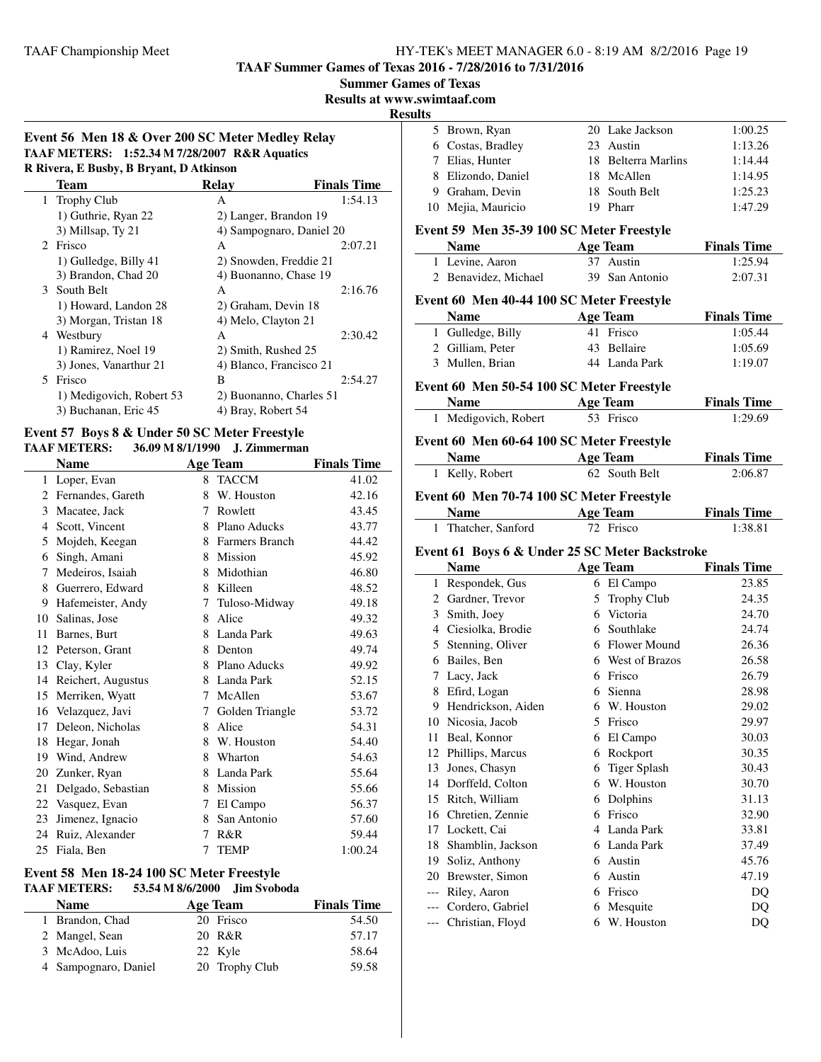**TAAF Summer Games of Texas 2016 - 7/28/2016 to 7/31/2016**

**Summer Games of Texas**

**Results at www.swimtaaf.com**

**Results**

### Event 56 Men 18 & Over 200 SC Meter Medley Relay

**TAAF METERS: 1:52.34 M 7/28/2007 R&R Aquatics**
**R Rivera, E Busby, B Bryant, D Atkinson**

| | Team | Relay | | Finals Time |
|---|---|---|---|---|
| 1 | Trophy Club | A | | 1:54.13 |
| | 1) Guthrie, Ryan 22 | 2) Langer, Brandon 19 | | |
| | 3) Millsap, Ty 21 | 4) Sampognaro, Daniel 20 | | |
| 2 | Frisco | A | | 2:07.21 |
| | 1) Gulledge, Billy 41 | 2) Snowden, Freddie 21 | | |
| | 3) Brandon, Chad 20 | 4) Buonanno, Chase 19 | | |
| 3 | South Belt | A | | 2:16.76 |
| | 1) Howard, Landon 28 | 2) Graham, Devin 18 | | |
| | 3) Morgan, Tristan 18 | 4) Melo, Clayton 21 | | |
| 4 | Westbury | A | | 2:30.42 |
| | 1) Ramirez, Noel 19 | 2) Smith, Rushed 25 | | |
| | 3) Jones, Vanarthur 21 | 4) Blanco, Francisco 21 | | |
| 5 | Frisco | B | | 2:54.27 |
| | 1) Medigovich, Robert 53 | 2) Buonanno, Charles 51 | | |
| | 3) Buchanan, Eric 45 | 4) Bray, Robert 54 | | |

### Event 57 Boys 8 & Under 50 SC Meter Freestyle

**TAAF METERS: 36.09 M 8/1/1990 J. Zimmerman**

| | Name | Age | Team | Finals Time |
|---|---|---|---|---|
| 1 | Loper, Evan | 8 | TACCM | 41.02 |
| 2 | Fernandes, Gareth | 8 | W. Houston | 42.16 |
| 3 | Macatee, Jack | 7 | Rowlett | 43.45 |
| 4 | Scott, Vincent | 8 | Plano Aducks | 43.77 |
| 5 | Mojdeh, Keegan | 8 | Farmers Branch | 44.42 |
| 6 | Singh, Amani | 8 | Mission | 45.92 |
| 7 | Medeiros, Isaiah | 8 | Midothian | 46.80 |
| 8 | Guerrero, Edward | 8 | Killeen | 48.52 |
| 9 | Hafemeister, Andy | 7 | Tuloso-Midway | 49.18 |
| 10 | Salinas, Jose | 8 | Alice | 49.32 |
| 11 | Barnes, Burt | 8 | Landa Park | 49.63 |
| 12 | Peterson, Grant | 8 | Denton | 49.74 |
| 13 | Clay, Kyler | 8 | Plano Aducks | 49.92 |
| 14 | Reichert, Augustus | 8 | Landa Park | 52.15 |
| 15 | Merriken, Wyatt | 7 | McAllen | 53.67 |
| 16 | Velazquez, Javi | 7 | Golden Triangle | 53.72 |
| 17 | Deleon, Nicholas | 8 | Alice | 54.31 |
| 18 | Hegar, Jonah | 8 | W. Houston | 54.40 |
| 19 | Wind, Andrew | 8 | Wharton | 54.63 |
| 20 | Zunker, Ryan | 8 | Landa Park | 55.64 |
| 21 | Delgado, Sebastian | 8 | Mission | 55.66 |
| 22 | Vasquez, Evan | 7 | El Campo | 56.37 |
| 23 | Jimenez, Ignacio | 8 | San Antonio | 57.60 |
| 24 | Ruiz, Alexander | 7 | R&R | 59.44 |
| 25 | Fiala, Ben | 7 | TEMP | 1:00.24 |

### Event 58 Men 18-24 100 SC Meter Freestyle

**TAAF METERS: 53.54 M 8/6/2000 Jim Svoboda**

| | Name | Age | Team | Finals Time |
|---|---|---|---|---|
| 1 | Brandon, Chad | 20 | Frisco | 54.50 |
| 2 | Mangel, Sean | 20 | R&R | 57.17 |
| 3 | McAdoo, Luis | 22 | Kyle | 58.64 |
| 4 | Sampognaro, Daniel | 20 | Trophy Club | 59.58 |
| 5 | Brown, Ryan | 20 | Lake Jackson | 1:00.25 |
| 6 | Costas, Bradley | 23 | Austin | 1:13.26 |
| 7 | Elias, Hunter | 18 | Belterra Marlins | 1:14.44 |
| 8 | Elizondo, Daniel | 18 | McAllen | 1:14.95 |
| 9 | Graham, Devin | 18 | South Belt | 1:25.23 |
| 10 | Mejia, Mauricio | 19 | Pharr | 1:47.29 |

### Event 59 Men 35-39 100 SC Meter Freestyle

| | Name | Age | Team | Finals Time |
|---|---|---|---|---|
| 1 | Levine, Aaron | 37 | Austin | 1:25.94 |
| 2 | Benavidez, Michael | 39 | San Antonio | 2:07.31 |

### Event 60 Men 40-44 100 SC Meter Freestyle

| | Name | Age | Team | Finals Time |
|---|---|---|---|---|
| 1 | Gulledge, Billy | 41 | Frisco | 1:05.44 |
| 2 | Gilliam, Peter | 43 | Bellaire | 1:05.69 |
| 3 | Mullen, Brian | 44 | Landa Park | 1:19.07 |

### Event 60 Men 50-54 100 SC Meter Freestyle

| | Name | Age | Team | Finals Time |
|---|---|---|---|---|
| 1 | Medigovich, Robert | 53 | Frisco | 1:29.69 |

### Event 60 Men 60-64 100 SC Meter Freestyle

| | Name | Age | Team | Finals Time |
|---|---|---|---|---|
| 1 | Kelly, Robert | 62 | South Belt | 2:06.87 |

### Event 60 Men 70-74 100 SC Meter Freestyle

| | Name | Age | Team | Finals Time |
|---|---|---|---|---|
| 1 | Thatcher, Sanford | 72 | Frisco | 1:38.81 |

### Event 61 Boys 6 & Under 25 SC Meter Backstroke

| | Name | Age | Team | Finals Time |
|---|---|---|---|---|
| 1 | Respondek, Gus | 6 | El Campo | 23.85 |
| 2 | Gardner, Trevor | 5 | Trophy Club | 24.35 |
| 3 | Smith, Joey | 6 | Victoria | 24.70 |
| 4 | Ciesiolka, Brodie | 6 | Southlake | 24.74 |
| 5 | Stenning, Oliver | 6 | Flower Mound | 26.36 |
| 6 | Bailes, Ben | 6 | West of Brazos | 26.58 |
| 7 | Lacy, Jack | 6 | Frisco | 26.79 |
| 8 | Efird, Logan | 6 | Sienna | 28.98 |
| 9 | Hendrickson, Aiden | 6 | W. Houston | 29.02 |
| 10 | Nicosia, Jacob | 5 | Frisco | 29.97 |
| 11 | Beal, Konnor | 6 | El Campo | 30.03 |
| 12 | Phillips, Marcus | 6 | Rockport | 30.35 |
| 13 | Jones, Chasyn | 6 | Tiger Splash | 30.43 |
| 14 | Dorffeld, Colton | 6 | W. Houston | 30.70 |
| 15 | Ritch, William | 6 | Dolphins | 31.13 |
| 16 | Chretien, Zennie | 6 | Frisco | 32.90 |
| 17 | Lockett, Cai | 4 | Landa Park | 33.81 |
| 18 | Shamblin, Jackson | 6 | Landa Park | 37.49 |
| 19 | Soliz, Anthony | 6 | Austin | 45.76 |
| 20 | Brewster, Simon | 6 | Austin | 47.19 |
| --- | Riley, Aaron | 6 | Frisco | DQ |
| --- | Cordero, Gabriel | 6 | Mesquite | DQ |
| --- | Christian, Floyd | 6 | W. Houston | DQ |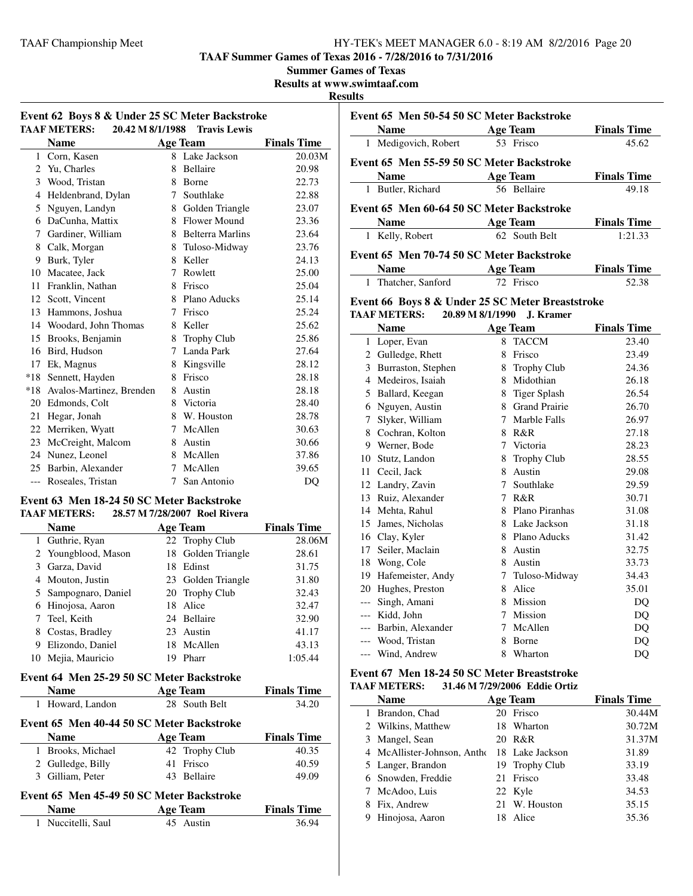**TAAF Summer Games of Texas 2016 - 7/28/2016 to 7/31/2016**

**Summer Games of Texas**

**Results at www.swimtaaf.com**

**Results**

### Event 62 Boys 8 & Under 25 SC Meter Backstroke

TAAF METERS: 20.42 M 8/1/1988 Travis Lewis

| | Name | Age | Team | Finals Time |
|---|---|---|---|---|
| 1 | Corn, Kasen | 8 | Lake Jackson | 20.03M |
| 2 | Yu, Charles | 8 | Bellaire | 20.98 |
| 3 | Wood, Tristan | 8 | Borne | 22.73 |
| 4 | Heldenbrand, Dylan | 7 | Southlake | 22.88 |
| 5 | Nguyen, Landyn | 8 | Golden Triangle | 23.07 |
| 6 | DaCunha, Mattix | 8 | Flower Mound | 23.36 |
| 7 | Gardiner, William | 8 | Belterra Marlins | 23.64 |
| 8 | Calk, Morgan | 8 | Tuloso-Midway | 23.76 |
| 9 | Burk, Tyler | 8 | Keller | 24.13 |
| 10 | Macatee, Jack | 7 | Rowlett | 25.00 |
| 11 | Franklin, Nathan | 8 | Frisco | 25.04 |
| 12 | Scott, Vincent | 8 | Plano Aducks | 25.14 |
| 13 | Hammons, Joshua | 7 | Frisco | 25.24 |
| 14 | Woodard, John Thomas | 8 | Keller | 25.62 |
| 15 | Brooks, Benjamin | 8 | Trophy Club | 25.86 |
| 16 | Bird, Hudson | 7 | Landa Park | 27.64 |
| 17 | Ek, Magnus | 8 | Kingsville | 28.12 |
| *18 | Sennett, Hayden | 8 | Frisco | 28.18 |
| *18 | Avalos-Martinez, Brenden | 8 | Austin | 28.18 |
| 20 | Edmonds, Colt | 8 | Victoria | 28.40 |
| 21 | Hegar, Jonah | 8 | W. Houston | 28.78 |
| 22 | Merriken, Wyatt | 7 | McAllen | 30.63 |
| 23 | McCreight, Malcom | 8 | Austin | 30.66 |
| 24 | Nunez, Leonel | 8 | McAllen | 37.86 |
| 25 | Barbin, Alexander | 7 | McAllen | 39.65 |
| --- | Roseales, Tristan | 7 | San Antonio | DQ |

### Event 63 Men 18-24 50 SC Meter Backstroke

TAAF METERS: 28.57 M 7/28/2007 Roel Rivera

| | Name | Age | Team | Finals Time |
|---|---|---|---|---|
| 1 | Guthrie, Ryan | 22 | Trophy Club | 28.06M |
| 2 | Youngblood, Mason | 18 | Golden Triangle | 28.61 |
| 3 | Garza, David | 18 | Edinst | 31.75 |
| 4 | Mouton, Justin | 23 | Golden Triangle | 31.80 |
| 5 | Sampognaro, Daniel | 20 | Trophy Club | 32.43 |
| 6 | Hinojosa, Aaron | 18 | Alice | 32.47 |
| 7 | Teel, Keith | 24 | Bellaire | 32.90 |
| 8 | Costas, Bradley | 23 | Austin | 41.17 |
| 9 | Elizondo, Daniel | 18 | McAllen | 43.13 |
| 10 | Mejia, Mauricio | 19 | Pharr | 1:05.44 |

### Event 64 Men 25-29 50 SC Meter Backstroke

| | Name | Age | Team | Finals Time |
|---|---|---|---|---|
| 1 | Howard, Landon | 28 | South Belt | 34.20 |

### Event 65 Men 40-44 50 SC Meter Backstroke

| | Name | Age | Team | Finals Time |
|---|---|---|---|---|
| 1 | Brooks, Michael | 42 | Trophy Club | 40.35 |
| 2 | Gulledge, Billy | 41 | Frisco | 40.59 |
| 3 | Gilliam, Peter | 43 | Bellaire | 49.09 |

### Event 65 Men 45-49 50 SC Meter Backstroke

| | Name | Age | Team | Finals Time |
|---|---|---|---|---|
| 1 | Nuccitelli, Saul | 45 | Austin | 36.94 |

### Event 65 Men 50-54 50 SC Meter Backstroke

| | Name | Age | Team | Finals Time |
|---|---|---|---|---|
| 1 | Medigovich, Robert | 53 | Frisco | 45.62 |

### Event 65 Men 55-59 50 SC Meter Backstroke

| | Name | Age | Team | Finals Time |
|---|---|---|---|---|
| 1 | Butler, Richard | 56 | Bellaire | 49.18 |

### Event 65 Men 60-64 50 SC Meter Backstroke

| | Name | Age | Team | Finals Time |
|---|---|---|---|---|
| 1 | Kelly, Robert | 62 | South Belt | 1:21.33 |

### Event 65 Men 70-74 50 SC Meter Backstroke

| | Name | Age | Team | Finals Time |
|---|---|---|---|---|
| 1 | Thatcher, Sanford | 72 | Frisco | 52.38 |

### Event 66 Boys 8 & Under 25 SC Meter Breaststroke

TAAF METERS: 20.89 M 8/1/1990 J. Kramer

| | Name | Age | Team | Finals Time |
|---|---|---|---|---|
| 1 | Loper, Evan | 8 | TACCM | 23.40 |
| 2 | Gulledge, Rhett | 8 | Frisco | 23.49 |
| 3 | Burraston, Stephen | 8 | Trophy Club | 24.36 |
| 4 | Medeeiros, Isaiah | 8 | Midothian | 26.18 |
| 5 | Ballard, Keegan | 8 | Tiger Splash | 26.54 |
| 6 | Nguyen, Austin | 8 | Grand Prairie | 26.70 |
| 7 | Slyker, William | 7 | Marble Falls | 26.97 |
| 8 | Cochran, Kolton | 8 | R&R | 27.18 |
| 9 | Werner, Bode | 7 | Victoria | 28.23 |
| 10 | Stutz, Landon | 8 | Trophy Club | 28.55 |
| 11 | Cecil, Jack | 8 | Austin | 29.08 |
| 12 | Landry, Zavin | 7 | Southlake | 29.59 |
| 13 | Ruiz, Alexander | 7 | R&R | 30.71 |
| 14 | Mehta, Rahul | 8 | Plano Piranhas | 31.08 |
| 15 | James, Nicholas | 8 | Lake Jackson | 31.18 |
| 16 | Clay, Kyler | 8 | Plano Aducks | 31.42 |
| 17 | Seiler, Maclain | 8 | Austin | 32.75 |
| 18 | Wong, Cole | 8 | Austin | 33.73 |
| 19 | Hafemeister, Andy | 7 | Tuloso-Midway | 34.43 |
| 20 | Hughes, Preston | 8 | Alice | 35.01 |
| --- | Singh, Amani | 8 | Mission | DQ |
| --- | Kidd, John | 7 | Mission | DQ |
| --- | Barbin, Alexander | 7 | McAllen | DQ |
| --- | Wood, Tristan | 8 | Borne | DQ |
| --- | Wind, Andrew | 8 | Wharton | DQ |

### Event 67 Men 18-24 50 SC Meter Breaststroke

TAAF METERS: 31.46 M 7/29/2006 Eddie Ortiz

| | Name | Age | Team | Finals Time |
|---|---|---|---|---|
| 1 | Brandon, Chad | 20 | Frisco | 30.44M |
| 2 | Wilkins, Matthew | 18 | Wharton | 30.72M |
| 3 | Mangel, Sean | 20 | R&R | 31.37M |
| 4 | McAllister-Johnson, Antho | 18 | Lake Jackson | 31.89 |
| 5 | Langer, Brandon | 19 | Trophy Club | 33.19 |
| 6 | Snowden, Freddie | 21 | Frisco | 33.48 |
| 7 | McAdoo, Luis | 22 | Kyle | 34.53 |
| 8 | Fix, Andrew | 21 | W. Houston | 35.15 |
| 9 | Hinojosa, Aaron | 18 | Alice | 35.36 |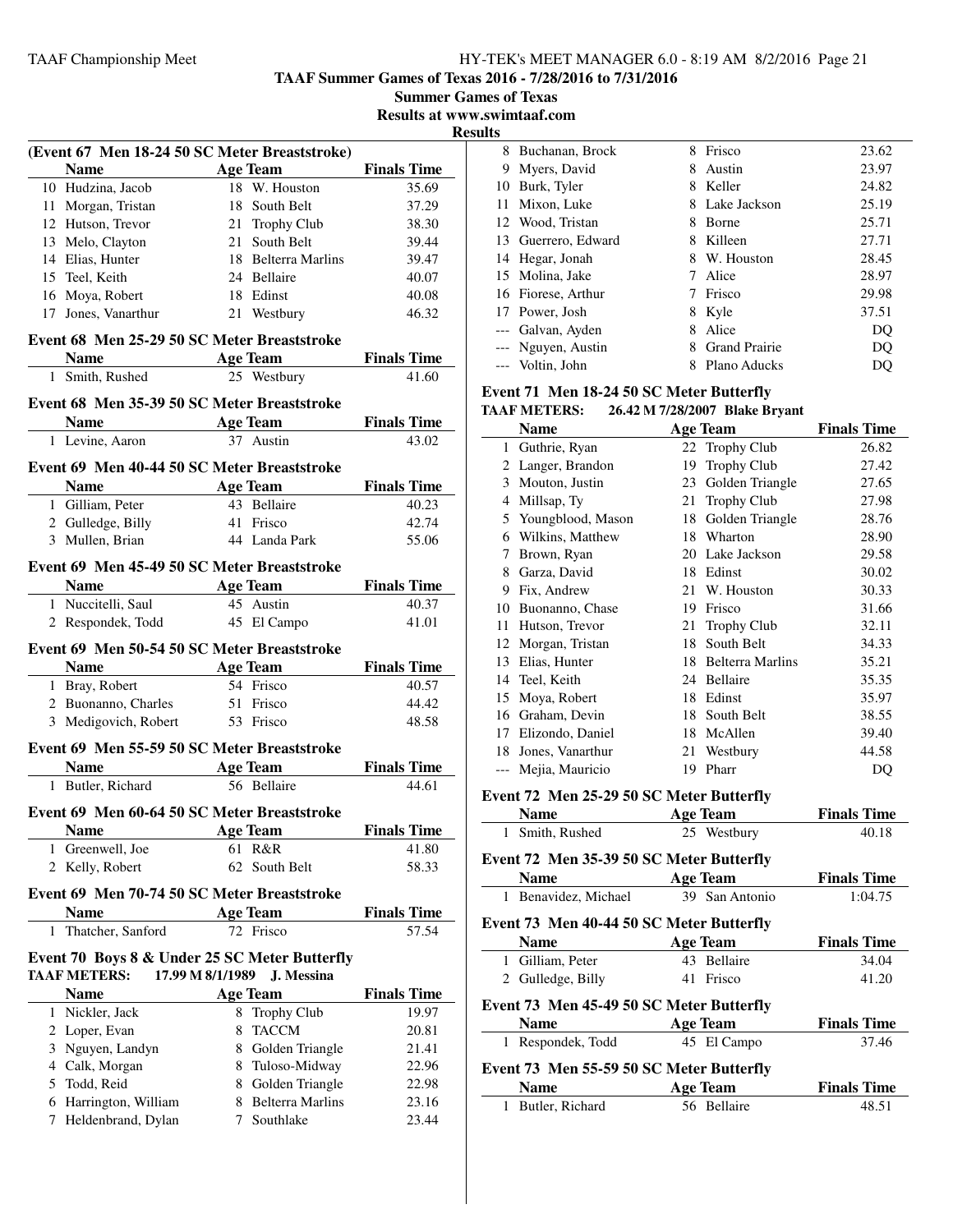**TAAF Summer Games of Texas 2016 - 7/28/2016 to 7/31/2016**

**Summer Games of Texas**

**Results at www.swimtaaf.com**

**Results**

### (Event 67 Men 18-24 50 SC Meter Breaststroke)

| | Name | Age | Team | Finals Time |
|---|---|---|---|---|
| 10 | Hudzina, Jacob | 18 | W. Houston | 35.69 |
| 11 | Morgan, Tristan | 18 | South Belt | 37.29 |
| 12 | Hutson, Trevor | 21 | Trophy Club | 38.30 |
| 13 | Melo, Clayton | 21 | South Belt | 39.44 |
| 14 | Elias, Hunter | 18 | Belterra Marlins | 39.47 |
| 15 | Teel, Keith | 24 | Bellaire | 40.07 |
| 16 | Moya, Robert | 18 | Edinst | 40.08 |
| 17 | Jones, Vanarthur | 21 | Westbury | 46.32 |

### Event 68 Men 25-29 50 SC Meter Breaststroke

| | Name | Age | Team | Finals Time |
|---|---|---|---|---|
| 1 | Smith, Rushed | 25 | Westbury | 41.60 |

### Event 68 Men 35-39 50 SC Meter Breaststroke

| | Name | Age | Team | Finals Time |
|---|---|---|---|---|
| 1 | Levine, Aaron | 37 | Austin | 43.02 |

### Event 69 Men 40-44 50 SC Meter Breaststroke

| | Name | Age | Team | Finals Time |
|---|---|---|---|---|
| 1 | Gilliam, Peter | 43 | Bellaire | 40.23 |
| 2 | Gulledge, Billy | 41 | Frisco | 42.74 |
| 3 | Mullen, Brian | 44 | Landa Park | 55.06 |

### Event 69 Men 45-49 50 SC Meter Breaststroke

| | Name | Age | Team | Finals Time |
|---|---|---|---|---|
| 1 | Nuccitelli, Saul | 45 | Austin | 40.37 |
| 2 | Respondek, Todd | 45 | El Campo | 41.01 |

### Event 69 Men 50-54 50 SC Meter Breaststroke

| | Name | Age | Team | Finals Time |
|---|---|---|---|---|
| 1 | Bray, Robert | 54 | Frisco | 40.57 |
| 2 | Buonanno, Charles | 51 | Frisco | 44.42 |
| 3 | Medigovich, Robert | 53 | Frisco | 48.58 |

### Event 69 Men 55-59 50 SC Meter Breaststroke

| | Name | Age | Team | Finals Time |
|---|---|---|---|---|
| 1 | Butler, Richard | 56 | Bellaire | 44.61 |

### Event 69 Men 60-64 50 SC Meter Breaststroke

| | Name | Age | Team | Finals Time |
|---|---|---|---|---|
| 1 | Greenwell, Joe | 61 | R&R | 41.80 |
| 2 | Kelly, Robert | 62 | South Belt | 58.33 |

### Event 69 Men 70-74 50 SC Meter Breaststroke

| | Name | Age | Team | Finals Time |
|---|---|---|---|---|
| 1 | Thatcher, Sanford | 72 | Frisco | 57.54 |

### Event 70 Boys 8 & Under 25 SC Meter Butterfly

**TAAF METERS:** 17.99 M 8/1/1989 J. Messina

| | Name | Age | Team | Finals Time |
|---|---|---|---|---|
| 1 | Nickler, Jack | 8 | Trophy Club | 19.97 |
| 2 | Loper, Evan | 8 | TACCM | 20.81 |
| 3 | Nguyen, Landyn | 8 | Golden Triangle | 21.41 |
| 4 | Calk, Morgan | 8 | Tuloso-Midway | 22.96 |
| 5 | Todd, Reid | 8 | Golden Triangle | 22.98 |
| 6 | Harrington, William | 8 | Belterra Marlins | 23.16 |
| 7 | Heldenbrand, Dylan | 7 | Southlake | 23.44 |
| 8 | Buchanan, Brock | 8 | Frisco | 23.62 |
| 9 | Myers, David | 8 | Austin | 23.97 |
| 10 | Burk, Tyler | 8 | Keller | 24.82 |
| 11 | Mixon, Luke | 8 | Lake Jackson | 25.19 |
| 12 | Wood, Tristan | 8 | Borne | 25.71 |
| 13 | Guerrero, Edward | 8 | Killeen | 27.71 |
| 14 | Hegar, Jonah | 8 | W. Houston | 28.45 |
| 15 | Molina, Jake | 7 | Alice | 28.97 |
| 16 | Fiorese, Arthur | 7 | Frisco | 29.98 |
| 17 | Power, Josh | 8 | Kyle | 37.51 |
| --- | Galvan, Ayden | 8 | Alice | DQ |
| --- | Nguyen, Austin | 8 | Grand Prairie | DQ |
| --- | Voltin, John | 8 | Plano Aducks | DQ |

### Event 71 Men 18-24 50 SC Meter Butterfly

**TAAF METERS:** 26.42 M 7/28/2007 Blake Bryant

| | Name | Age | Team | Finals Time |
|---|---|---|---|---|
| 1 | Guthrie, Ryan | 22 | Trophy Club | 26.82 |
| 2 | Langer, Brandon | 19 | Trophy Club | 27.42 |
| 3 | Mouton, Justin | 23 | Golden Triangle | 27.65 |
| 4 | Millsap, Ty | 21 | Trophy Club | 27.98 |
| 5 | Youngblood, Mason | 18 | Golden Triangle | 28.76 |
| 6 | Wilkins, Matthew | 18 | Wharton | 28.90 |
| 7 | Brown, Ryan | 20 | Lake Jackson | 29.58 |
| 8 | Garza, David | 18 | Edinst | 30.02 |
| 9 | Fix, Andrew | 21 | W. Houston | 30.33 |
| 10 | Buonanno, Chase | 19 | Frisco | 31.66 |
| 11 | Hutson, Trevor | 21 | Trophy Club | 32.11 |
| 12 | Morgan, Tristan | 18 | South Belt | 34.33 |
| 13 | Elias, Hunter | 18 | Belterra Marlins | 35.21 |
| 14 | Teel, Keith | 24 | Bellaire | 35.35 |
| 15 | Moya, Robert | 18 | Edinst | 35.97 |
| 16 | Graham, Devin | 18 | South Belt | 38.55 |
| 17 | Elizondo, Daniel | 18 | McAllen | 39.40 |
| 18 | Jones, Vanarthur | 21 | Westbury | 44.58 |
| --- | Mejia, Mauricio | 19 | Pharr | DQ |

### Event 72 Men 25-29 50 SC Meter Butterfly

| | Name | Age | Team | Finals Time |
|---|---|---|---|---|
| 1 | Smith, Rushed | 25 | Westbury | 40.18 |

### Event 72 Men 35-39 50 SC Meter Butterfly

| | Name | Age | Team | Finals Time |
|---|---|---|---|---|
| 1 | Benavidez, Michael | 39 | San Antonio | 1:04.75 |

### Event 73 Men 40-44 50 SC Meter Butterfly

| | Name | Age | Team | Finals Time |
|---|---|---|---|---|
| 1 | Gilliam, Peter | 43 | Bellaire | 34.04 |
| 2 | Gulledge, Billy | 41 | Frisco | 41.20 |

### Event 73 Men 45-49 50 SC Meter Butterfly

| | Name | Age | Team | Finals Time |
|---|---|---|---|---|
| 1 | Respondek, Todd | 45 | El Campo | 37.46 |

### Event 73 Men 55-59 50 SC Meter Butterfly

| | Name | Age | Team | Finals Time |
|---|---|---|---|---|
| 1 | Butler, Richard | 56 | Bellaire | 48.51 |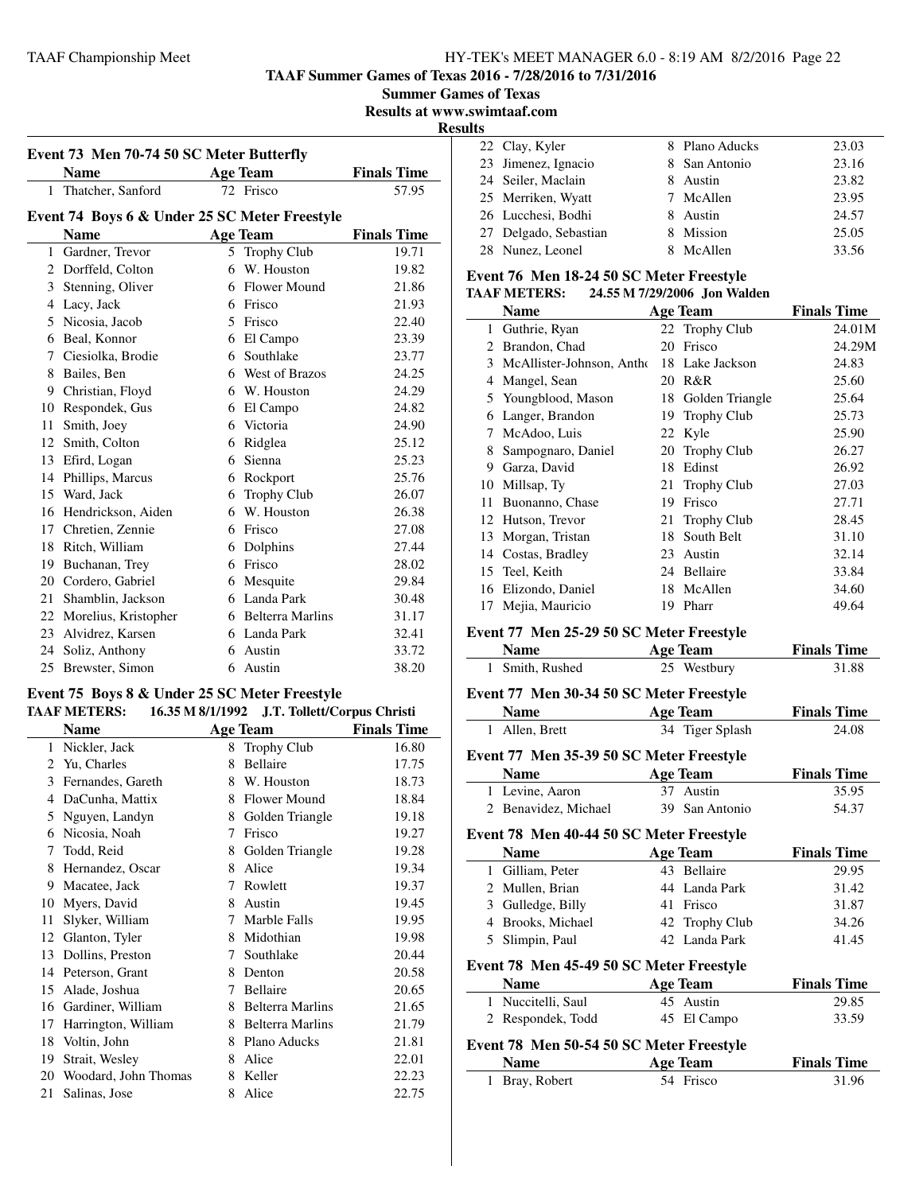**TAAF Summer Games of Texas 2016 - 7/28/2016 to 7/31/2016**

**Summer Games of Texas**

**Results at www.swimtaaf.com**

**Results**

### Event 73 Men 70-74 50 SC Meter Butterfly

| | Name | Age | Team | Finals Time |
|---|---|---|---|---|
| 1 | Thatcher, Sanford | 72 | Frisco | 57.95 |

### Event 74 Boys 6 & Under 25 SC Meter Freestyle

| | Name | Age | Team | Finals Time |
|---|---|---|---|---|
| 1 | Gardner, Trevor | 5 | Trophy Club | 19.71 |
| 2 | Dorffeld, Colton | 6 | W. Houston | 19.82 |
| 3 | Stenning, Oliver | 6 | Flower Mound | 21.86 |
| 4 | Lacy, Jack | 6 | Frisco | 21.93 |
| 5 | Nicosia, Jacob | 5 | Frisco | 22.40 |
| 6 | Beal, Konnor | 6 | El Campo | 23.39 |
| 7 | Ciesiolka, Brodie | 6 | Southlake | 23.77 |
| 8 | Bailes, Ben | 6 | West of Brazos | 24.25 |
| 9 | Christian, Floyd | 6 | W. Houston | 24.29 |
| 10 | Respondek, Gus | 6 | El Campo | 24.82 |
| 11 | Smith, Joey | 6 | Victoria | 24.90 |
| 12 | Smith, Colton | 6 | Ridglea | 25.12 |
| 13 | Efird, Logan | 6 | Sienna | 25.23 |
| 14 | Phillips, Marcus | 6 | Rockport | 25.76 |
| 15 | Ward, Jack | 6 | Trophy Club | 26.07 |
| 16 | Hendrickson, Aiden | 6 | W. Houston | 26.38 |
| 17 | Chretien, Zennie | 6 | Frisco | 27.08 |
| 18 | Ritch, William | 6 | Dolphins | 27.44 |
| 19 | Buchanan, Trey | 6 | Frisco | 28.02 |
| 20 | Cordero, Gabriel | 6 | Mesquite | 29.84 |
| 21 | Shamblin, Jackson | 6 | Landa Park | 30.48 |
| 22 | Morelius, Kristopher | 6 | Belterra Marlins | 31.17 |
| 23 | Alvidrez, Karsen | 6 | Landa Park | 32.41 |
| 24 | Soliz, Anthony | 6 | Austin | 33.72 |
| 25 | Brewster, Simon | 6 | Austin | 38.20 |

### Event 75 Boys 8 & Under 25 SC Meter Freestyle

**TAAF METERS:** 16.35 M 8/1/1992 J.T. Tollett/Corpus Christi

| | Name | Age | Team | Finals Time |
|---|---|---|---|---|
| 1 | Nickler, Jack | 8 | Trophy Club | 16.80 |
| 2 | Yu, Charles | 8 | Bellaire | 17.75 |
| 3 | Fernandes, Gareth | 8 | W. Houston | 18.73 |
| 4 | DaCunha, Mattix | 8 | Flower Mound | 18.84 |
| 5 | Nguyen, Landyn | 8 | Golden Triangle | 19.18 |
| 6 | Nicosia, Noah | 7 | Frisco | 19.27 |
| 7 | Todd, Reid | 8 | Golden Triangle | 19.28 |
| 8 | Hernandez, Oscar | 8 | Alice | 19.34 |
| 9 | Macatee, Jack | 7 | Rowlett | 19.37 |
| 10 | Myers, David | 8 | Austin | 19.45 |
| 11 | Slyker, William | 7 | Marble Falls | 19.95 |
| 12 | Glanton, Tyler | 8 | Midothian | 19.98 |
| 13 | Dollins, Preston | 7 | Southlake | 20.44 |
| 14 | Peterson, Grant | 8 | Denton | 20.58 |
| 15 | Alade, Joshua | 7 | Bellaire | 20.65 |
| 16 | Gardiner, William | 8 | Belterra Marlins | 21.65 |
| 17 | Harrington, William | 8 | Belterra Marlins | 21.79 |
| 18 | Voltin, John | 8 | Plano Aducks | 21.81 |
| 19 | Strait, Wesley | 8 | Alice | 22.01 |
| 20 | Woodard, John Thomas | 8 | Keller | 22.23 |
| 21 | Salinas, Jose | 8 | Alice | 22.75 |
| 22 | Clay, Kyler | 8 | Plano Aducks | 23.03 |
| 23 | Jimenez, Ignacio | 8 | San Antonio | 23.16 |
| 24 | Seiler, Maclain | 8 | Austin | 23.82 |
| 25 | Merriken, Wyatt | 7 | McAllen | 23.95 |
| 26 | Lucchesi, Bodhi | 8 | Austin | 24.57 |
| 27 | Delgado, Sebastian | 8 | Mission | 25.05 |
| 28 | Nunez, Leonel | 8 | McAllen | 33.56 |

### Event 76 Men 18-24 50 SC Meter Freestyle

**TAAF METERS:** 24.55 M 7/29/2006 Jon Walden

| | Name | Age | Team | Finals Time |
|---|---|---|---|---|
| 1 | Guthrie, Ryan | 22 | Trophy Club | 24.01M |
| 2 | Brandon, Chad | 20 | Frisco | 24.29M |
| 3 | McAllister-Johnson, Antho | 18 | Lake Jackson | 24.83 |
| 4 | Mangel, Sean | 20 | R&R | 25.60 |
| 5 | Youngblood, Mason | 18 | Golden Triangle | 25.64 |
| 6 | Langer, Brandon | 19 | Trophy Club | 25.73 |
| 7 | McAdoo, Luis | 22 | Kyle | 25.90 |
| 8 | Sampognaro, Daniel | 20 | Trophy Club | 26.27 |
| 9 | Garza, David | 18 | Edinst | 26.92 |
| 10 | Millsap, Ty | 21 | Trophy Club | 27.03 |
| 11 | Buonanno, Chase | 19 | Frisco | 27.71 |
| 12 | Hutson, Trevor | 21 | Trophy Club | 28.45 |
| 13 | Morgan, Tristan | 18 | South Belt | 31.10 |
| 14 | Costas, Bradley | 23 | Austin | 32.14 |
| 15 | Teel, Keith | 24 | Bellaire | 33.84 |
| 16 | Elizondo, Daniel | 18 | McAllen | 34.60 |
| 17 | Mejia, Mauricio | 19 | Pharr | 49.64 |

### Event 77 Men 25-29 50 SC Meter Freestyle

| | Name | Age | Team | Finals Time |
|---|---|---|---|---|
| 1 | Smith, Rushed | 25 | Westbury | 31.88 |

### Event 77 Men 30-34 50 SC Meter Freestyle

| | Name | Age | Team | Finals Time |
|---|---|---|---|---|
| 1 | Allen, Brett | 34 | Tiger Splash | 24.08 |

### Event 77 Men 35-39 50 SC Meter Freestyle

| | Name | Age | Team | Finals Time |
|---|---|---|---|---|
| 1 | Levine, Aaron | 37 | Austin | 35.95 |
| 2 | Benavidez, Michael | 39 | San Antonio | 54.37 |

### Event 78 Men 40-44 50 SC Meter Freestyle

| | Name | Age | Team | Finals Time |
|---|---|---|---|---|
| 1 | Gilliam, Peter | 43 | Bellaire | 29.95 |
| 2 | Mullen, Brian | 44 | Landa Park | 31.42 |
| 3 | Gulledge, Billy | 41 | Frisco | 31.87 |
| 4 | Brooks, Michael | 42 | Trophy Club | 34.26 |
| 5 | Slimpin, Paul | 42 | Landa Park | 41.45 |

### Event 78 Men 45-49 50 SC Meter Freestyle

| | Name | Age | Team | Finals Time |
|---|---|---|---|---|
| 1 | Nuccitelli, Saul | 45 | Austin | 29.85 |
| 2 | Respondek, Todd | 45 | El Campo | 33.59 |

### Event 78 Men 50-54 50 SC Meter Freestyle

| | Name | Age | Team | Finals Time |
|---|---|---|---|---|
| 1 | Bray, Robert | 54 | Frisco | 31.96 |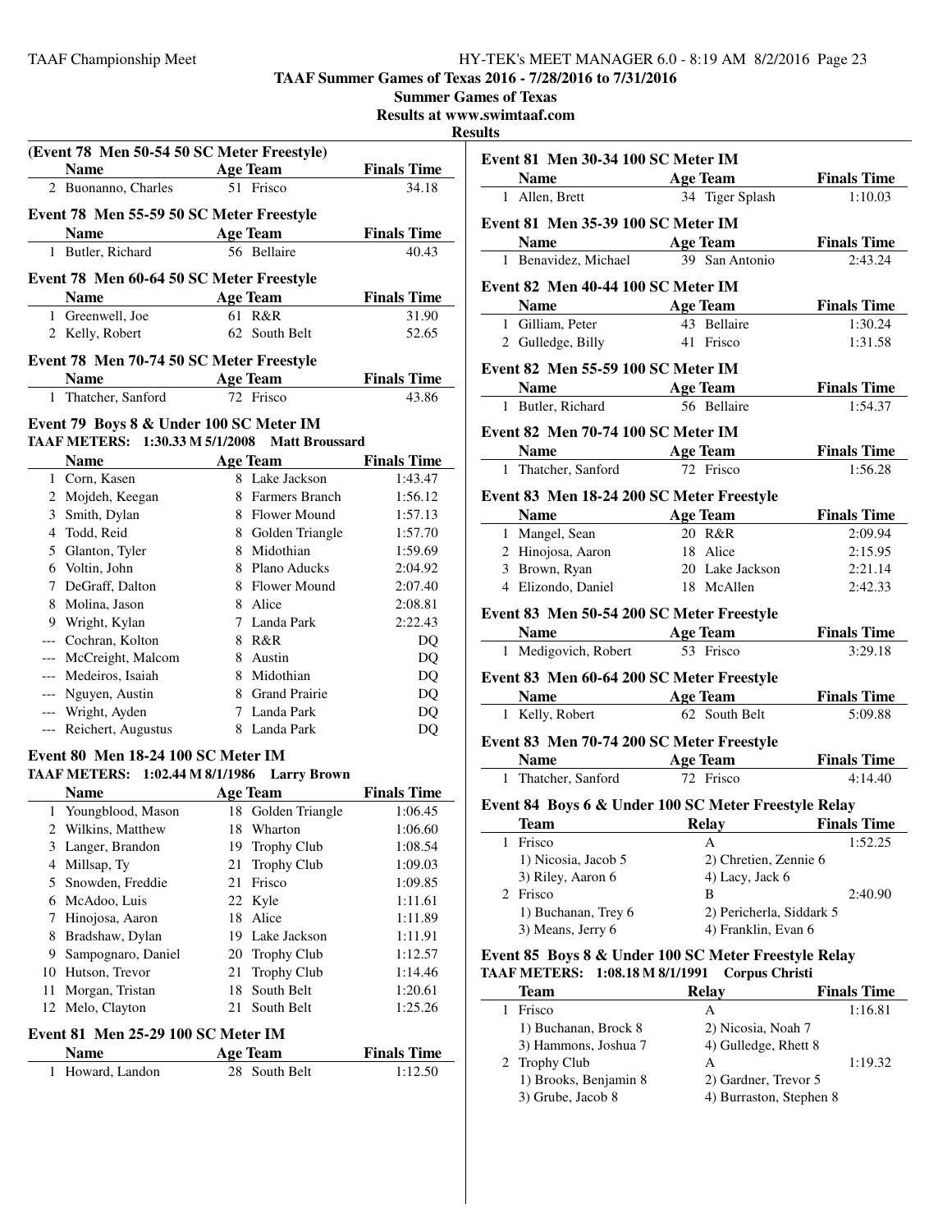## TAAF Summer Games of Texas 2016 - 7/28/2016 to 7/31/2016

**Summer Games of Texas**

**Results at www.swimtaaf.com**

**Results**

### (Event 78 Men 50-54 50 SC Meter Freestyle)

| | Name | Age | Team | Finals Time |
|---|---|---|---|---|
| 2 | Buonanno, Charles | 51 | Frisco | 34.18 |

### Event 78 Men 55-59 50 SC Meter Freestyle

| | Name | Age | Team | Finals Time |
|---|---|---|---|---|
| 1 | Butler, Richard | 56 | Bellaire | 40.43 |

### Event 78 Men 60-64 50 SC Meter Freestyle

| | Name | Age | Team | Finals Time |
|---|---|---|---|---|
| 1 | Greenwell, Joe | 61 | R&R | 31.90 |
| 2 | Kelly, Robert | 62 | South Belt | 52.65 |

### Event 78 Men 70-74 50 SC Meter Freestyle

| | Name | Age | Team | Finals Time |
|---|---|---|---|---|
| 1 | Thatcher, Sanford | 72 | Frisco | 43.86 |

### Event 79 Boys 8 & Under 100 SC Meter IM

**TAAF METERS: 1:30.33 M 5/1/2008 Matt Broussard**

| | Name | Age | Team | Finals Time |
|---|---|---|---|---|
| 1 | Corn, Kasen | 8 | Lake Jackson | 1:43.47 |
| 2 | Mojdeh, Keegan | 8 | Farmers Branch | 1:56.12 |
| 3 | Smith, Dylan | 8 | Flower Mound | 1:57.13 |
| 4 | Todd, Reid | 8 | Golden Triangle | 1:57.70 |
| 5 | Glanton, Tyler | 8 | Midothian | 1:59.69 |
| 6 | Voltin, John | 8 | Plano Aducks | 2:04.92 |
| 7 | DeGraff, Dalton | 8 | Flower Mound | 2:07.40 |
| 8 | Molina, Jason | 8 | Alice | 2:08.81 |
| 9 | Wright, Kylan | 7 | Landa Park | 2:22.43 |
| --- | Cochran, Kolton | 8 | R&R | DQ |
| --- | McCreight, Malcom | 8 | Austin | DQ |
| --- | Medeiros, Isaiah | 8 | Midothian | DQ |
| --- | Nguyen, Austin | 8 | Grand Prairie | DQ |
| --- | Wright, Ayden | 7 | Landa Park | DQ |
| --- | Reichert, Augustus | 8 | Landa Park | DQ |

### Event 80 Men 18-24 100 SC Meter IM

**TAAF METERS: 1:02.44 M 8/1/1986 Larry Brown**

| | Name | Age | Team | Finals Time |
|---|---|---|---|---|
| 1 | Youngblood, Mason | 18 | Golden Triangle | 1:06.45 |
| 2 | Wilkins, Matthew | 18 | Wharton | 1:06.60 |
| 3 | Langer, Brandon | 19 | Trophy Club | 1:08.54 |
| 4 | Millsap, Ty | 21 | Trophy Club | 1:09.03 |
| 5 | Snowden, Freddie | 21 | Frisco | 1:09.85 |
| 6 | McAdoo, Luis | 22 | Kyle | 1:11.61 |
| 7 | Hinojosa, Aaron | 18 | Alice | 1:11.89 |
| 8 | Bradshaw, Dylan | 19 | Lake Jackson | 1:11.91 |
| 9 | Sampognaro, Daniel | 20 | Trophy Club | 1:12.57 |
| 10 | Hutson, Trevor | 21 | Trophy Club | 1:14.46 |
| 11 | Morgan, Tristan | 18 | South Belt | 1:20.61 |
| 12 | Melo, Clayton | 21 | South Belt | 1:25.26 |

### Event 81 Men 25-29 100 SC Meter IM

| | Name | Age | Team | Finals Time |
|---|---|---|---|---|
| 1 | Howard, Landon | 28 | South Belt | 1:12.50 |

### Event 81 Men 30-34 100 SC Meter IM

| | Name | Age | Team | Finals Time |
|---|---|---|---|---|
| 1 | Allen, Brett | 34 | Tiger Splash | 1:10.03 |

### Event 81 Men 35-39 100 SC Meter IM

| | Name | Age | Team | Finals Time |
|---|---|---|---|---|
| 1 | Benavidez, Michael | 39 | San Antonio | 2:43.24 |

### Event 82 Men 40-44 100 SC Meter IM

| | Name | Age | Team | Finals Time |
|---|---|---|---|---|
| 1 | Gilliam, Peter | 43 | Bellaire | 1:30.24 |
| 2 | Gulledge, Billy | 41 | Frisco | 1:31.58 |

### Event 82 Men 55-59 100 SC Meter IM

| | Name | Age | Team | Finals Time |
|---|---|---|---|---|
| 1 | Butler, Richard | 56 | Bellaire | 1:54.37 |

### Event 82 Men 70-74 100 SC Meter IM

| | Name | Age | Team | Finals Time |
|---|---|---|---|---|
| 1 | Thatcher, Sanford | 72 | Frisco | 1:56.28 |

### Event 83 Men 18-24 200 SC Meter Freestyle

| | Name | Age | Team | Finals Time |
|---|---|---|---|---|
| 1 | Mangel, Sean | 20 | R&R | 2:09.94 |
| 2 | Hinojosa, Aaron | 18 | Alice | 2:15.95 |
| 3 | Brown, Ryan | 20 | Lake Jackson | 2:21.14 |
| 4 | Elizondo, Daniel | 18 | McAllen | 2:42.33 |

### Event 83 Men 50-54 200 SC Meter Freestyle

| | Name | Age | Team | Finals Time |
|---|---|---|---|---|
| 1 | Medigovich, Robert | 53 | Frisco | 3:29.18 |

### Event 83 Men 60-64 200 SC Meter Freestyle

| | Name | Age | Team | Finals Time |
|---|---|---|---|---|
| 1 | Kelly, Robert | 62 | South Belt | 5:09.88 |

### Event 83 Men 70-74 200 SC Meter Freestyle

| | Name | Age | Team | Finals Time |
|---|---|---|---|---|
| 1 | Thatcher, Sanford | 72 | Frisco | 4:14.40 |

### Event 84 Boys 6 & Under 100 SC Meter Freestyle Relay

| | Team | Relay | Finals Time |
|---|---|---|---|
| 1 | Frisco | A | 1:52.25 |
| | 1) Nicosia, Jacob 5 | 2) Chretien, Zennie 6 | |
| | 3) Riley, Aaron 6 | 4) Lacy, Jack 6 | |
| 2 | Frisco | B | 2:40.90 |
| | 1) Buchanan, Trey 6 | 2) Pericherla, Siddark 5 | |
| | 3) Means, Jerry 6 | 4) Franklin, Evan 6 | |

### Event 85 Boys 8 & Under 100 SC Meter Freestyle Relay

**TAAF METERS: 1:08.18 M 8/1/1991 Corpus Christi**

| | Team | Relay | Finals Time |
|---|---|---|---|
| 1 | Frisco | A | 1:16.81 |
| | 1) Buchanan, Brock 8 | 2) Nicosia, Noah 7 | |
| | 3) Hammons, Joshua 7 | 4) Gulledge, Rhett 8 | |
| 2 | Trophy Club | A | 1:19.32 |
| | 1) Brooks, Benjamin 8 | 2) Gardner, Trevor 5 | |
| | 3) Grube, Jacob 8 | 4) Burraston, Stephen 8 | |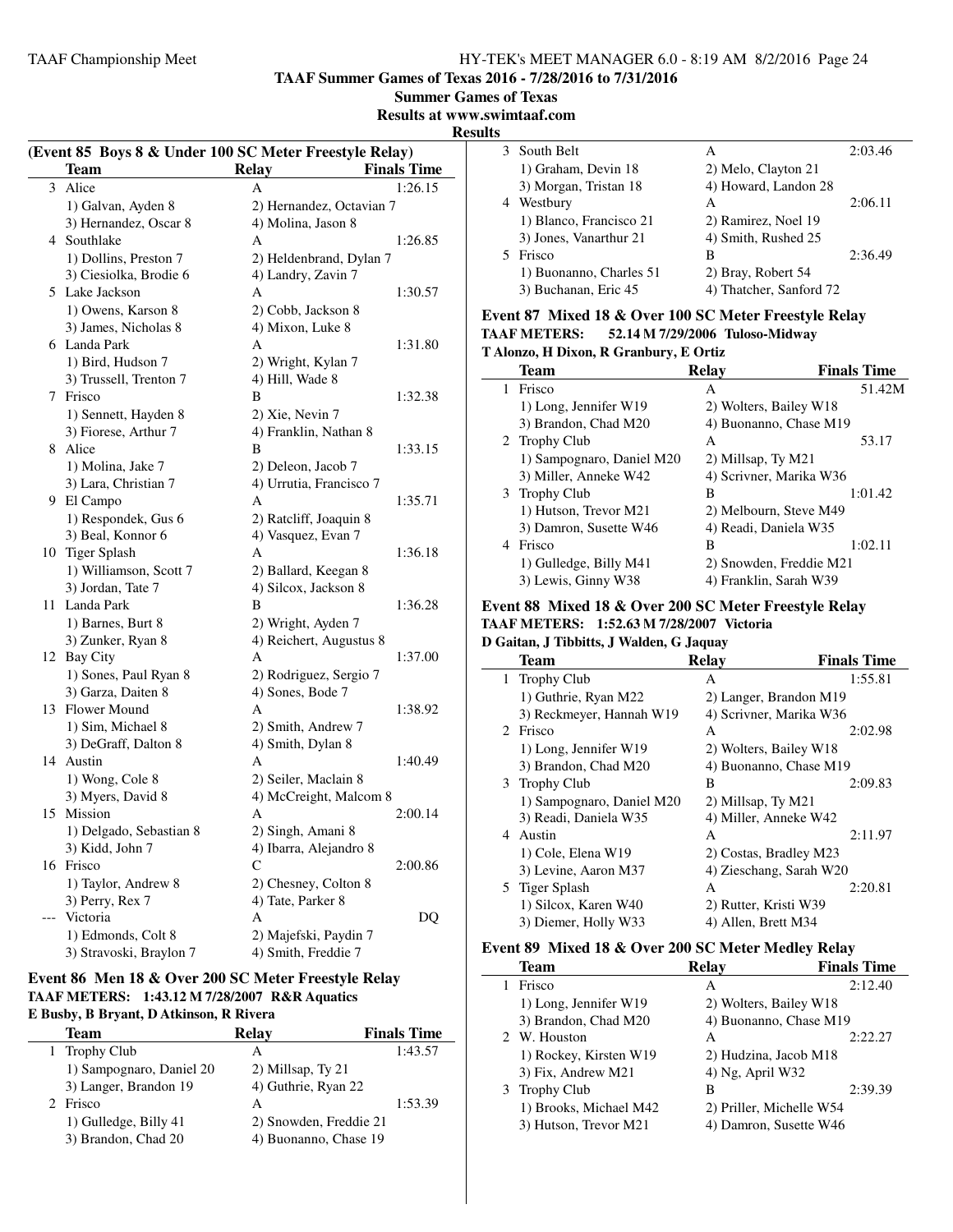**TAAF Summer Games of Texas 2016 - 7/28/2016 to 7/31/2016**

**Summer Games of Texas**

**Results at www.swimtaaf.com**

**Results**

## (Event 85 Boys 8 & Under 100 SC Meter Freestyle Relay)

| | Team | Relay | Finals Time |
|---|---|---|---|
| 3 | Alice | A | 1:26.15 |
| | 1) Galvan, Ayden 8 | 2) Hernandez, Octavian 7 | |
| | 3) Hernandez, Oscar 8 | 4) Molina, Jason 8 | |
| 4 | Southlake | A | 1:26.85 |
| | 1) Dollins, Preston 7 | 2) Heldenbrand, Dylan 7 | |
| | 3) Ciesiolka, Brodie 6 | 4) Landry, Zavin 7 | |
| 5 | Lake Jackson | A | 1:30.57 |
| | 1) Owens, Karson 8 | 2) Cobb, Jackson 8 | |
| | 3) James, Nicholas 8 | 4) Mixon, Luke 8 | |
| 6 | Landa Park | A | 1:31.80 |
| | 1) Bird, Hudson 7 | 2) Wright, Kylan 7 | |
| | 3) Trussell, Trenton 7 | 4) Hill, Wade 8 | |
| 7 | Frisco | B | 1:32.38 |
| | 1) Sennett, Hayden 8 | 2) Xie, Nevin 7 | |
| | 3) Fiorese, Arthur 7 | 4) Franklin, Nathan 8 | |
| 8 | Alice | B | 1:33.15 |
| | 1) Molina, Jake 7 | 2) Deleon, Jacob 7 | |
| | 3) Lara, Christian 7 | 4) Urrutia, Francisco 7 | |
| 9 | El Campo | A | 1:35.71 |
| | 1) Respondek, Gus 6 | 2) Ratcliff, Joaquin 8 | |
| | 3) Beal, Konnor 6 | 4) Vasquez, Evan 7 | |
| 10 | Tiger Splash | A | 1:36.18 |
| | 1) Williamson, Scott 7 | 2) Ballard, Keegan 8 | |
| | 3) Jordan, Tate 7 | 4) Silcox, Jackson 8 | |
| 11 | Landa Park | B | 1:36.28 |
| | 1) Barnes, Burt 8 | 2) Wright, Ayden 7 | |
| | 3) Zunker, Ryan 8 | 4) Reichert, Augustus 8 | |
| 12 | Bay City | A | 1:37.00 |
| | 1) Sones, Paul Ryan 8 | 2) Rodriguez, Sergio 7 | |
| | 3) Garza, Daiten 8 | 4) Sones, Bode 7 | |
| 13 | Flower Mound | A | 1:38.92 |
| | 1) Sim, Michael 8 | 2) Smith, Andrew 7 | |
| | 3) DeGraff, Dalton 8 | 4) Smith, Dylan 8 | |
| 14 | Austin | A | 1:40.49 |
| | 1) Wong, Cole 8 | 2) Seiler, Maclain 8 | |
| | 3) Myers, David 8 | 4) McCreight, Malcom 8 | |
| 15 | Mission | A | 2:00.14 |
| | 1) Delgado, Sebastian 8 | 2) Singh, Amani 8 | |
| | 3) Kidd, John 7 | 4) Ibarra, Alejandro 8 | |
| 16 | Frisco | C | 2:00.86 |
| | 1) Taylor, Andrew 8 | 2) Chesney, Colton 8 | |
| | 3) Perry, Rex 7 | 4) Tate, Parker 8 | |
| --- | Victoria | A | DQ |
| | 1) Edmonds, Colt 8 | 2) Majefski, Paydin 7 | |
| | 3) Stravoski, Braylon 7 | 4) Smith, Freddie 7 | |

## Event 86 Men 18 & Over 200 SC Meter Freestyle Relay

**TAAF METERS: 1:43.12 M 7/28/2007 R&R Aquatics**

**E Busby, B Bryant, D Atkinson, R Rivera**

| | Team | Relay | Finals Time |
|---|---|---|---|
| 1 | Trophy Club | A | 1:43.57 |
| | 1) Sampognaro, Daniel 20 | 2) Millsap, Ty 21 | |
| | 3) Langer, Brandon 19 | 4) Guthrie, Ryan 22 | |
| 2 | Frisco | A | 1:53.39 |
| | 1) Gulledge, Billy 41 | 2) Snowden, Freddie 21 | |
| | 3) Brandon, Chad 20 | 4) Buonanno, Chase 19 | |
| 3 | South Belt | A | 2:03.46 |
| | 1) Graham, Devin 18 | 2) Melo, Clayton 21 | |
| | 3) Morgan, Tristan 18 | 4) Howard, Landon 28 | |
| 4 | Westbury | A | 2:06.11 |
| | 1) Blanco, Francisco 21 | 2) Ramirez, Noel 19 | |
| | 3) Jones, Vanarthur 21 | 4) Smith, Rushed 25 | |
| 5 | Frisco | B | 2:36.49 |
| | 1) Buonanno, Charles 51 | 2) Bray, Robert 54 | |
| | 3) Buchanan, Eric 45 | 4) Thatcher, Sanford 72 | |

## Event 87 Mixed 18 & Over 100 SC Meter Freestyle Relay

**TAAF METERS: 52.14 M 7/29/2006 Tuloso-Midway**

**T Alonzo, H Dixon, R Granbury, E Ortiz**

| | Team | Relay | Finals Time |
|---|---|---|---|
| 1 | Frisco | A | 51.42M |
| | 1) Long, Jennifer W19 | 2) Wolters, Bailey W18 | |
| | 3) Brandon, Chad M20 | 4) Buonanno, Chase M19 | |
| 2 | Trophy Club | A | 53.17 |
| | 1) Sampognaro, Daniel M20 | 2) Millsap, Ty M21 | |
| | 3) Miller, Anneke W42 | 4) Scrivner, Marika W36 | |
| 3 | Trophy Club | B | 1:01.42 |
| | 1) Hutson, Trevor M21 | 2) Melbourn, Steve M49 | |
| | 3) Damron, Susette W46 | 4) Readi, Daniela W35 | |
| 4 | Frisco | B | 1:02.11 |
| | 1) Gulledge, Billy M41 | 2) Snowden, Freddie M21 | |
| | 3) Lewis, Ginny W38 | 4) Franklin, Sarah W39 | |

## Event 88 Mixed 18 & Over 200 SC Meter Freestyle Relay

**TAAF METERS: 1:52.63 M 7/28/2007 Victoria**

**D Gaitan, J Tibbitts, J Walden, G Jaquay**

| | Team | Relay | Finals Time |
|---|---|---|---|
| 1 | Trophy Club | A | 1:55.81 |
| | 1) Guthrie, Ryan M22 | 2) Langer, Brandon M19 | |
| | 3) Reckmeyer, Hannah W19 | 4) Scrivner, Marika W36 | |
| 2 | Frisco | A | 2:02.98 |
| | 1) Long, Jennifer W19 | 2) Wolters, Bailey W18 | |
| | 3) Brandon, Chad M20 | 4) Buonanno, Chase M19 | |
| 3 | Trophy Club | B | 2:09.83 |
| | 1) Sampognaro, Daniel M20 | 2) Millsap, Ty M21 | |
| | 3) Readi, Daniela W35 | 4) Miller, Anneke W42 | |
| 4 | Austin | A | 2:11.97 |
| | 1) Cole, Elena W19 | 2) Costas, Bradley M23 | |
| | 3) Levine, Aaron M37 | 4) Zieschang, Sarah W20 | |
| 5 | Tiger Splash | A | 2:20.81 |
| | 1) Silcox, Karen W40 | 2) Rutter, Kristi W39 | |
| | 3) Diemer, Holly W33 | 4) Allen, Brett M34 | |

## Event 89 Mixed 18 & Over 200 SC Meter Medley Relay

| | Team | Relay | Finals Time |
|---|---|---|---|
| 1 | Frisco | A | 2:12.40 |
| | 1) Long, Jennifer W19 | 2) Wolters, Bailey W18 | |
| | 3) Brandon, Chad M20 | 4) Buonanno, Chase M19 | |
| 2 | W. Houston | A | 2:22.27 |
| | 1) Rockey, Kirsten W19 | 2) Hudzina, Jacob M18 | |
| | 3) Fix, Andrew M21 | 4) Ng, April W32 | |
| 3 | Trophy Club | B | 2:39.39 |
| | 1) Brooks, Michael M42 | 2) Priller, Michelle W54 | |
| | 3) Hutson, Trevor M21 | 4) Damron, Susette W46 | |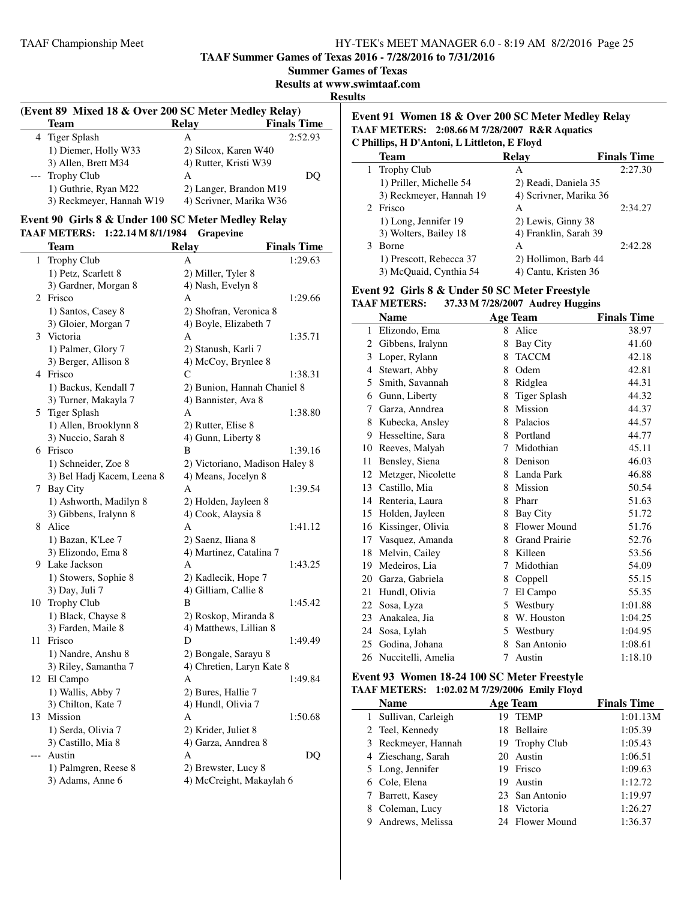## TAAF Summer Games of Texas 2016 - 7/28/2016 to 7/31/2016

**Summer Games of Texas**

**Results at www.swimtaaf.com**

**Results**

### (Event 89 Mixed 18 & Over 200 SC Meter Medley Relay)

| | Team | Relay | Finals Time |
|---|---|---|---|
| 4 | Tiger Splash | A | 2:52.93 |
| | 1) Diemer, Holly W33 | 2) Silcox, Karen W40 | |
| | 3) Allen, Brett M34 | 4) Rutter, Kristi W39 | |
| --- | Trophy Club | A | DQ |
| | 1) Guthrie, Ryan M22 | 2) Langer, Brandon M19 | |
| | 3) Reckmeyer, Hannah W19 | 4) Scrivner, Marika W36 | |

### Event 90 Girls 8 & Under 100 SC Meter Medley Relay

**TAAF METERS: 1:22.14 M 8/1/1984 Grapevine**

| | Team | Relay | Finals Time |
|---|---|---|---|
| 1 | Trophy Club | A | 1:29.63 |
| | 1) Petz, Scarlett 8 | 2) Miller, Tyler 8 | |
| | 3) Gardner, Morgan 8 | 4) Nash, Evelyn 8 | |
| 2 | Frisco | A | 1:29.66 |
| | 1) Santos, Casey 8 | 2) Shofran, Veronica 8 | |
| | 3) Gloier, Morgan 7 | 4) Boyle, Elizabeth 7 | |
| 3 | Victoria | A | 1:35.71 |
| | 1) Palmer, Glory 7 | 2) Stanush, Karli 7 | |
| | 3) Berger, Allison 8 | 4) McCoy, Brynlee 8 | |
| 4 | Frisco | C | 1:38.31 |
| | 1) Backus, Kendall 7 | 2) Bunion, Hannah Chaniel 8 | |
| | 3) Turner, Makayla 7 | 4) Bannister, Ava 8 | |
| 5 | Tiger Splash | A | 1:38.80 |
| | 1) Allen, Brooklynn 8 | 2) Rutter, Elise 8 | |
| | 3) Nuccio, Sarah 8 | 4) Gunn, Liberty 8 | |
| 6 | Frisco | B | 1:39.16 |
| | 1) Schneider, Zoe 8 | 2) Victoriano, Madison Haley 8 | |
| | 3) Bel Hadj Kacem, Leena 8 | 4) Means, Jocelyn 8 | |
| 7 | Bay City | A | 1:39.54 |
| | 1) Ashworth, Madilyn 8 | 2) Holden, Jayleen 8 | |
| | 3) Gibbens, Iralynn 8 | 4) Cook, Alaysia 8 | |
| 8 | Alice | A | 1:41.12 |
| | 1) Bazan, K'Lee 7 | 2) Saenz, Iliana 8 | |
| | 3) Elizondo, Ema 8 | 4) Martinez, Catalina 7 | |
| 9 | Lake Jackson | A | 1:43.25 |
| | 1) Stowers, Sophie 8 | 2) Kadlecik, Hope 7 | |
| | 3) Day, Juli 7 | 4) Gilliam, Callie 8 | |
| 10 | Trophy Club | B | 1:45.42 |
| | 1) Black, Chayse 8 | 2) Roskop, Miranda 8 | |
| | 3) Farden, Maile 8 | 4) Matthews, Lillian 8 | |
| 11 | Frisco | D | 1:49.49 |
| | 1) Nandre, Anshu 8 | 2) Bongale, Sarayu 8 | |
| | 3) Riley, Samantha 7 | 4) Chretien, Laryn Kate 8 | |
| 12 | El Campo | A | 1:49.84 |
| | 1) Wallis, Abby 7 | 2) Bures, Hallie 7 | |
| | 3) Chilton, Kate 7 | 4) Hundl, Olivia 7 | |
| 13 | Mission | A | 1:50.68 |
| | 1) Serda, Olivia 7 | 2) Krider, Juliet 8 | |
| | 3) Castillo, Mia 8 | 4) Garza, Anndrea 8 | |
| --- | Austin | A | DQ |
| | 1) Palmgren, Reese 8 | 2) Brewster, Lucy 8 | |
| | 3) Adams, Anne 6 | 4) McCreight, Makaylah 6 | |

### Event 91 Women 18 & Over 200 SC Meter Medley Relay

**TAAF METERS: 2:08.66 M 7/28/2007 R&R Aquatics**

**C Phillips, H D'Antoni, L Littleton, E Floyd**

| | Team | Relay | Finals Time |
|---|---|---|---|
| 1 | Trophy Club | A | 2:27.30 |
| | 1) Priller, Michelle 54 | 2) Readi, Daniela 35 | |
| | 3) Reckmeyer, Hannah 19 | 4) Scrivner, Marika 36 | |
| 2 | Frisco | A | 2:34.27 |
| | 1) Long, Jennifer 19 | 2) Lewis, Ginny 38 | |
| | 3) Wolters, Bailey 18 | 4) Franklin, Sarah 39 | |
| 3 | Borne | A | 2:42.28 |
| | 1) Prescott, Rebecca 37 | 2) Hollimon, Barb 44 | |
| | 3) McQuaid, Cynthia 54 | 4) Cantu, Kristen 36 | |

### Event 92 Girls 8 & Under 50 SC Meter Freestyle

**TAAF METERS: 37.33 M 7/28/2007 Audrey Huggins**

| | Name | Age | Team | Finals Time |
|---|---|---|---|---|
| 1 | Elizondo, Ema | 8 | Alice | 38.97 |
| 2 | Gibbens, Iralynn | 8 | Bay City | 41.60 |
| 3 | Loper, Rylann | 8 | TACCM | 42.18 |
| 4 | Stewart, Abby | 8 | Odem | 42.81 |
| 5 | Smith, Savannah | 8 | Ridglea | 44.31 |
| 6 | Gunn, Liberty | 8 | Tiger Splash | 44.32 |
| 7 | Garza, Anndrea | 8 | Mission | 44.37 |
| 8 | Kubecka, Ansley | 8 | Palacios | 44.57 |
| 9 | Hesseltine, Sara | 8 | Portland | 44.77 |
| 10 | Reeves, Malyah | 7 | Midothian | 45.11 |
| 11 | Bensley, Siena | 8 | Denison | 46.03 |
| 12 | Metzger, Nicolette | 8 | Landa Park | 46.88 |
| 13 | Castillo, Mia | 8 | Mission | 50.54 |
| 14 | Renteria, Laura | 8 | Pharr | 51.63 |
| 15 | Holden, Jayleen | 8 | Bay City | 51.72 |
| 16 | Kissinger, Olivia | 8 | Flower Mound | 51.76 |
| 17 | Vasquez, Amanda | 8 | Grand Prairie | 52.76 |
| 18 | Melvin, Cailey | 8 | Killeen | 53.56 |
| 19 | Medeiros, Lia | 7 | Midothian | 54.09 |
| 20 | Garza, Gabriela | 8 | Coppell | 55.15 |
| 21 | Hundl, Olivia | 7 | El Campo | 55.35 |
| 22 | Sosa, Lyza | 5 | Westbury | 1:01.88 |
| 23 | Anakalea, Jia | 8 | W. Houston | 1:04.25 |
| 24 | Sosa, Lylah | 5 | Westbury | 1:04.95 |
| 25 | Godina, Johana | 8 | San Antonio | 1:08.61 |
| 26 | Nuccitelli, Amelia | 7 | Austin | 1:18.10 |

### Event 93 Women 18-24 100 SC Meter Freestyle

**TAAF METERS: 1:02.02 M 7/29/2006 Emily Floyd**

| | Name | Age | Team | Finals Time |
|---|---|---|---|---|
| 1 | Sullivan, Carleigh | 19 | TEMP | 1:01.13M |
| 2 | Teel, Kennedy | 18 | Bellaire | 1:05.39 |
| 3 | Reckmeyer, Hannah | 19 | Trophy Club | 1:05.43 |
| 4 | Zieschang, Sarah | 20 | Austin | 1:06.51 |
| 5 | Long, Jennifer | 19 | Frisco | 1:09.63 |
| 6 | Cole, Elena | 19 | Austin | 1:12.72 |
| 7 | Barrett, Kasey | 23 | San Antonio | 1:19.97 |
| 8 | Coleman, Lucy | 18 | Victoria | 1:26.27 |
| 9 | Andrews, Melissa | 24 | Flower Mound | 1:36.37 |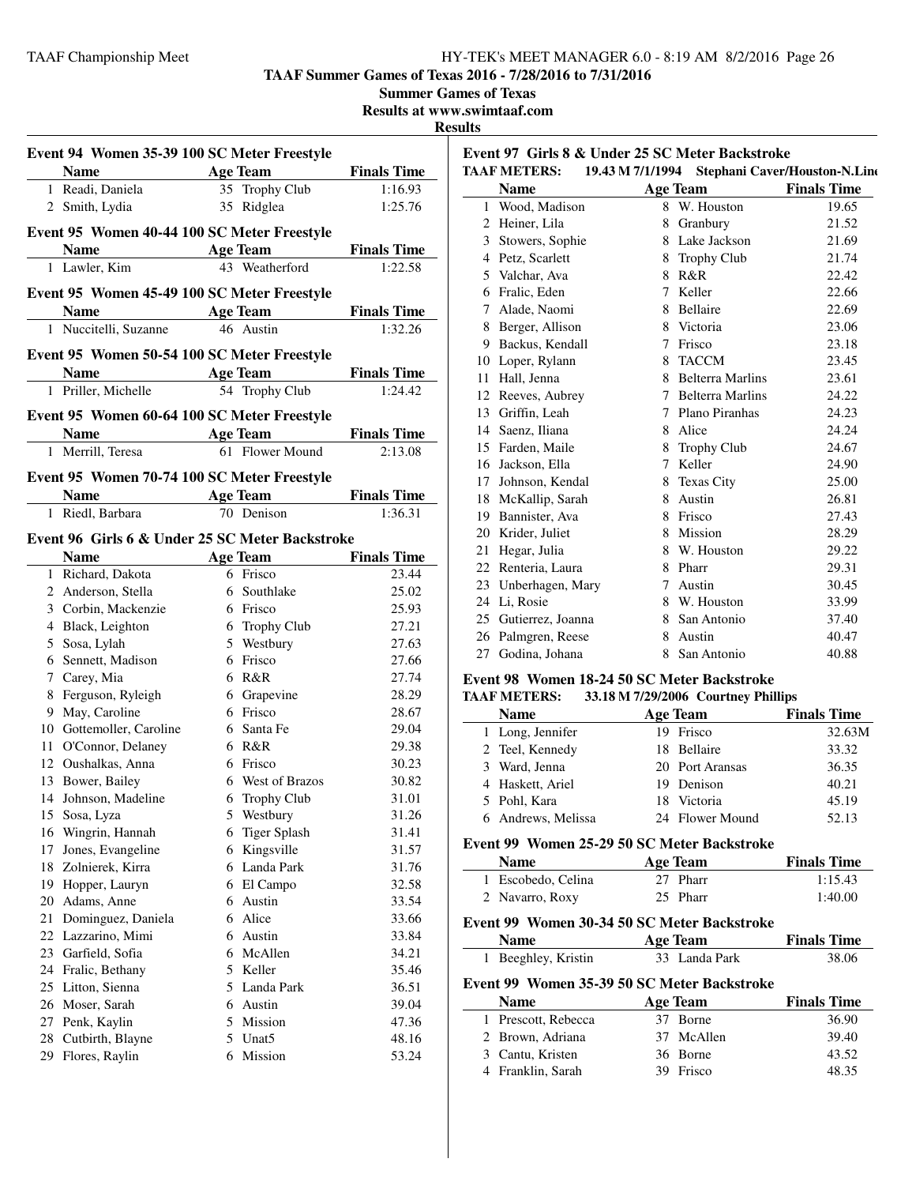## TAAF Summer Games of Texas 2016 - 7/28/2016 to 7/31/2016

**Summer Games of Texas**

**Results at www.swimtaaf.com**

**Results**

### Event 94 Women 35-39 100 SC Meter Freestyle

| | Name | Age | Team | Finals Time |
|---|---|---|---|---|
| 1 | Readi, Daniela | 35 | Trophy Club | 1:16.93 |
| 2 | Smith, Lydia | 35 | Ridglea | 1:25.76 |

### Event 95 Women 40-44 100 SC Meter Freestyle

| | Name | Age | Team | Finals Time |
|---|---|---|---|---|
| 1 | Lawler, Kim | 43 | Weatherford | 1:22.58 |

### Event 95 Women 45-49 100 SC Meter Freestyle

| | Name | Age | Team | Finals Time |
|---|---|---|---|---|
| 1 | Nuccitelli, Suzanne | 46 | Austin | 1:32.26 |

### Event 95 Women 50-54 100 SC Meter Freestyle

| | Name | Age | Team | Finals Time |
|---|---|---|---|---|
| 1 | Priller, Michelle | 54 | Trophy Club | 1:24.42 |

### Event 95 Women 60-64 100 SC Meter Freestyle

| | Name | Age | Team | Finals Time |
|---|---|---|---|---|
| 1 | Merrill, Teresa | 61 | Flower Mound | 2:13.08 |

### Event 95 Women 70-74 100 SC Meter Freestyle

| | Name | Age | Team | Finals Time |
|---|---|---|---|---|
| 1 | Riedl, Barbara | 70 | Denison | 1:36.31 |

### Event 96 Girls 6 & Under 25 SC Meter Backstroke

| | Name | Age | Team | Finals Time |
|---|---|---|---|---|
| 1 | Richard, Dakota | 6 | Frisco | 23.44 |
| 2 | Anderson, Stella | 6 | Southlake | 25.02 |
| 3 | Corbin, Mackenzie | 6 | Frisco | 25.93 |
| 4 | Black, Leighton | 6 | Trophy Club | 27.21 |
| 5 | Sosa, Lylah | 5 | Westbury | 27.63 |
| 6 | Sennett, Madison | 6 | Frisco | 27.66 |
| 7 | Carey, Mia | 6 | R&R | 27.74 |
| 8 | Ferguson, Ryleigh | 6 | Grapevine | 28.29 |
| 9 | May, Caroline | 6 | Frisco | 28.67 |
| 10 | Gottemoller, Caroline | 6 | Santa Fe | 29.04 |
| 11 | O'Connor, Delaney | 6 | R&R | 29.38 |
| 12 | Oushalkas, Anna | 6 | Frisco | 30.23 |
| 13 | Bower, Bailey | 6 | West of Brazos | 30.82 |
| 14 | Johnson, Madeline | 6 | Trophy Club | 31.01 |
| 15 | Sosa, Lyza | 5 | Westbury | 31.26 |
| 16 | Wingrin, Hannah | 6 | Tiger Splash | 31.41 |
| 17 | Jones, Evangeline | 6 | Kingsville | 31.57 |
| 18 | Zolnierek, Kirra | 6 | Landa Park | 31.76 |
| 19 | Hopper, Lauryn | 6 | El Campo | 32.58 |
| 20 | Adams, Anne | 6 | Austin | 33.54 |
| 21 | Dominguez, Daniela | 6 | Alice | 33.66 |
| 22 | Lazzarino, Mimi | 6 | Austin | 33.84 |
| 23 | Garfield, Sofia | 6 | McAllen | 34.21 |
| 24 | Fralic, Bethany | 5 | Keller | 35.46 |
| 25 | Litton, Sienna | 5 | Landa Park | 36.51 |
| 26 | Moser, Sarah | 6 | Austin | 39.04 |
| 27 | Penk, Kaylin | 5 | Mission | 47.36 |
| 28 | Cutbirth, Blayne | 5 | Unat5 | 48.16 |
| 29 | Flores, Raylin | 6 | Mission | 53.24 |

### Event 97 Girls 8 & Under 25 SC Meter Backstroke

**TAAF METERS:** 19.43 M 7/1/1994 Stephani Caver/Houston-N.Line

| | Name | Age | Team | Finals Time |
|---|---|---|---|---|
| 1 | Wood, Madison | 8 | W. Houston | 19.65 |
| 2 | Heiner, Lila | 8 | Granbury | 21.52 |
| 3 | Stowers, Sophie | 8 | Lake Jackson | 21.69 |
| 4 | Petz, Scarlett | 8 | Trophy Club | 21.74 |
| 5 | Valchar, Ava | 8 | R&R | 22.42 |
| 6 | Fralic, Eden | 7 | Keller | 22.66 |
| 7 | Alade, Naomi | 8 | Bellaire | 22.69 |
| 8 | Berger, Allison | 8 | Victoria | 23.06 |
| 9 | Backus, Kendall | 7 | Frisco | 23.18 |
| 10 | Loper, Rylann | 8 | TACCM | 23.45 |
| 11 | Hall, Jenna | 8 | Belterra Marlins | 23.61 |
| 12 | Reeves, Aubrey | 7 | Belterra Marlins | 24.22 |
| 13 | Griffin, Leah | 7 | Plano Piranhas | 24.23 |
| 14 | Saenz, Iliana | 8 | Alice | 24.24 |
| 15 | Farden, Maile | 8 | Trophy Club | 24.67 |
| 16 | Jackson, Ella | 7 | Keller | 24.90 |
| 17 | Johnson, Kendal | 8 | Texas City | 25.00 |
| 18 | McKallip, Sarah | 8 | Austin | 26.81 |
| 19 | Bannister, Ava | 8 | Frisco | 27.43 |
| 20 | Krider, Juliet | 8 | Mission | 28.29 |
| 21 | Hegar, Julia | 8 | W. Houston | 29.22 |
| 22 | Renteria, Laura | 8 | Pharr | 29.31 |
| 23 | Unberhagen, Mary | 7 | Austin | 30.45 |
| 24 | Li, Rosie | 8 | W. Houston | 33.99 |
| 25 | Gutierrez, Joanna | 8 | San Antonio | 37.40 |
| 26 | Palmgren, Reese | 8 | Austin | 40.47 |
| 27 | Godina, Johana | 8 | San Antonio | 40.88 |

### Event 98 Women 18-24 50 SC Meter Backstroke

**TAAF METERS:** 33.18 M 7/29/2006 Courtney Phillips

| | Name | Age | Team | Finals Time |
|---|---|---|---|---|
| 1 | Long, Jennifer | 19 | Frisco | 32.63M |
| 2 | Teel, Kennedy | 18 | Bellaire | 33.32 |
| 3 | Ward, Jenna | 20 | Port Aransas | 36.35 |
| 4 | Haskett, Ariel | 19 | Denison | 40.21 |
| 5 | Pohl, Kara | 18 | Victoria | 45.19 |
| 6 | Andrews, Melissa | 24 | Flower Mound | 52.13 |

### Event 99 Women 25-29 50 SC Meter Backstroke

| | Name | Age | Team | Finals Time |
|---|---|---|---|---|
| 1 | Escobedo, Celina | 27 | Pharr | 1:15.43 |
| 2 | Navarro, Roxy | 25 | Pharr | 1:40.00 |

### Event 99 Women 30-34 50 SC Meter Backstroke

| | Name | Age | Team | Finals Time |
|---|---|---|---|---|
| 1 | Beeghley, Kristin | 33 | Landa Park | 38.06 |

### Event 99 Women 35-39 50 SC Meter Backstroke

| | Name | Age | Team | Finals Time |
|---|---|---|---|---|
| 1 | Prescott, Rebecca | 37 | Borne | 36.90 |
| 2 | Brown, Adriana | 37 | McAllen | 39.40 |
| 3 | Cantu, Kristen | 36 | Borne | 43.52 |
| 4 | Franklin, Sarah | 39 | Frisco | 48.35 |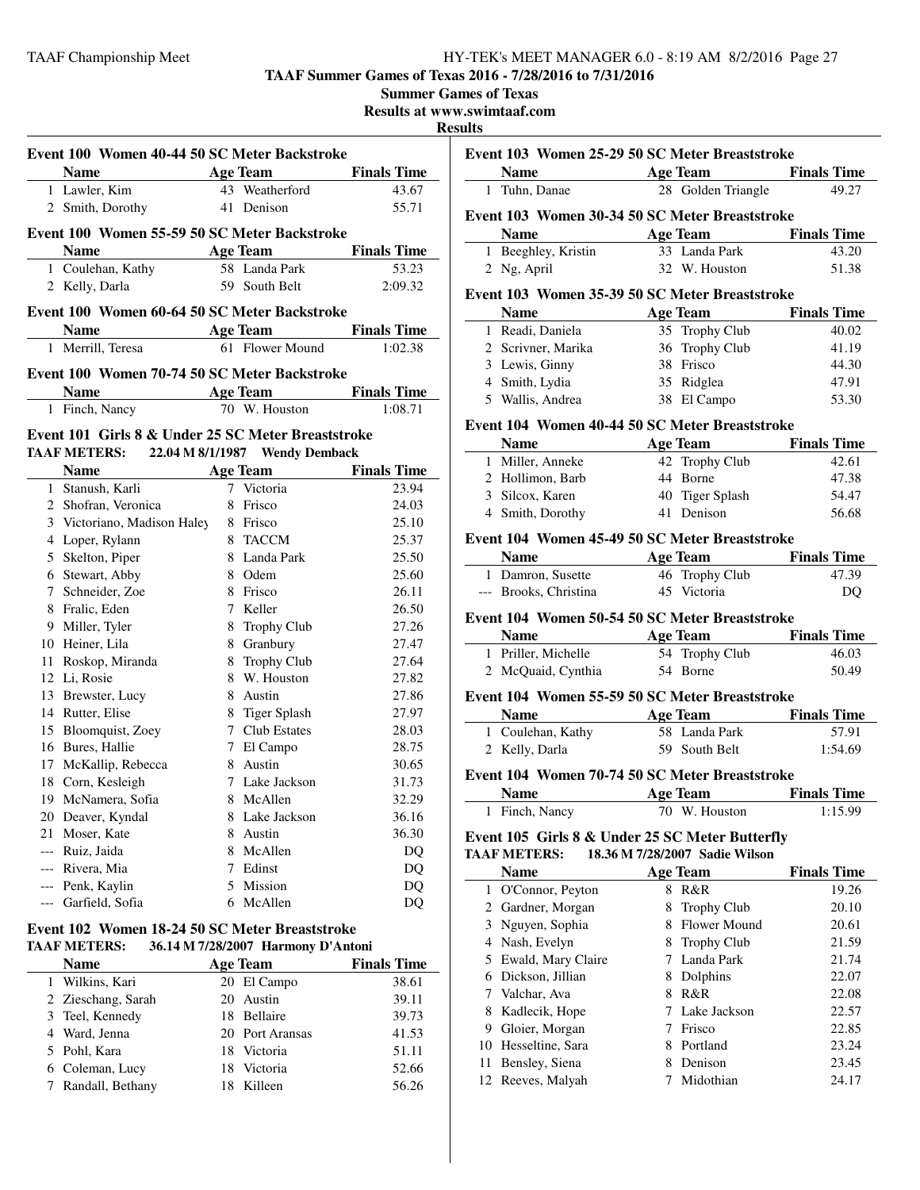## TAAF Summer Games of Texas 2016 - 7/28/2016 to 7/31/2016

**Summer Games of Texas**

**Results at www.swimtaaf.com**

**Results**

### Event 100 Women 40-44 50 SC Meter Backstroke

| | Name | Age | Team | Finals Time |
|---|---|---|---|---|
| 1 | Lawler, Kim | 43 | Weatherford | 43.67 |
| 2 | Smith, Dorothy | 41 | Denison | 55.71 |

### Event 100 Women 55-59 50 SC Meter Backstroke

| | Name | Age | Team | Finals Time |
|---|---|---|---|---|
| 1 | Coulehan, Kathy | 58 | Landa Park | 53.23 |
| 2 | Kelly, Darla | 59 | South Belt | 2:09.32 |

### Event 100 Women 60-64 50 SC Meter Backstroke

| | Name | Age | Team | Finals Time |
|---|---|---|---|---|
| 1 | Merrill, Teresa | 61 | Flower Mound | 1:02.38 |

### Event 100 Women 70-74 50 SC Meter Backstroke

| | Name | Age | Team | Finals Time |
|---|---|---|---|---|
| 1 | Finch, Nancy | 70 | W. Houston | 1:08.71 |

### Event 101 Girls 8 & Under 25 SC Meter Breaststroke

**TAAF METERS:** 22.04 M 8/1/1987 Wendy Demback

| | Name | Age | Team | Finals Time |
|---|---|---|---|---|
| 1 | Stanush, Karli | 7 | Victoria | 23.94 |
| 2 | Shofran, Veronica | 8 | Frisco | 24.03 |
| 3 | Victoriano, Madison Haley | 8 | Frisco | 25.10 |
| 4 | Loper, Rylann | 8 | TACCM | 25.37 |
| 5 | Skelton, Piper | 8 | Landa Park | 25.50 |
| 6 | Stewart, Abby | 8 | Odem | 25.60 |
| 7 | Schneider, Zoe | 8 | Frisco | 26.11 |
| 8 | Fralic, Eden | 7 | Keller | 26.50 |
| 9 | Miller, Tyler | 8 | Trophy Club | 27.26 |
| 10 | Heiner, Lila | 8 | Granbury | 27.47 |
| 11 | Roskop, Miranda | 8 | Trophy Club | 27.64 |
| 12 | Li, Rosie | 8 | W. Houston | 27.82 |
| 13 | Brewster, Lucy | 8 | Austin | 27.86 |
| 14 | Rutter, Elise | 8 | Tiger Splash | 27.97 |
| 15 | Bloomquist, Zoey | 7 | Club Estates | 28.03 |
| 16 | Bures, Hallie | 7 | El Campo | 28.75 |
| 17 | McKallip, Rebecca | 8 | Austin | 30.65 |
| 18 | Corn, Kesleigh | 7 | Lake Jackson | 31.73 |
| 19 | McNamera, Sofia | 8 | McAllen | 32.29 |
| 20 | Deaver, Kyndal | 8 | Lake Jackson | 36.16 |
| 21 | Moser, Kate | 8 | Austin | 36.30 |
| --- | Ruiz, Jaida | 8 | McAllen | DQ |
| --- | Rivera, Mia | 7 | Edinst | DQ |
| --- | Penk, Kaylin | 5 | Mission | DQ |
| --- | Garfield, Sofia | 6 | McAllen | DQ |

### Event 102 Women 18-24 50 SC Meter Breaststroke

**TAAF METERS:** 36.14 M 7/28/2007 Harmony D'Antoni

| | Name | Age | Team | Finals Time |
|---|---|---|---|---|
| 1 | Wilkins, Kari | 20 | El Campo | 38.61 |
| 2 | Zieschang, Sarah | 20 | Austin | 39.11 |
| 3 | Teel, Kennedy | 18 | Bellaire | 39.73 |
| 4 | Ward, Jenna | 20 | Port Aransas | 41.53 |
| 5 | Pohl, Kara | 18 | Victoria | 51.11 |
| 6 | Coleman, Lucy | 18 | Victoria | 52.66 |
| 7 | Randall, Bethany | 18 | Killeen | 56.26 |

### Event 103 Women 25-29 50 SC Meter Breaststroke

| | Name | Age | Team | Finals Time |
|---|---|---|---|---|
| 1 | Tuhn, Danae | 28 | Golden Triangle | 49.27 |

### Event 103 Women 30-34 50 SC Meter Breaststroke

| | Name | Age | Team | Finals Time |
|---|---|---|---|---|
| 1 | Beeghley, Kristin | 33 | Landa Park | 43.20 |
| 2 | Ng, April | 32 | W. Houston | 51.38 |

### Event 103 Women 35-39 50 SC Meter Breaststroke

| | Name | Age | Team | Finals Time |
|---|---|---|---|---|
| 1 | Readi, Daniela | 35 | Trophy Club | 40.02 |
| 2 | Scrivner, Marika | 36 | Trophy Club | 41.19 |
| 3 | Lewis, Ginny | 38 | Frisco | 44.30 |
| 4 | Smith, Lydia | 35 | Ridglea | 47.91 |
| 5 | Wallis, Andrea | 38 | El Campo | 53.30 |

### Event 104 Women 40-44 50 SC Meter Breaststroke

| | Name | Age | Team | Finals Time |
|---|---|---|---|---|
| 1 | Miller, Anneke | 42 | Trophy Club | 42.61 |
| 2 | Hollimon, Barb | 44 | Borne | 47.38 |
| 3 | Silcox, Karen | 40 | Tiger Splash | 54.47 |
| 4 | Smith, Dorothy | 41 | Denison | 56.68 |

### Event 104 Women 45-49 50 SC Meter Breaststroke

| | Name | Age | Team | Finals Time |
|---|---|---|---|---|
| 1 | Damron, Susette | 46 | Trophy Club | 47.39 |
| --- | Brooks, Christina | 45 | Victoria | DQ |

### Event 104 Women 50-54 50 SC Meter Breaststroke

| | Name | Age | Team | Finals Time |
|---|---|---|---|---|
| 1 | Priller, Michelle | 54 | Trophy Club | 46.03 |
| 2 | McQuaid, Cynthia | 54 | Borne | 50.49 |

### Event 104 Women 55-59 50 SC Meter Breaststroke

| | Name | Age | Team | Finals Time |
|---|---|---|---|---|
| 1 | Coulehan, Kathy | 58 | Landa Park | 57.91 |
| 2 | Kelly, Darla | 59 | South Belt | 1:54.69 |

### Event 104 Women 70-74 50 SC Meter Breaststroke

| | Name | Age | Team | Finals Time |
|---|---|---|---|---|
| 1 | Finch, Nancy | 70 | W. Houston | 1:15.99 |

### Event 105 Girls 8 & Under 25 SC Meter Butterfly

**TAAF METERS:** 18.36 M 7/28/2007 Sadie Wilson

| | Name | Age | Team | Finals Time |
|---|---|---|---|---|
| 1 | O'Connor, Peyton | 8 | R&R | 19.26 |
| 2 | Gardner, Morgan | 8 | Trophy Club | 20.10 |
| 3 | Nguyen, Sophia | 8 | Flower Mound | 20.61 |
| 4 | Nash, Evelyn | 8 | Trophy Club | 21.59 |
| 5 | Ewald, Mary Claire | 7 | Landa Park | 21.74 |
| 6 | Dickson, Jillian | 8 | Dolphins | 22.07 |
| 7 | Valchar, Ava | 8 | R&R | 22.08 |
| 8 | Kadlecik, Hope | 7 | Lake Jackson | 22.57 |
| 9 | Gloier, Morgan | 7 | Frisco | 22.85 |
| 10 | Hesseltine, Sara | 8 | Portland | 23.24 |
| 11 | Bensley, Siena | 8 | Denison | 23.45 |
| 12 | Reeves, Malyah | 7 | Midothian | 24.17 |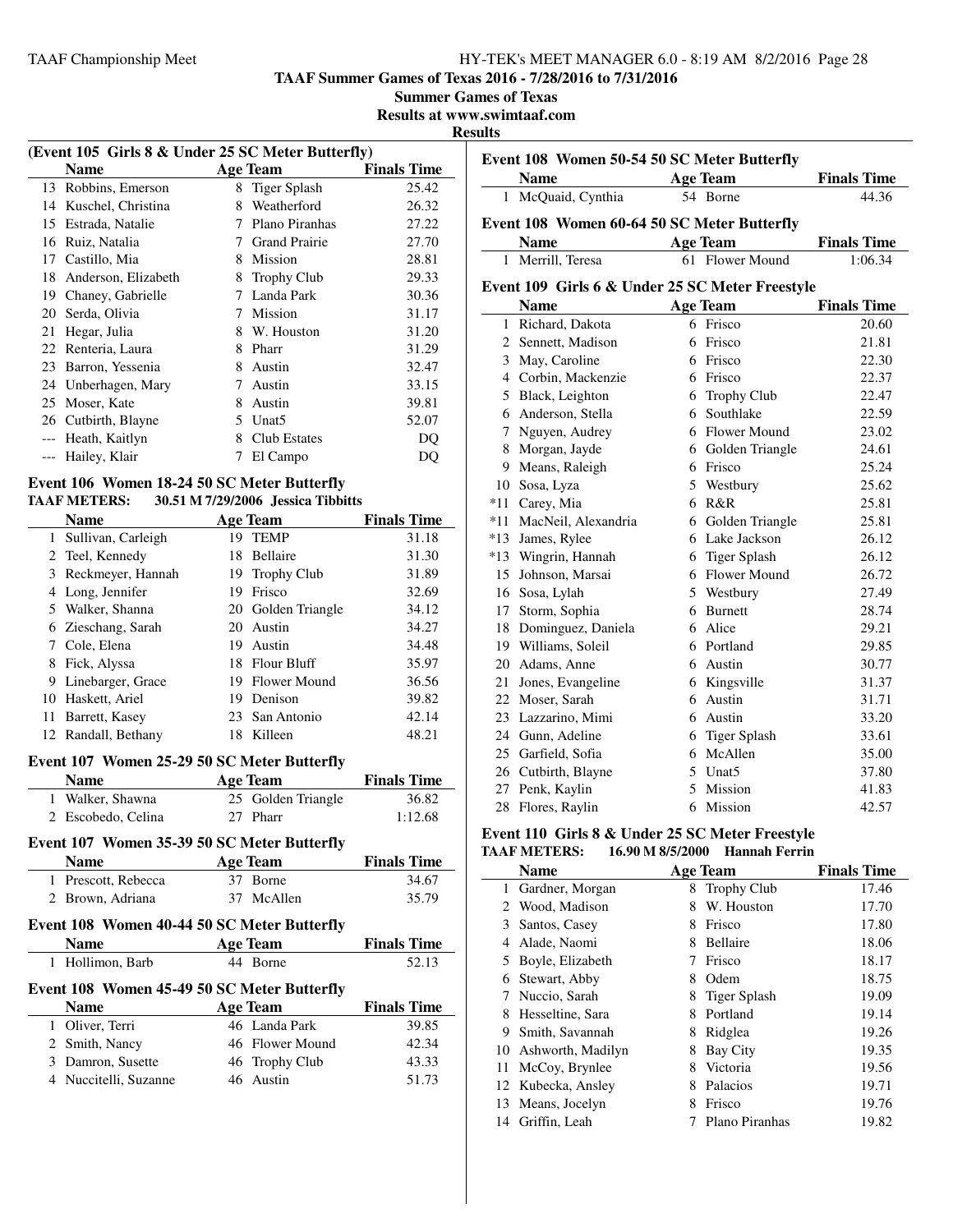**TAAF Summer Games of Texas 2016 - 7/28/2016 to 7/31/2016**

**Summer Games of Texas**

**Results at www.swimtaaf.com**

**Results**

### (Event 105 Girls 8 & Under 25 SC Meter Butterfly)

| | Name | Age | Team | Finals Time |
|---|---|---|---|---|
| 13 | Robbins, Emerson | 8 | Tiger Splash | 25.42 |
| 14 | Kuschel, Christina | 8 | Weatherford | 26.32 |
| 15 | Estrada, Natalie | 7 | Plano Piranhas | 27.22 |
| 16 | Ruiz, Natalia | 7 | Grand Prairie | 27.70 |
| 17 | Castillo, Mia | 8 | Mission | 28.81 |
| 18 | Anderson, Elizabeth | 8 | Trophy Club | 29.33 |
| 19 | Chaney, Gabrielle | 7 | Landa Park | 30.36 |
| 20 | Serda, Olivia | 7 | Mission | 31.17 |
| 21 | Hegar, Julia | 8 | W. Houston | 31.20 |
| 22 | Renteria, Laura | 8 | Pharr | 31.29 |
| 23 | Barron, Yessenia | 8 | Austin | 32.47 |
| 24 | Unberhagen, Mary | 7 | Austin | 33.15 |
| 25 | Moser, Kate | 8 | Austin | 39.81 |
| 26 | Cutbirth, Blayne | 5 | Unat5 | 52.07 |
| --- | Heath, Kaitlyn | 8 | Club Estates | DQ |
| --- | Hailey, Klair | 7 | El Campo | DQ |

### Event 106 Women 18-24 50 SC Meter Butterfly

**TAAF METERS: 30.51 M 7/29/2006 Jessica Tibbitts**

| | Name | Age | Team | Finals Time |
|---|---|---|---|---|
| 1 | Sullivan, Carleigh | 19 | TEMP | 31.18 |
| 2 | Teel, Kennedy | 18 | Bellaire | 31.30 |
| 3 | Reckmeyer, Hannah | 19 | Trophy Club | 31.89 |
| 4 | Long, Jennifer | 19 | Frisco | 32.69 |
| 5 | Walker, Shanna | 20 | Golden Triangle | 34.12 |
| 6 | Zieschang, Sarah | 20 | Austin | 34.27 |
| 7 | Cole, Elena | 19 | Austin | 34.48 |
| 8 | Fick, Alyssa | 18 | Flour Bluff | 35.97 |
| 9 | Linebarger, Grace | 19 | Flower Mound | 36.56 |
| 10 | Haskett, Ariel | 19 | Denison | 39.82 |
| 11 | Barrett, Kasey | 23 | San Antonio | 42.14 |
| 12 | Randall, Bethany | 18 | Killeen | 48.21 |

### Event 107 Women 25-29 50 SC Meter Butterfly

| | Name | Age | Team | Finals Time |
|---|---|---|---|---|
| 1 | Walker, Shawna | 25 | Golden Triangle | 36.82 |
| 2 | Escobedo, Celina | 27 | Pharr | 1:12.68 |

### Event 107 Women 35-39 50 SC Meter Butterfly

| | Name | Age | Team | Finals Time |
|---|---|---|---|---|
| 1 | Prescott, Rebecca | 37 | Borne | 34.67 |
| 2 | Brown, Adriana | 37 | McAllen | 35.79 |

### Event 108 Women 40-44 50 SC Meter Butterfly

| | Name | Age | Team | Finals Time |
|---|---|---|---|---|
| 1 | Hollimon, Barb | 44 | Borne | 52.13 |

### Event 108 Women 45-49 50 SC Meter Butterfly

| | Name | Age | Team | Finals Time |
|---|---|---|---|---|
| 1 | Oliver, Terri | 46 | Landa Park | 39.85 |
| 2 | Smith, Nancy | 46 | Flower Mound | 42.34 |
| 3 | Damron, Susette | 46 | Trophy Club | 43.33 |
| 4 | Nuccitelli, Suzanne | 46 | Austin | 51.73 |

### Event 108 Women 50-54 50 SC Meter Butterfly

| | Name | Age | Team | Finals Time |
|---|---|---|---|---|
| 1 | McQuaid, Cynthia | 54 | Borne | 44.36 |

### Event 108 Women 60-64 50 SC Meter Butterfly

| | Name | Age | Team | Finals Time |
|---|---|---|---|---|
| 1 | Merrill, Teresa | 61 | Flower Mound | 1:06.34 |

### Event 109 Girls 6 & Under 25 SC Meter Freestyle

| | Name | Age | Team | Finals Time |
|---|---|---|---|---|
| 1 | Richard, Dakota | 6 | Frisco | 20.60 |
| 2 | Sennett, Madison | 6 | Frisco | 21.81 |
| 3 | May, Caroline | 6 | Frisco | 22.30 |
| 4 | Corbin, Mackenzie | 6 | Frisco | 22.37 |
| 5 | Black, Leighton | 6 | Trophy Club | 22.47 |
| 6 | Anderson, Stella | 6 | Southlake | 22.59 |
| 7 | Nguyen, Audrey | 6 | Flower Mound | 23.02 |
| 8 | Morgan, Jayde | 6 | Golden Triangle | 24.61 |
| 9 | Means, Raleigh | 6 | Frisco | 25.24 |
| 10 | Sosa, Lyza | 5 | Westbury | 25.62 |
| *11 | Carey, Mia | 6 | R&R | 25.81 |
| *11 | MacNeil, Alexandria | 6 | Golden Triangle | 25.81 |
| *13 | James, Rylee | 6 | Lake Jackson | 26.12 |
| *13 | Wingrin, Hannah | 6 | Tiger Splash | 26.12 |
| 15 | Johnson, Marsai | 6 | Flower Mound | 26.72 |
| 16 | Sosa, Lylah | 5 | Westbury | 27.49 |
| 17 | Storm, Sophia | 6 | Burnett | 28.74 |
| 18 | Dominguez, Daniela | 6 | Alice | 29.21 |
| 19 | Williams, Soleil | 6 | Portland | 29.85 |
| 20 | Adams, Anne | 6 | Austin | 30.77 |
| 21 | Jones, Evangeline | 6 | Kingsville | 31.37 |
| 22 | Moser, Sarah | 6 | Austin | 31.71 |
| 23 | Lazzarino, Mimi | 6 | Austin | 33.20 |
| 24 | Gunn, Adeline | 6 | Tiger Splash | 33.61 |
| 25 | Garfield, Sofia | 6 | McAllen | 35.00 |
| 26 | Cutbirth, Blayne | 5 | Unat5 | 37.80 |
| 27 | Penk, Kaylin | 5 | Mission | 41.83 |
| 28 | Flores, Raylin | 6 | Mission | 42.57 |

### Event 110 Girls 8 & Under 25 SC Meter Freestyle

**TAAF METERS: 16.90 M 8/5/2000 Hannah Ferrin**

| | Name | Age | Team | Finals Time |
|---|---|---|---|---|
| 1 | Gardner, Morgan | 8 | Trophy Club | 17.46 |
| 2 | Wood, Madison | 8 | W. Houston | 17.70 |
| 3 | Santos, Casey | 8 | Frisco | 17.80 |
| 4 | Alade, Naomi | 8 | Bellaire | 18.06 |
| 5 | Boyle, Elizabeth | 7 | Frisco | 18.17 |
| 6 | Stewart, Abby | 8 | Odem | 18.75 |
| 7 | Nuccio, Sarah | 8 | Tiger Splash | 19.09 |
| 8 | Hesseltine, Sara | 8 | Portland | 19.14 |
| 9 | Smith, Savannah | 8 | Ridglea | 19.26 |
| 10 | Ashworth, Madilyn | 8 | Bay City | 19.35 |
| 11 | McCoy, Brynlee | 8 | Victoria | 19.56 |
| 12 | Kubecka, Ansley | 8 | Palacios | 19.71 |
| 13 | Means, Jocelyn | 8 | Frisco | 19.76 |
| 14 | Griffin, Leah | 7 | Plano Piranhas | 19.82 |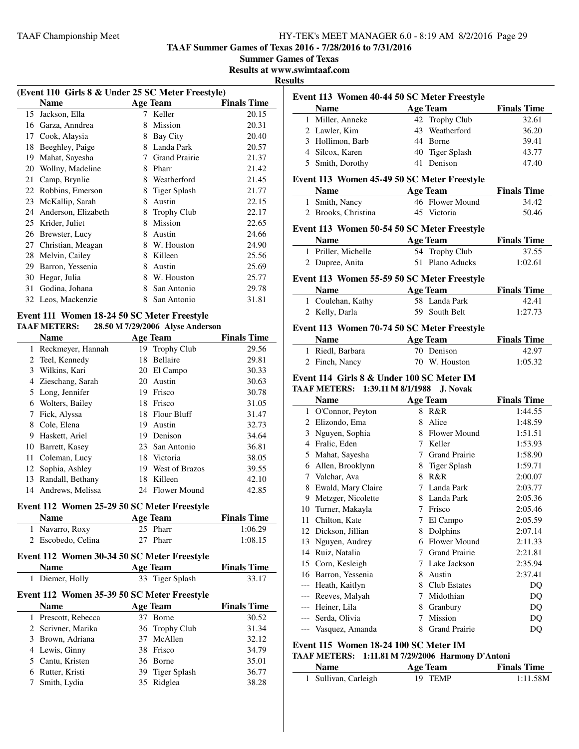**TAAF Summer Games of Texas 2016 - 7/28/2016 to 7/31/2016**

**Summer Games of Texas**

**Results at www.swimtaaf.com**

**Results**

### (Event 110 Girls 8 & Under 25 SC Meter Freestyle)

| | Name | Age | Team | Finals Time |
|---|---|---|---|---|
| 15 | Jackson, Ella | 7 | Keller | 20.15 |
| 16 | Garza, Anndrea | 8 | Mission | 20.31 |
| 17 | Cook, Alaysia | 8 | Bay City | 20.40 |
| 18 | Beeghley, Paige | 8 | Landa Park | 20.57 |
| 19 | Mahat, Sayesha | 7 | Grand Prairie | 21.37 |
| 20 | Wollny, Madeline | 8 | Pharr | 21.42 |
| 21 | Camp, Brynlie | 8 | Weatherford | 21.45 |
| 22 | Robbins, Emerson | 8 | Tiger Splash | 21.77 |
| 23 | McKallip, Sarah | 8 | Austin | 22.15 |
| 24 | Anderson, Elizabeth | 8 | Trophy Club | 22.17 |
| 25 | Krider, Juliet | 8 | Mission | 22.65 |
| 26 | Brewster, Lucy | 8 | Austin | 24.66 |
| 27 | Christian, Meagan | 8 | W. Houston | 24.90 |
| 28 | Melvin, Cailey | 8 | Killeen | 25.56 |
| 29 | Barron, Yessenia | 8 | Austin | 25.69 |
| 30 | Hegar, Julia | 8 | W. Houston | 25.77 |
| 31 | Godina, Johana | 8 | San Antonio | 29.78 |
| 32 | Leos, Mackenzie | 8 | San Antonio | 31.81 |

### Event 111 Women 18-24 50 SC Meter Freestyle

**TAAF METERS: 28.50 M 7/29/2006 Alyse Anderson**

| | Name | Age | Team | Finals Time |
|---|---|---|---|---|
| 1 | Reckmeyer, Hannah | 19 | Trophy Club | 29.56 |
| 2 | Teel, Kennedy | 18 | Bellaire | 29.81 |
| 3 | Wilkins, Kari | 20 | El Campo | 30.33 |
| 4 | Zieschang, Sarah | 20 | Austin | 30.63 |
| 5 | Long, Jennifer | 19 | Frisco | 30.78 |
| 6 | Wolters, Bailey | 18 | Frisco | 31.05 |
| 7 | Fick, Alyssa | 18 | Flour Bluff | 31.47 |
| 8 | Cole, Elena | 19 | Austin | 32.73 |
| 9 | Haskett, Ariel | 19 | Denison | 34.64 |
| 10 | Barrett, Kasey | 23 | San Antonio | 36.81 |
| 11 | Coleman, Lucy | 18 | Victoria | 38.05 |
| 12 | Sophia, Ashley | 19 | West of Brazos | 39.55 |
| 13 | Randall, Bethany | 18 | Killeen | 42.10 |
| 14 | Andrews, Melissa | 24 | Flower Mound | 42.85 |

### Event 112 Women 25-29 50 SC Meter Freestyle

| | Name | Age | Team | Finals Time |
|---|---|---|---|---|
| 1 | Navarro, Roxy | 25 | Pharr | 1:06.29 |
| 2 | Escobedo, Celina | 27 | Pharr | 1:08.15 |

### Event 112 Women 30-34 50 SC Meter Freestyle

| | Name | Age | Team | Finals Time |
|---|---|---|---|---|
| 1 | Diemer, Holly | 33 | Tiger Splash | 33.17 |

### Event 112 Women 35-39 50 SC Meter Freestyle

| | Name | Age | Team | Finals Time |
|---|---|---|---|---|
| 1 | Prescott, Rebecca | 37 | Borne | 30.52 |
| 2 | Scrivner, Marika | 36 | Trophy Club | 31.34 |
| 3 | Brown, Adriana | 37 | McAllen | 32.12 |
| 4 | Lewis, Ginny | 38 | Frisco | 34.79 |
| 5 | Cantu, Kristen | 36 | Borne | 35.01 |
| 6 | Rutter, Kristi | 39 | Tiger Splash | 36.77 |
| 7 | Smith, Lydia | 35 | Ridglea | 38.28 |

### Event 113 Women 40-44 50 SC Meter Freestyle

| | Name | Age | Team | Finals Time |
|---|---|---|---|---|
| 1 | Miller, Anneke | 42 | Trophy Club | 32.61 |
| 2 | Lawler, Kim | 43 | Weatherford | 36.20 |
| 3 | Hollimon, Barb | 44 | Borne | 39.41 |
| 4 | Silcox, Karen | 40 | Tiger Splash | 43.77 |
| 5 | Smith, Dorothy | 41 | Denison | 47.40 |

### Event 113 Women 45-49 50 SC Meter Freestyle

| | Name | Age | Team | Finals Time |
|---|---|---|---|---|
| 1 | Smith, Nancy | 46 | Flower Mound | 34.42 |
| 2 | Brooks, Christina | 45 | Victoria | 50.46 |

### Event 113 Women 50-54 50 SC Meter Freestyle

| | Name | Age | Team | Finals Time |
|---|---|---|---|---|
| 1 | Priller, Michelle | 54 | Trophy Club | 37.55 |
| 2 | Dupree, Anita | 51 | Plano Aducks | 1:02.61 |

### Event 113 Women 55-59 50 SC Meter Freestyle

| | Name | Age | Team | Finals Time |
|---|---|---|---|---|
| 1 | Coulehan, Kathy | 58 | Landa Park | 42.41 |
| 2 | Kelly, Darla | 59 | South Belt | 1:27.73 |

### Event 113 Women 70-74 50 SC Meter Freestyle

| | Name | Age | Team | Finals Time |
|---|---|---|---|---|
| 1 | Riedl, Barbara | 70 | Denison | 42.97 |
| 2 | Finch, Nancy | 70 | W. Houston | 1:05.32 |

### Event 114 Girls 8 & Under 100 SC Meter IM

**TAAF METERS: 1:39.11 M 8/1/1988 J. Novak**

| | Name | Age | Team | Finals Time |
|---|---|---|---|---|
| 1 | O'Connor, Peyton | 8 | R&R | 1:44.55 |
| 2 | Elizondo, Ema | 8 | Alice | 1:48.59 |
| 3 | Nguyen, Sophia | 8 | Flower Mound | 1:51.51 |
| 4 | Fralic, Eden | 7 | Keller | 1:53.93 |
| 5 | Mahat, Sayesha | 7 | Grand Prairie | 1:58.90 |
| 6 | Allen, Brooklynn | 8 | Tiger Splash | 1:59.71 |
| 7 | Valchar, Ava | 8 | R&R | 2:00.07 |
| 8 | Ewald, Mary Claire | 7 | Landa Park | 2:03.77 |
| 9 | Metzger, Nicolette | 8 | Landa Park | 2:05.36 |
| 10 | Turner, Makayla | 7 | Frisco | 2:05.46 |
| 11 | Chilton, Kate | 7 | El Campo | 2:05.59 |
| 12 | Dickson, Jillian | 8 | Dolphins | 2:07.14 |
| 13 | Nguyen, Audrey | 6 | Flower Mound | 2:11.33 |
| 14 | Ruiz, Natalia | 7 | Grand Prairie | 2:21.81 |
| 15 | Corn, Kesleigh | 7 | Lake Jackson | 2:35.94 |
| 16 | Barron, Yessenia | 8 | Austin | 2:37.41 |
| --- | Heath, Kaitlyn | 8 | Club Estates | DQ |
| --- | Reeves, Malyah | 7 | Midothian | DQ |
| --- | Heiner, Lila | 8 | Granbury | DQ |
| --- | Serda, Olivia | 7 | Mission | DQ |
| --- | Vasquez, Amanda | 8 | Grand Prairie | DQ |

### Event 115 Women 18-24 100 SC Meter IM

**TAAF METERS: 1:11.81 M 7/29/2006 Harmony D'Antoni**

| | Name | Age | Team | Finals Time |
|---|---|---|---|---|
| 1 | Sullivan, Carleigh | 19 | TEMP | 1:11.58M |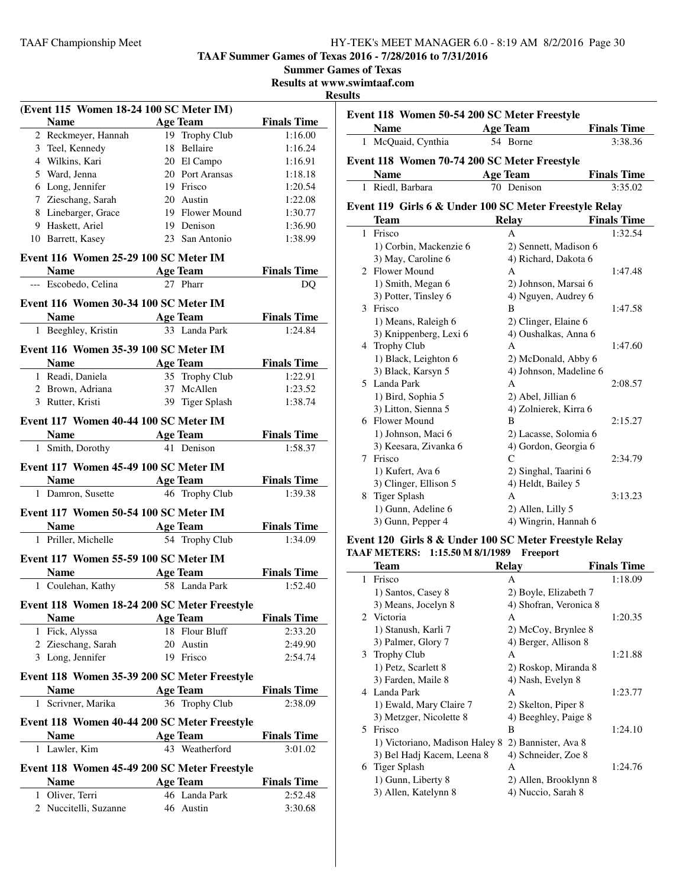**TAAF Summer Games of Texas 2016 - 7/28/2016 to 7/31/2016**

**Summer Games of Texas**

**Results at www.swimtaaf.com**

**Results**

### (Event 115 Women 18-24 100 SC Meter IM)

| | Name | Age | Team | Finals Time |
|---|---|---|---|---|
| 2 | Reckmeyer, Hannah | 19 | Trophy Club | 1:16.00 |
| 3 | Teel, Kennedy | 18 | Bellaire | 1:16.24 |
| 4 | Wilkins, Kari | 20 | El Campo | 1:16.91 |
| 5 | Ward, Jenna | 20 | Port Aransas | 1:18.18 |
| 6 | Long, Jennifer | 19 | Frisco | 1:20.54 |
| 7 | Zieschang, Sarah | 20 | Austin | 1:22.08 |
| 8 | Linebarger, Grace | 19 | Flower Mound | 1:30.77 |
| 9 | Haskett, Ariel | 19 | Denison | 1:36.90 |
| 10 | Barrett, Kasey | 23 | San Antonio | 1:38.99 |

### Event 116 Women 25-29 100 SC Meter IM

| | Name | Age | Team | Finals Time |
|---|---|---|---|---|
| --- | Escobedo, Celina | 27 | Pharr | DQ |

### Event 116 Women 30-34 100 SC Meter IM

| | Name | Age | Team | Finals Time |
|---|---|---|---|---|
| 1 | Beeghley, Kristin | 33 | Landa Park | 1:24.84 |

### Event 116 Women 35-39 100 SC Meter IM

| | Name | Age | Team | Finals Time |
|---|---|---|---|---|
| 1 | Readi, Daniela | 35 | Trophy Club | 1:22.91 |
| 2 | Brown, Adriana | 37 | McAllen | 1:23.52 |
| 3 | Rutter, Kristi | 39 | Tiger Splash | 1:38.74 |

### Event 117 Women 40-44 100 SC Meter IM

| | Name | Age | Team | Finals Time |
|---|---|---|---|---|
| 1 | Smith, Dorothy | 41 | Denison | 1:58.37 |

### Event 117 Women 45-49 100 SC Meter IM

| | Name | Age | Team | Finals Time |
|---|---|---|---|---|
| 1 | Damron, Susette | 46 | Trophy Club | 1:39.38 |

### Event 117 Women 50-54 100 SC Meter IM

| | Name | Age | Team | Finals Time |
|---|---|---|---|---|
| 1 | Priller, Michelle | 54 | Trophy Club | 1:34.09 |

### Event 117 Women 55-59 100 SC Meter IM

| | Name | Age | Team | Finals Time |
|---|---|---|---|---|
| 1 | Coulehan, Kathy | 58 | Landa Park | 1:52.40 |

### Event 118 Women 18-24 200 SC Meter Freestyle

| | Name | Age | Team | Finals Time |
|---|---|---|---|---|
| 1 | Fick, Alyssa | 18 | Flour Bluff | 2:33.20 |
| 2 | Zieschang, Sarah | 20 | Austin | 2:49.90 |
| 3 | Long, Jennifer | 19 | Frisco | 2:54.74 |

### Event 118 Women 35-39 200 SC Meter Freestyle

| | Name | Age | Team | Finals Time |
|---|---|---|---|---|
| 1 | Scrivner, Marika | 36 | Trophy Club | 2:38.09 |

### Event 118 Women 40-44 200 SC Meter Freestyle

| | Name | Age | Team | Finals Time |
|---|---|---|---|---|
| 1 | Lawler, Kim | 43 | Weatherford | 3:01.02 |

### Event 118 Women 45-49 200 SC Meter Freestyle

| | Name | Age | Team | Finals Time |
|---|---|---|---|---|
| 1 | Oliver, Terri | 46 | Landa Park | 2:52.48 |
| 2 | Nuccitelli, Suzanne | 46 | Austin | 3:30.68 |

### Event 118 Women 50-54 200 SC Meter Freestyle

| | Name | Age | Team | Finals Time |
|---|---|---|---|---|
| 1 | McQuaid, Cynthia | 54 | Borne | 3:38.36 |

### Event 118 Women 70-74 200 SC Meter Freestyle

| | Name | Age | Team | Finals Time |
|---|---|---|---|---|
| 1 | Riedl, Barbara | 70 | Denison | 3:35.02 |

### Event 119 Girls 6 & Under 100 SC Meter Freestyle Relay

| | Team | Relay | Finals Time |
|---|---|---|---|
| 1 | Frisco | A | 1:32.54 |
| | 1) Corbin, Mackenzie 6 | 2) Sennett, Madison 6 | |
| | 3) May, Caroline 6 | 4) Richard, Dakota 6 | |
| 2 | Flower Mound | A | 1:47.48 |
| | 1) Smith, Megan 6 | 2) Johnson, Marsai 6 | |
| | 3) Potter, Tinsley 6 | 4) Nguyen, Audrey 6 | |
| 3 | Frisco | B | 1:47.58 |
| | 1) Means, Raleigh 6 | 2) Clinger, Elaine 6 | |
| | 3) Knippenberg, Lexi 6 | 4) Oushalkas, Anna 6 | |
| 4 | Trophy Club | A | 1:47.60 |
| | 1) Black, Leighton 6 | 2) McDonald, Abby 6 | |
| | 3) Black, Karsyn 5 | 4) Johnson, Madeline 6 | |
| 5 | Landa Park | A | 2:08.57 |
| | 1) Bird, Sophia 5 | 2) Abel, Jillian 6 | |
| | 3) Litton, Sienna 5 | 4) Zolnierek, Kirra 6 | |
| 6 | Flower Mound | B | 2:15.27 |
| | 1) Johnson, Maci 6 | 2) Lacasse, Solomia 6 | |
| | 3) Keesara, Zivanka 6 | 4) Gordon, Georgia 6 | |
| 7 | Frisco | C | 2:34.79 |
| | 1) Kufert, Ava 6 | 2) Singhal, Taarini 6 | |
| | 3) Clinger, Ellison 5 | 4) Heldt, Bailey 5 | |
| 8 | Tiger Splash | A | 3:13.23 |
| | 1) Gunn, Adeline 6 | 2) Allen, Lilly 5 | |
| | 3) Gunn, Pepper 4 | 4) Wingrin, Hannah 6 | |

### Event 120 Girls 8 & Under 100 SC Meter Freestyle Relay

**TAAF METERS: 1:15.50 M 8/1/1989 Freeport**

| | Team | Relay | Finals Time |
|---|---|---|---|
| 1 | Frisco | A | 1:18.09 |
| | 1) Santos, Casey 8 | 2) Boyle, Elizabeth 7 | |
| | 3) Means, Jocelyn 8 | 4) Shofran, Veronica 8 | |
| 2 | Victoria | A | 1:20.35 |
| | 1) Stanush, Karli 7 | 2) McCoy, Brynlee 8 | |
| | 3) Palmer, Glory 7 | 4) Berger, Allison 8 | |
| 3 | Trophy Club | A | 1:21.88 |
| | 1) Petz, Scarlett 8 | 2) Roskop, Miranda 8 | |
| | 3) Farden, Maile 8 | 4) Nash, Evelyn 8 | |
| 4 | Landa Park | A | 1:23.77 |
| | 1) Ewald, Mary Claire 7 | 2) Skelton, Piper 8 | |
| | 3) Metzger, Nicolette 8 | 4) Beeghley, Paige 8 | |
| 5 | Frisco | B | 1:24.10 |
| | 1) Victoriano, Madison Haley 8 | 2) Bannister, Ava 8 | |
| | 3) Bel Hadj Kacem, Leena 8 | 4) Schneider, Zoe 8 | |
| 6 | Tiger Splash | A | 1:24.76 |
| | 1) Gunn, Liberty 8 | 2) Allen, Brooklynn 8 | |
| | 3) Allen, Katelynn 8 | 4) Nuccio, Sarah 8 | |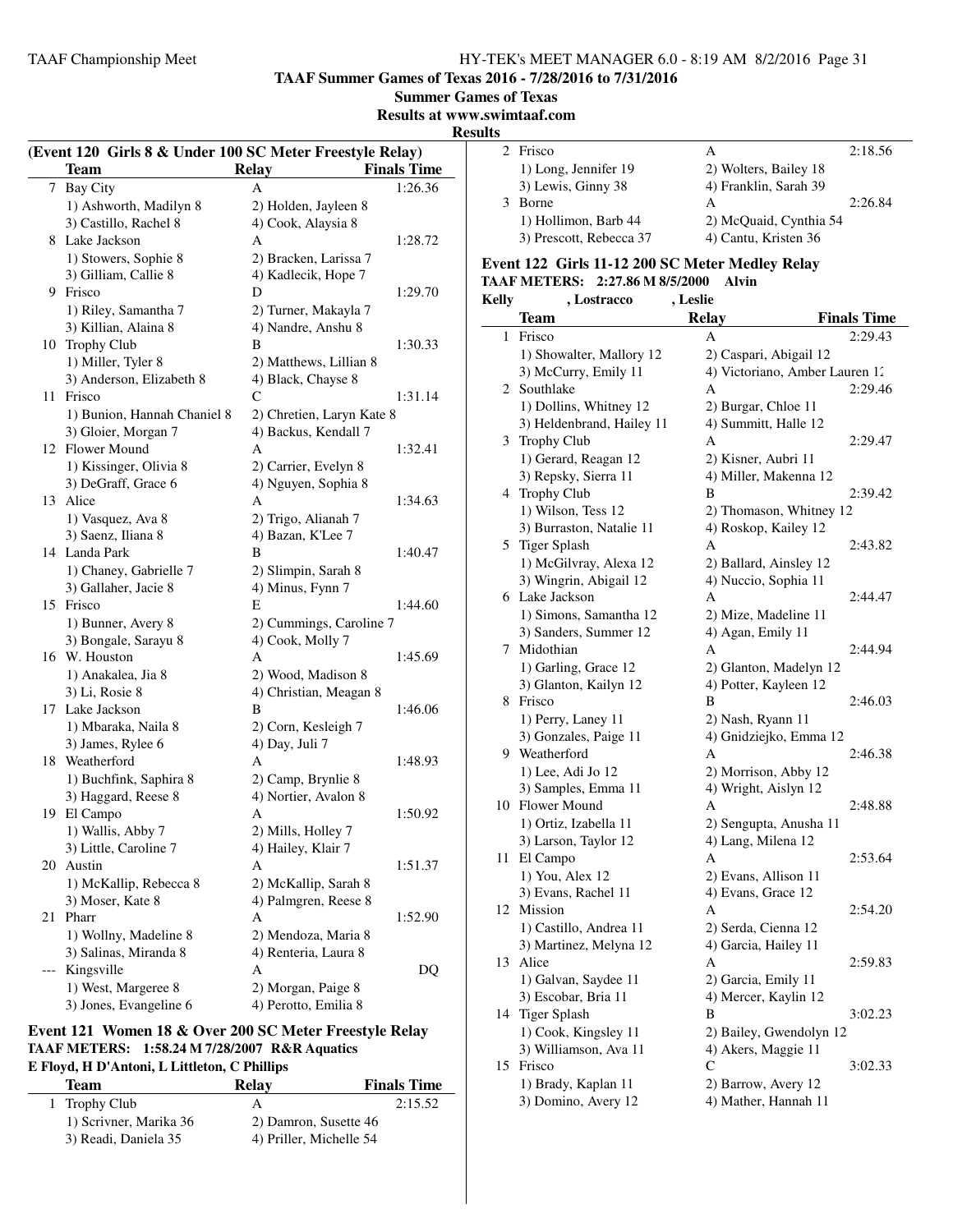**TAAF Summer Games of Texas 2016 - 7/28/2016 to 7/31/2016**

**Summer Games of Texas**

**Results at www.swimtaaf.com**

**Results**

### (Event 120 Girls 8 & Under 100 SC Meter Freestyle Relay)

| | Team | Relay | Finals Time |
|---|---|---|---|
| 7 | Bay City | A | 1:26.36 |
| | 1) Ashworth, Madilyn 8 | 2) Holden, Jayleen 8 | |
| | 3) Castillo, Rachel 8 | 4) Cook, Alaysia 8 | |
| 8 | Lake Jackson | A | 1:28.72 |
| | 1) Stowers, Sophie 8 | 2) Bracken, Larissa 7 | |
| | 3) Gilliam, Callie 8 | 4) Kadlecik, Hope 7 | |
| 9 | Frisco | D | 1:29.70 |
| | 1) Riley, Samantha 7 | 2) Turner, Makayla 7 | |
| | 3) Killian, Alaina 8 | 4) Nandre, Anshu 8 | |
| 10 | Trophy Club | B | 1:30.33 |
| | 1) Miller, Tyler 8 | 2) Matthews, Lillian 8 | |
| | 3) Anderson, Elizabeth 8 | 4) Black, Chayse 8 | |
| 11 | Frisco | C | 1:31.14 |
| | 1) Bunion, Hannah Chaniel 8 | 2) Chretien, Laryn Kate 8 | |
| | 3) Gloier, Morgan 7 | 4) Backus, Kendall 7 | |
| 12 | Flower Mound | A | 1:32.41 |
| | 1) Kissinger, Olivia 8 | 2) Carrier, Evelyn 8 | |
| | 3) DeGraff, Grace 6 | 4) Nguyen, Sophia 8 | |
| 13 | Alice | A | 1:34.63 |
| | 1) Vasquez, Ava 8 | 2) Trigo, Alianah 7 | |
| | 3) Saenz, Iliana 8 | 4) Bazan, K'Lee 7 | |
| 14 | Landa Park | B | 1:40.47 |
| | 1) Chaney, Gabrielle 7 | 2) Slimpin, Sarah 8 | |
| | 3) Gallaher, Jacie 8 | 4) Minus, Fynn 7 | |
| 15 | Frisco | E | 1:44.60 |
| | 1) Bunner, Avery 8 | 2) Cummings, Caroline 7 | |
| | 3) Bongale, Sarayu 8 | 4) Cook, Molly 7 | |
| 16 | W. Houston | A | 1:45.69 |
| | 1) Anakalea, Jia 8 | 2) Wood, Madison 8 | |
| | 3) Li, Rosie 8 | 4) Christian, Meagan 8 | |
| 17 | Lake Jackson | B | 1:46.06 |
| | 1) Mbaraka, Naila 8 | 2) Corn, Kesleigh 7 | |
| | 3) James, Rylee 6 | 4) Day, Juli 7 | |
| 18 | Weatherford | A | 1:48.93 |
| | 1) Buchfink, Saphira 8 | 2) Camp, Brynlie 8 | |
| | 3) Haggard, Reese 8 | 4) Nortier, Avalon 8 | |
| 19 | El Campo | A | 1:50.92 |
| | 1) Wallis, Abby 7 | 2) Mills, Holley 7 | |
| | 3) Little, Caroline 7 | 4) Hailey, Klair 7 | |
| 20 | Austin | A | 1:51.37 |
| | 1) McKallip, Rebecca 8 | 2) McKallip, Sarah 8 | |
| | 3) Moser, Kate 8 | 4) Palmgren, Reese 8 | |
| 21 | Pharr | A | 1:52.90 |
| | 1) Wollny, Madeline 8 | 2) Mendoza, Maria 8 | |
| | 3) Salinas, Miranda 8 | 4) Renteria, Laura 8 | |
| --- | Kingsville | A | DQ |
| | 1) West, Margeree 8 | 2) Morgan, Paige 8 | |
| | 3) Jones, Evangeline 6 | 4) Perotto, Emilia 8 | |

### Event 121 Women 18 & Over 200 SC Meter Freestyle Relay

**TAAF METERS: 1:58.24 M 7/28/2007 R&R Aquatics**

**E Floyd, H D'Antoni, L Littleton, C Phillips**

| | Team | Relay | Finals Time |
|---|---|---|---|
| 1 | Trophy Club | A | 2:15.52 |
| | 1) Scrivner, Marika 36 | 2) Damron, Susette 46 | |
| | 3) Readi, Daniela 35 | 4) Priller, Michelle 54 | |
| 2 | Frisco | A | 2:18.56 |
| | 1) Long, Jennifer 19 | 2) Wolters, Bailey 18 | |
| | 3) Lewis, Ginny 38 | 4) Franklin, Sarah 39 | |
| 3 | Borne | A | 2:26.84 |
| | 1) Hollimon, Barb 44 | 2) McQuaid, Cynthia 54 | |
| | 3) Prescott, Rebecca 37 | 4) Cantu, Kristen 36 | |

### Event 122 Girls 11-12 200 SC Meter Medley Relay

**TAAF METERS: 2:27.86 M 8/5/2000 Alvin**

**Kelly , Lostracco , Leslie**

| | Team | Relay | Finals Time |
|---|---|---|---|
| 1 | Frisco | A | 2:29.43 |
| | 1) Showalter, Mallory 12 | 2) Caspari, Abigail 12 | |
| | 3) McCurry, Emily 11 | 4) Victoriano, Amber Lauren 12 | |
| 2 | Southlake | A | 2:29.46 |
| | 1) Dollins, Whitney 12 | 2) Burgar, Chloe 11 | |
| | 3) Heldenbrand, Hailey 11 | 4) Summitt, Halle 12 | |
| 3 | Trophy Club | A | 2:29.47 |
| | 1) Gerard, Reagan 12 | 2) Kisner, Aubri 11 | |
| | 3) Repsky, Sierra 11 | 4) Miller, Makenna 12 | |
| 4 | Trophy Club | B | 2:39.42 |
| | 1) Wilson, Tess 12 | 2) Thomason, Whitney 12 | |
| | 3) Burraston, Natalie 11 | 4) Roskop, Kailey 12 | |
| 5 | Tiger Splash | A | 2:43.82 |
| | 1) McGilvray, Alexa 12 | 2) Ballard, Ainsley 12 | |
| | 3) Wingrin, Abigail 12 | 4) Nuccio, Sophia 11 | |
| 6 | Lake Jackson | A | 2:44.47 |
| | 1) Simons, Samantha 12 | 2) Mize, Madeline 11 | |
| | 3) Sanders, Summer 12 | 4) Agan, Emily 11 | |
| 7 | Midothian | A | 2:44.94 |
| | 1) Garling, Grace 12 | 2) Glanton, Madelyn 12 | |
| | 3) Glanton, Kailyn 12 | 4) Potter, Kayleen 12 | |
| 8 | Frisco | B | 2:46.03 |
| | 1) Perry, Laney 11 | 2) Nash, Ryann 11 | |
| | 3) Gonzales, Paige 11 | 4) Gnidziejko, Emma 12 | |
| 9 | Weatherford | A | 2:46.38 |
| | 1) Lee, Adi Jo 12 | 2) Morrison, Abby 12 | |
| | 3) Samples, Emma 11 | 4) Wright, Aislyn 12 | |
| 10 | Flower Mound | A | 2:48.88 |
| | 1) Ortiz, Izabella 11 | 2) Sengupta, Anusha 11 | |
| | 3) Larson, Taylor 12 | 4) Lang, Milena 12 | |
| 11 | El Campo | A | 2:53.64 |
| | 1) You, Alex 12 | 2) Evans, Allison 11 | |
| | 3) Evans, Rachel 11 | 4) Evans, Grace 12 | |
| 12 | Mission | A | 2:54.20 |
| | 1) Castillo, Andrea 11 | 2) Serda, Cienna 12 | |
| | 3) Martinez, Melyna 12 | 4) Garcia, Hailey 11 | |
| 13 | Alice | A | 2:59.83 |
| | 1) Galvan, Saydee 11 | 2) Garcia, Emily 11 | |
| | 3) Escobar, Bria 11 | 4) Mercer, Kaylin 12 | |
| 14 | Tiger Splash | B | 3:02.23 |
| | 1) Cook, Kingsley 11 | 2) Bailey, Gwendolyn 12 | |
| | 3) Williamson, Ava 11 | 4) Akers, Maggie 11 | |
| 15 | Frisco | C | 3:02.33 |
| | 1) Brady, Kaplan 11 | 2) Barrow, Avery 12 | |
| | 3) Domino, Avery 12 | 4) Mather, Hannah 11 | |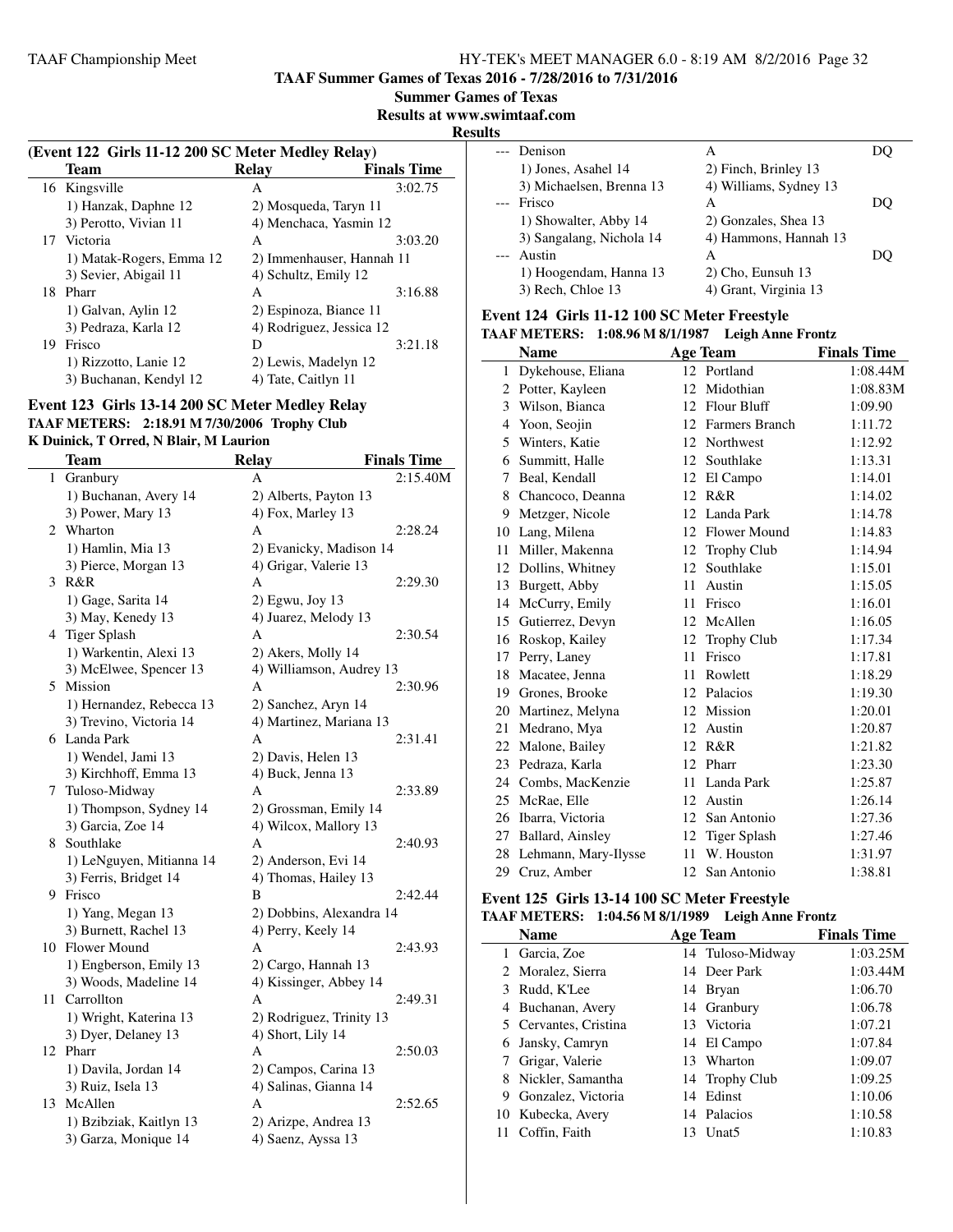**TAAF Summer Games of Texas 2016 - 7/28/2016 to 7/31/2016**

**Summer Games of Texas**

**Results at www.swimtaaf.com**

**Results**

### (Event 122 Girls 11-12 200 SC Meter Medley Relay)

| | Team | Relay | Finals Time |
|---|---|---|---|
| 16 | Kingsville | A | 3:02.75 |
| | 1) Hanzak, Daphne 12 | 2) Mosqueda, Taryn 11 | |
| | 3) Perotto, Vivian 11 | 4) Menchaca, Yasmin 12 | |
| 17 | Victoria | A | 3:03.20 |
| | 1) Matak-Rogers, Emma 12 | 2) Immenhauser, Hannah 11 | |
| | 3) Sevier, Abigail 11 | 4) Schultz, Emily 12 | |
| 18 | Pharr | A | 3:16.88 |
| | 1) Galvan, Aylin 12 | 2) Espinoza, Biance 11 | |
| | 3) Pedraza, Karla 12 | 4) Rodriguez, Jessica 12 | |
| 19 | Frisco | D | 3:21.18 |
| | 1) Rizzotto, Lanie 12 | 2) Lewis, Madelyn 12 | |
| | 3) Buchanan, Kendyl 12 | 4) Tate, Caitlyn 11 | |

### Event 123 Girls 13-14 200 SC Meter Medley Relay

**TAAF METERS: 2:18.91 M 7/30/2006 Trophy Club**
**K Duinick, T Orred, N Blair, M Laurion**

| | Team | Relay | Finals Time |
|---|---|---|---|
| 1 | Granbury | A | 2:15.40M |
| | 1) Buchanan, Avery 14 | 2) Alberts, Payton 13 | |
| | 3) Power, Mary 13 | 4) Fox, Marley 13 | |
| 2 | Wharton | A | 2:28.24 |
| | 1) Hamlin, Mia 13 | 2) Evanicky, Madison 14 | |
| | 3) Pierce, Morgan 13 | 4) Grigar, Valerie 13 | |
| 3 | R&R | A | 2:29.30 |
| | 1) Gage, Sarita 14 | 2) Egwu, Joy 13 | |
| | 3) May, Kenedy 13 | 4) Juarez, Melody 13 | |
| 4 | Tiger Splash | A | 2:30.54 |
| | 1) Warkentin, Alexi 13 | 2) Akers, Molly 14 | |
| | 3) McElwee, Spencer 13 | 4) Williamson, Audrey 13 | |
| 5 | Mission | A | 2:30.96 |
| | 1) Hernandez, Rebecca 13 | 2) Sanchez, Aryn 14 | |
| | 3) Trevino, Victoria 14 | 4) Martinez, Mariana 13 | |
| 6 | Landa Park | A | 2:31.41 |
| | 1) Wendel, Jami 13 | 2) Davis, Helen 13 | |
| | 3) Kirchhoff, Emma 13 | 4) Buck, Jenna 13 | |
| 7 | Tuloso-Midway | A | 2:33.89 |
| | 1) Thompson, Sydney 14 | 2) Grossman, Emily 14 | |
| | 3) Garcia, Zoe 14 | 4) Wilcox, Mallory 13 | |
| 8 | Southlake | A | 2:40.93 |
| | 1) LeNguyen, Mitianna 14 | 2) Anderson, Evi 14 | |
| | 3) Ferris, Bridget 14 | 4) Thomas, Hailey 13 | |
| 9 | Frisco | B | 2:42.44 |
| | 1) Yang, Megan 13 | 2) Dobbins, Alexandra 14 | |
| | 3) Burnett, Rachel 13 | 4) Perry, Keely 14 | |
| 10 | Flower Mound | A | 2:43.93 |
| | 1) Engberson, Emily 13 | 2) Cargo, Hannah 13 | |
| | 3) Woods, Madeline 14 | 4) Kissinger, Abbey 14 | |
| 11 | Carrollton | A | 2:49.31 |
| | 1) Wright, Katerina 13 | 2) Rodriguez, Trinity 13 | |
| | 3) Dyer, Delaney 13 | 4) Short, Lily 14 | |
| 12 | Pharr | A | 2:50.03 |
| | 1) Davila, Jordan 14 | 2) Campos, Carina 13 | |
| | 3) Ruiz, Isela 13 | 4) Salinas, Gianna 14 | |
| 13 | McAllen | A | 2:52.65 |
| | 1) Bzibziak, Kaitlyn 13 | 2) Arizpe, Andrea 13 | |
| | 3) Garza, Monique 14 | 4) Saenz, Ayssa 13 | |
| --- | Denison | A | DQ |
| | 1) Jones, Asahel 14 | 2) Finch, Brinley 13 | |
| | 3) Michaelsen, Brenna 13 | 4) Williams, Sydney 13 | |
| --- | Frisco | A | DQ |
| | 1) Showalter, Abby 14 | 2) Gonzales, Shea 13 | |
| | 3) Sangalang, Nichola 14 | 4) Hammons, Hannah 13 | |
| --- | Austin | A | DQ |
| | 1) Hoogendam, Hanna 13 | 2) Cho, Eunsuh 13 | |
| | 3) Rech, Chloe 13 | 4) Grant, Virginia 13 | |

### Event 124 Girls 11-12 100 SC Meter Freestyle

**TAAF METERS: 1:08.96 M 8/1/1987 Leigh Anne Frontz**

| | Name | Age | Team | Finals Time |
|---|---|---|---|---|
| 1 | Dykehouse, Eliana | 12 | Portland | 1:08.44M |
| 2 | Potter, Kayleen | 12 | Midothian | 1:08.83M |
| 3 | Wilson, Bianca | 12 | Flour Bluff | 1:09.90 |
| 4 | Yoon, Seojin | 12 | Farmers Branch | 1:11.72 |
| 5 | Winters, Katie | 12 | Northwest | 1:12.92 |
| 6 | Summitt, Halle | 12 | Southlake | 1:13.31 |
| 7 | Beal, Kendall | 12 | El Campo | 1:14.01 |
| 8 | Chancoco, Deanna | 12 | R&R | 1:14.02 |
| 9 | Metzger, Nicole | 12 | Landa Park | 1:14.78 |
| 10 | Lang, Milena | 12 | Flower Mound | 1:14.83 |
| 11 | Miller, Makenna | 12 | Trophy Club | 1:14.94 |
| 12 | Dollins, Whitney | 12 | Southlake | 1:15.01 |
| 13 | Burgett, Abby | 11 | Austin | 1:15.05 |
| 14 | McCurry, Emily | 11 | Frisco | 1:16.01 |
| 15 | Gutierrez, Devyn | 12 | McAllen | 1:16.05 |
| 16 | Roskop, Kailey | 12 | Trophy Club | 1:17.34 |
| 17 | Perry, Laney | 11 | Frisco | 1:17.81 |
| 18 | Macatee, Jenna | 11 | Rowlett | 1:18.29 |
| 19 | Grones, Brooke | 12 | Palacios | 1:19.30 |
| 20 | Martinez, Melyna | 12 | Mission | 1:20.01 |
| 21 | Medrano, Mya | 12 | Austin | 1:20.87 |
| 22 | Malone, Bailey | 12 | R&R | 1:21.82 |
| 23 | Pedraza, Karla | 12 | Pharr | 1:23.30 |
| 24 | Combs, MacKenzie | 11 | Landa Park | 1:25.87 |
| 25 | McRae, Elle | 12 | Austin | 1:26.14 |
| 26 | Ibarra, Victoria | 12 | San Antonio | 1:27.36 |
| 27 | Ballard, Ainsley | 12 | Tiger Splash | 1:27.46 |
| 28 | Lehmann, Mary-Ilysse | 11 | W. Houston | 1:31.97 |
| 29 | Cruz, Amber | 12 | San Antonio | 1:38.81 |

### Event 125 Girls 13-14 100 SC Meter Freestyle

**TAAF METERS: 1:04.56 M 8/1/1989 Leigh Anne Frontz**

| | Name | Age | Team | Finals Time |
|---|---|---|---|---|
| 1 | Garcia, Zoe | 14 | Tuloso-Midway | 1:03.25M |
| 2 | Moralez, Sierra | 14 | Deer Park | 1:03.44M |
| 3 | Rudd, K'Lee | 14 | Bryan | 1:06.70 |
| 4 | Buchanan, Avery | 14 | Granbury | 1:06.78 |
| 5 | Cervantes, Cristina | 13 | Victoria | 1:07.21 |
| 6 | Jansky, Camryn | 14 | El Campo | 1:07.84 |
| 7 | Grigar, Valerie | 13 | Wharton | 1:09.07 |
| 8 | Nickler, Samantha | 14 | Trophy Club | 1:09.25 |
| 9 | Gonzalez, Victoria | 14 | Edinst | 1:10.06 |
| 10 | Kubecka, Avery | 14 | Palacios | 1:10.58 |
| 11 | Coffin, Faith | 13 | Unat5 | 1:10.83 |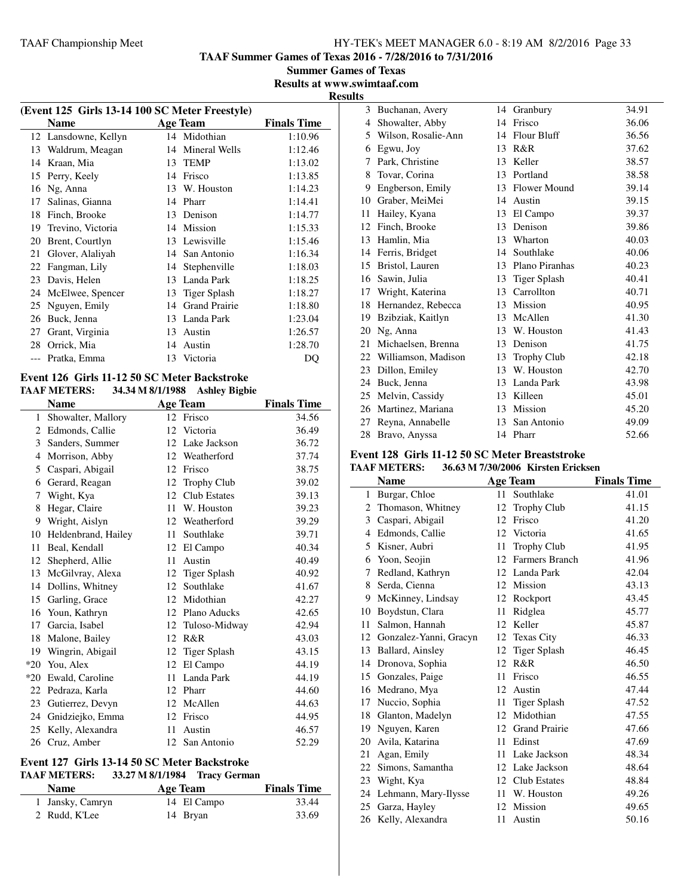**TAAF Summer Games of Texas 2016 - 7/28/2016 to 7/31/2016**

**Summer Games of Texas**

**Results at www.swimtaaf.com**

**Results**

### (Event 125 Girls 13-14 100 SC Meter Freestyle)

| | Name | Age | Team | Finals Time |
|---|---|---|---|---|
| 12 | Lansdowne, Kellyn | 14 | Midlothian | 1:10.96 |
| 13 | Waldrum, Meagan | 14 | Mineral Wells | 1:12.46 |
| 14 | Kraan, Mia | 13 | TEMP | 1:13.02 |
| 15 | Perry, Keely | 14 | Frisco | 1:13.85 |
| 16 | Ng, Anna | 13 | W. Houston | 1:14.23 |
| 17 | Salinas, Gianna | 14 | Pharr | 1:14.41 |
| 18 | Finch, Brooke | 13 | Denison | 1:14.77 |
| 19 | Trevino, Victoria | 14 | Mission | 1:15.33 |
| 20 | Brent, Courtlyn | 13 | Lewisville | 1:15.46 |
| 21 | Glover, Alaliyah | 14 | San Antonio | 1:16.34 |
| 22 | Fangman, Lily | 14 | Stephenville | 1:18.03 |
| 23 | Davis, Helen | 13 | Landa Park | 1:18.25 |
| 24 | McElwee, Spencer | 13 | Tiger Splash | 1:18.27 |
| 25 | Nguyen, Emily | 14 | Grand Prairie | 1:18.80 |
| 26 | Buck, Jenna | 13 | Landa Park | 1:23.04 |
| 27 | Grant, Virginia | 13 | Austin | 1:26.57 |
| 28 | Orrick, Mia | 14 | Austin | 1:28.70 |
| --- | Pratka, Emma | 13 | Victoria | DQ |

### Event 126 Girls 11-12 50 SC Meter Backstroke

**TAAF METERS: 34.34 M 8/1/1988 Ashley Bigbie**

| | Name | Age | Team | Finals Time |
|---|---|---|---|---|
| 1 | Showalter, Mallory | 12 | Frisco | 34.56 |
| 2 | Edmonds, Callie | 12 | Victoria | 36.49 |
| 3 | Sanders, Summer | 12 | Lake Jackson | 36.72 |
| 4 | Morrison, Abby | 12 | Weatherford | 37.74 |
| 5 | Caspari, Abigail | 12 | Frisco | 38.75 |
| 6 | Gerard, Reagan | 12 | Trophy Club | 39.02 |
| 7 | Wight, Kya | 12 | Club Estates | 39.13 |
| 8 | Hegar, Claire | 11 | W. Houston | 39.23 |
| 9 | Wright, Aislyn | 12 | Weatherford | 39.29 |
| 10 | Heldenbrand, Hailey | 11 | Southlake | 39.71 |
| 11 | Beal, Kendall | 12 | El Campo | 40.34 |
| 12 | Shepherd, Allie | 11 | Austin | 40.49 |
| 13 | McGilvray, Alexa | 12 | Tiger Splash | 40.92 |
| 14 | Dollins, Whitney | 12 | Southlake | 41.67 |
| 15 | Garling, Grace | 12 | Midlothian | 42.27 |
| 16 | Youn, Kathryn | 12 | Plano Aducks | 42.65 |
| 17 | Garcia, Isabel | 12 | Tuloso-Midway | 42.94 |
| 18 | Malone, Bailey | 12 | R&R | 43.03 |
| 19 | Wingrin, Abigail | 12 | Tiger Splash | 43.15 |
| *20 | You, Alex | 12 | El Campo | 44.19 |
| *20 | Ewald, Caroline | 11 | Landa Park | 44.19 |
| 22 | Pedraza, Karla | 12 | Pharr | 44.60 |
| 23 | Gutierrez, Devyn | 12 | McAllen | 44.63 |
| 24 | Gnidziejko, Emma | 12 | Frisco | 44.95 |
| 25 | Kelly, Alexandra | 11 | Austin | 46.57 |
| 26 | Cruz, Amber | 12 | San Antonio | 52.29 |

### Event 127 Girls 13-14 50 SC Meter Backstroke

**TAAF METERS: 33.27 M 8/1/1984 Tracy German**

| | Name | Age | Team | Finals Time |
|---|---|---|---|---|
| 1 | Jansky, Camryn | 14 | El Campo | 33.44 |
| 2 | Rudd, K'Lee | 14 | Bryan | 33.69 |
| 3 | Buchanan, Avery | 14 | Granbury | 34.91 |
| 4 | Showalter, Abby | 14 | Frisco | 36.06 |
| 5 | Wilson, Rosalie-Ann | 14 | Flour Bluff | 36.56 |
| 6 | Egwu, Joy | 13 | R&R | 37.62 |
| 7 | Park, Christine | 13 | Keller | 38.57 |
| 8 | Tovar, Corina | 13 | Portland | 38.58 |
| 9 | Engberson, Emily | 13 | Flower Mound | 39.14 |
| 10 | Graber, MeiMei | 14 | Austin | 39.15 |
| 11 | Hailey, Kyana | 13 | El Campo | 39.37 |
| 12 | Finch, Brooke | 13 | Denison | 39.86 |
| 13 | Hamlin, Mia | 13 | Wharton | 40.03 |
| 14 | Ferris, Bridget | 14 | Southlake | 40.06 |
| 15 | Bristol, Lauren | 13 | Plano Piranhas | 40.23 |
| 16 | Sawin, Julia | 13 | Tiger Splash | 40.41 |
| 17 | Wright, Katerina | 13 | Carrollton | 40.71 |
| 18 | Hernandez, Rebecca | 13 | Mission | 40.95 |
| 19 | Bzibziak, Kaitlyn | 13 | McAllen | 41.30 |
| 20 | Ng, Anna | 13 | W. Houston | 41.43 |
| 21 | Michaelsen, Brenna | 13 | Denison | 41.75 |
| 22 | Williamson, Madison | 13 | Trophy Club | 42.18 |
| 23 | Dillon, Emiley | 13 | W. Houston | 42.70 |
| 24 | Buck, Jenna | 13 | Landa Park | 43.98 |
| 25 | Melvin, Cassidy | 13 | Killeen | 45.01 |
| 26 | Martinez, Mariana | 13 | Mission | 45.20 |
| 27 | Reyna, Annabelle | 13 | San Antonio | 49.09 |
| 28 | Bravo, Anyssa | 14 | Pharr | 52.66 |

### Event 128 Girls 11-12 50 SC Meter Breaststroke

**TAAF METERS: 36.63 M 7/30/2006 Kirsten Ericksen**

| | Name | Age | Team | Finals Time |
|---|---|---|---|---|
| 1 | Burgar, Chloe | 11 | Southlake | 41.01 |
| 2 | Thomason, Whitney | 12 | Trophy Club | 41.15 |
| 3 | Caspari, Abigail | 12 | Frisco | 41.20 |
| 4 | Edmonds, Callie | 12 | Victoria | 41.65 |
| 5 | Kisner, Aubri | 11 | Trophy Club | 41.95 |
| 6 | Yoon, Seojin | 12 | Farmers Branch | 41.96 |
| 7 | Redland, Kathryn | 12 | Landa Park | 42.04 |
| 8 | Serda, Cienna | 12 | Mission | 43.13 |
| 9 | McKinney, Lindsay | 12 | Rockport | 43.45 |
| 10 | Boydstun, Clara | 11 | Ridglea | 45.77 |
| 11 | Salmon, Hannah | 12 | Keller | 45.87 |
| 12 | Gonzalez-Yanni, Gracyn | 12 | Texas City | 46.33 |
| 13 | Ballard, Ainsley | 12 | Tiger Splash | 46.45 |
| 14 | Dronova, Sophia | 12 | R&R | 46.50 |
| 15 | Gonzales, Paige | 11 | Frisco | 46.55 |
| 16 | Medrano, Mya | 12 | Austin | 47.44 |
| 17 | Nuccio, Sophia | 11 | Tiger Splash | 47.52 |
| 18 | Glanton, Madelyn | 12 | Midlothian | 47.55 |
| 19 | Nguyen, Karen | 12 | Grand Prairie | 47.66 |
| 20 | Avila, Katarina | 11 | Edinst | 47.69 |
| 21 | Agan, Emily | 11 | Lake Jackson | 48.34 |
| 22 | Simons, Samantha | 12 | Lake Jackson | 48.64 |
| 23 | Wight, Kya | 12 | Club Estates | 48.84 |
| 24 | Lehmann, Mary-Ilysse | 11 | W. Houston | 49.26 |
| 25 | Garza, Hayley | 12 | Mission | 49.65 |
| 26 | Kelly, Alexandra | 11 | Austin | 50.16 |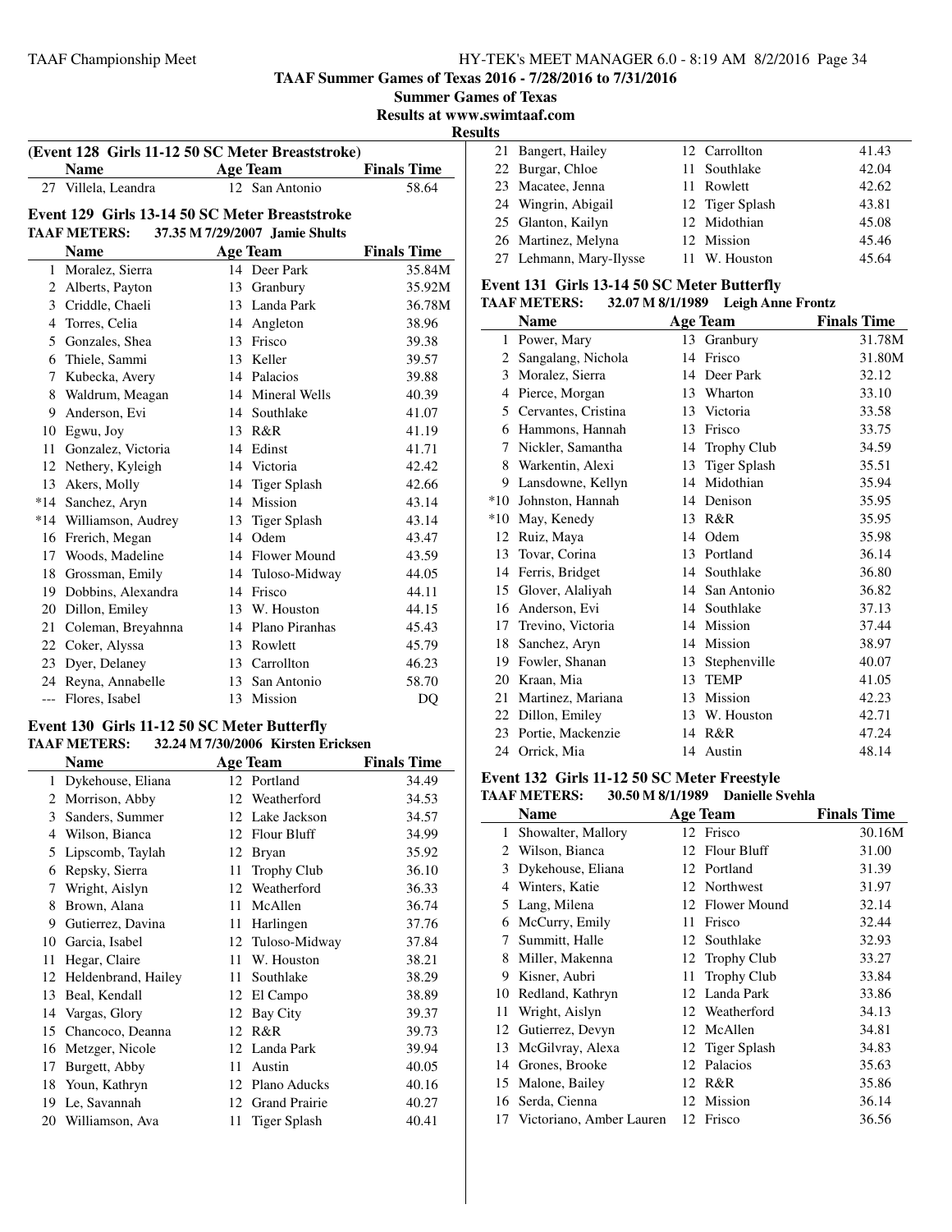TAAF Summer Games of Texas 2016 - 7/28/2016 to 7/31/2016

Summer Games of Texas

Results at www.swimtaaf.com

**Results**

### (Event 128 Girls 11-12 50 SC Meter Breaststroke)

| | Name | Age | Team | Finals Time |
|---|---|---|---|---|
| 27 | Villela, Leandra | 12 | San Antonio | 58.64 |

### Event 129 Girls 13-14 50 SC Meter Breaststroke

**TAAF METERS:** 37.35 M 7/29/2007 Jamie Shults

| | Name | Age | Team | Finals Time |
|---|---|---|---|---|
| 1 | Moralez, Sierra | 14 | Deer Park | 35.84M |
| 2 | Alberts, Payton | 13 | Granbury | 35.92M |
| 3 | Criddle, Chaeli | 13 | Landa Park | 36.78M |
| 4 | Torres, Celia | 14 | Angleton | 38.96 |
| 5 | Gonzales, Shea | 13 | Frisco | 39.38 |
| 6 | Thiele, Sammi | 13 | Keller | 39.57 |
| 7 | Kubecka, Avery | 14 | Palacios | 39.88 |
| 8 | Waldrum, Meagan | 14 | Mineral Wells | 40.39 |
| 9 | Anderson, Evi | 14 | Southlake | 41.07 |
| 10 | Egwu, Joy | 13 | R&R | 41.19 |
| 11 | Gonzalez, Victoria | 14 | Edinst | 41.71 |
| 12 | Nethery, Kyleigh | 14 | Victoria | 42.42 |
| 13 | Akers, Molly | 14 | Tiger Splash | 42.66 |
| *14 | Sanchez, Aryn | 14 | Mission | 43.14 |
| *14 | Williamson, Audrey | 13 | Tiger Splash | 43.14 |
| 16 | Frerich, Megan | 14 | Odem | 43.47 |
| 17 | Woods, Madeline | 14 | Flower Mound | 43.59 |
| 18 | Grossman, Emily | 14 | Tuloso-Midway | 44.05 |
| 19 | Dobbins, Alexandra | 14 | Frisco | 44.11 |
| 20 | Dillon, Emiley | 13 | W. Houston | 44.15 |
| 21 | Coleman, Breyahnna | 14 | Plano Piranhas | 45.43 |
| 22 | Coker, Alyssa | 13 | Rowlett | 45.79 |
| 23 | Dyer, Delaney | 13 | Carrollton | 46.23 |
| 24 | Reyna, Annabelle | 13 | San Antonio | 58.70 |
| --- | Flores, Isabel | 13 | Mission | DQ |

### Event 130 Girls 11-12 50 SC Meter Butterfly

**TAAF METERS:** 32.24 M 7/30/2006 Kirsten Ericksen

| | Name | Age | Team | Finals Time |
|---|---|---|---|---|
| 1 | Dykehouse, Eliana | 12 | Portland | 34.49 |
| 2 | Morrison, Abby | 12 | Weatherford | 34.53 |
| 3 | Sanders, Summer | 12 | Lake Jackson | 34.57 |
| 4 | Wilson, Bianca | 12 | Flour Bluff | 34.99 |
| 5 | Lipscomb, Taylah | 12 | Bryan | 35.92 |
| 6 | Repsky, Sierra | 11 | Trophy Club | 36.10 |
| 7 | Wright, Aislyn | 12 | Weatherford | 36.33 |
| 8 | Brown, Alana | 11 | McAllen | 36.74 |
| 9 | Gutierrez, Davina | 11 | Harlingen | 37.76 |
| 10 | Garcia, Isabel | 12 | Tuloso-Midway | 37.84 |
| 11 | Hegar, Claire | 11 | W. Houston | 38.21 |
| 12 | Heldenbrand, Hailey | 11 | Southlake | 38.29 |
| 13 | Beal, Kendall | 12 | El Campo | 38.89 |
| 14 | Vargas, Glory | 12 | Bay City | 39.37 |
| 15 | Chancoco, Deanna | 12 | R&R | 39.73 |
| 16 | Metzger, Nicole | 12 | Landa Park | 39.94 |
| 17 | Burgett, Abby | 11 | Austin | 40.05 |
| 18 | Youn, Kathryn | 12 | Plano Aducks | 40.16 |
| 19 | Le, Savannah | 12 | Grand Prairie | 40.27 |
| 20 | Williamson, Ava | 11 | Tiger Splash | 40.41 |
| 21 | Bangert, Hailey | 12 | Carrollton | 41.43 |
| 22 | Burgar, Chloe | 11 | Southlake | 42.04 |
| 23 | Macatee, Jenna | 11 | Rowlett | 42.62 |
| 24 | Wingrin, Abigail | 12 | Tiger Splash | 43.81 |
| 25 | Glanton, Kailyn | 12 | Midothian | 45.08 |
| 26 | Martinez, Melyna | 12 | Mission | 45.46 |
| 27 | Lehmann, Mary-Ilysse | 11 | W. Houston | 45.64 |

### Event 131 Girls 13-14 50 SC Meter Butterfly

**TAAF METERS:** 32.07 M 8/1/1989 Leigh Anne Frontz

| | Name | Age | Team | Finals Time |
|---|---|---|---|---|
| 1 | Power, Mary | 13 | Granbury | 31.78M |
| 2 | Sangalang, Nichola | 14 | Frisco | 31.80M |
| 3 | Moralez, Sierra | 14 | Deer Park | 32.12 |
| 4 | Pierce, Morgan | 13 | Wharton | 33.10 |
| 5 | Cervantes, Cristina | 13 | Victoria | 33.58 |
| 6 | Hammons, Hannah | 13 | Frisco | 33.75 |
| 7 | Nickler, Samantha | 14 | Trophy Club | 34.59 |
| 8 | Warkentin, Alexi | 13 | Tiger Splash | 35.51 |
| 9 | Lansdowne, Kellyn | 14 | Midothian | 35.94 |
| *10 | Johnston, Hannah | 14 | Denison | 35.95 |
| *10 | May, Kenedy | 13 | R&R | 35.95 |
| 12 | Ruiz, Maya | 14 | Odem | 35.98 |
| 13 | Tovar, Corina | 13 | Portland | 36.14 |
| 14 | Ferris, Bridget | 14 | Southlake | 36.80 |
| 15 | Glover, Alaliyah | 14 | San Antonio | 36.82 |
| 16 | Anderson, Evi | 14 | Southlake | 37.13 |
| 17 | Trevino, Victoria | 14 | Mission | 37.44 |
| 18 | Sanchez, Aryn | 14 | Mission | 38.97 |
| 19 | Fowler, Shanan | 13 | Stephenville | 40.07 |
| 20 | Kraan, Mia | 13 | TEMP | 41.05 |
| 21 | Martinez, Mariana | 13 | Mission | 42.23 |
| 22 | Dillon, Emiley | 13 | W. Houston | 42.71 |
| 23 | Portie, Mackenzie | 14 | R&R | 47.24 |
| 24 | Orrick, Mia | 14 | Austin | 48.14 |

### Event 132 Girls 11-12 50 SC Meter Freestyle

**TAAF METERS:** 30.50 M 8/1/1989 Danielle Svehla

| | Name | Age | Team | Finals Time |
|---|---|---|---|---|
| 1 | Showalter, Mallory | 12 | Frisco | 30.16M |
| 2 | Wilson, Bianca | 12 | Flour Bluff | 31.00 |
| 3 | Dykehouse, Eliana | 12 | Portland | 31.39 |
| 4 | Winters, Katie | 12 | Northwest | 31.97 |
| 5 | Lang, Milena | 12 | Flower Mound | 32.14 |
| 6 | McCurry, Emily | 11 | Frisco | 32.44 |
| 7 | Summitt, Halle | 12 | Southlake | 32.93 |
| 8 | Miller, Makenna | 12 | Trophy Club | 33.27 |
| 9 | Kisner, Aubri | 11 | Trophy Club | 33.84 |
| 10 | Redland, Kathryn | 12 | Landa Park | 33.86 |
| 11 | Wright, Aislyn | 12 | Weatherford | 34.13 |
| 12 | Gutierrez, Devyn | 12 | McAllen | 34.81 |
| 13 | McGilvray, Alexa | 12 | Tiger Splash | 34.83 |
| 14 | Grones, Brooke | 12 | Palacios | 35.63 |
| 15 | Malone, Bailey | 12 | R&R | 35.86 |
| 16 | Serda, Cienna | 12 | Mission | 36.14 |
| 17 | Victoriano, Amber Lauren | 12 | Frisco | 36.56 |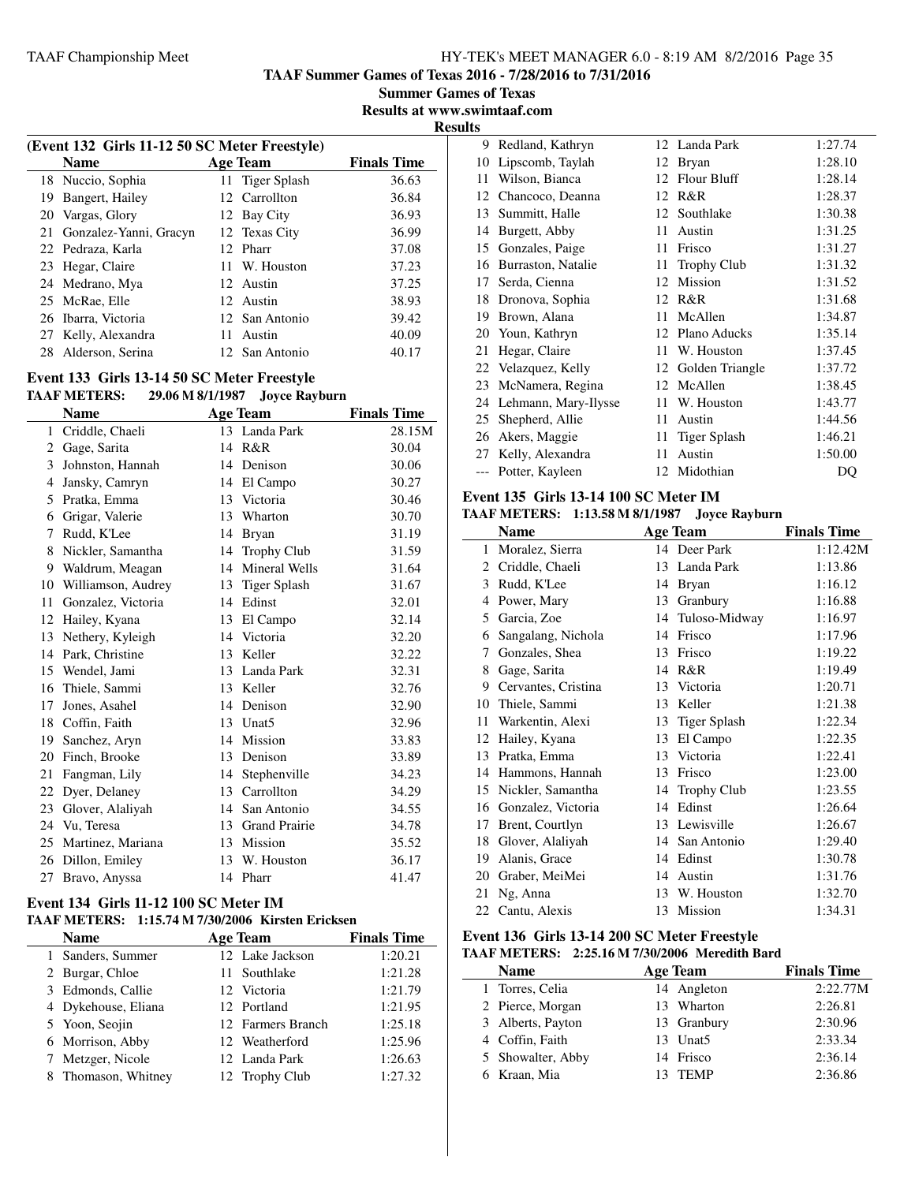**TAAF Summer Games of Texas 2016 - 7/28/2016 to 7/31/2016**

**Summer Games of Texas**

**Results at www.swimtaaf.com**

**Results**

### (Event 132 Girls 11-12 50 SC Meter Freestyle)

| | Name | Age | Team | Finals Time |
|---|---|---|---|---|
| 18 | Nuccio, Sophia | 11 | Tiger Splash | 36.63 |
| 19 | Bangert, Hailey | 12 | Carrollton | 36.84 |
| 20 | Vargas, Glory | 12 | Bay City | 36.93 |
| 21 | Gonzalez-Yanni, Gracyn | 12 | Texas City | 36.99 |
| 22 | Pedraza, Karla | 12 | Pharr | 37.08 |
| 23 | Hegar, Claire | 11 | W. Houston | 37.23 |
| 24 | Medrano, Mya | 12 | Austin | 37.25 |
| 25 | McRae, Elle | 12 | Austin | 38.93 |
| 26 | Ibarra, Victoria | 12 | San Antonio | 39.42 |
| 27 | Kelly, Alexandra | 11 | Austin | 40.09 |
| 28 | Alderson, Serina | 12 | San Antonio | 40.17 |

### Event 133 Girls 13-14 50 SC Meter Freestyle

**TAAF METERS: 29.06 M 8/1/1987 Joyce Rayburn**

| | Name | Age | Team | Finals Time |
|---|---|---|---|---|
| 1 | Criddle, Chaeli | 13 | Landa Park | 28.15M |
| 2 | Gage, Sarita | 14 | R&R | 30.04 |
| 3 | Johnston, Hannah | 14 | Denison | 30.06 |
| 4 | Jansky, Camryn | 14 | El Campo | 30.27 |
| 5 | Pratka, Emma | 13 | Victoria | 30.46 |
| 6 | Grigar, Valerie | 13 | Wharton | 30.70 |
| 7 | Rudd, K'Lee | 14 | Bryan | 31.19 |
| 8 | Nickler, Samantha | 14 | Trophy Club | 31.59 |
| 9 | Waldrum, Meagan | 14 | Mineral Wells | 31.64 |
| 10 | Williamson, Audrey | 13 | Tiger Splash | 31.67 |
| 11 | Gonzalez, Victoria | 14 | Edinst | 32.01 |
| 12 | Hailey, Kyana | 13 | El Campo | 32.14 |
| 13 | Nethery, Kyleigh | 14 | Victoria | 32.20 |
| 14 | Park, Christine | 13 | Keller | 32.22 |
| 15 | Wendel, Jami | 13 | Landa Park | 32.31 |
| 16 | Thiele, Sammi | 13 | Keller | 32.76 |
| 17 | Jones, Asahel | 14 | Denison | 32.90 |
| 18 | Coffin, Faith | 13 | Unat5 | 32.96 |
| 19 | Sanchez, Aryn | 14 | Mission | 33.83 |
| 20 | Finch, Brooke | 13 | Denison | 33.89 |
| 21 | Fangman, Lily | 14 | Stephenville | 34.23 |
| 22 | Dyer, Delaney | 13 | Carrollton | 34.29 |
| 23 | Glover, Alaliyah | 14 | San Antonio | 34.55 |
| 24 | Vu, Teresa | 13 | Grand Prairie | 34.78 |
| 25 | Martinez, Mariana | 13 | Mission | 35.52 |
| 26 | Dillon, Emiley | 13 | W. Houston | 36.17 |
| 27 | Bravo, Anyssa | 14 | Pharr | 41.47 |

### Event 134 Girls 11-12 100 SC Meter IM

**TAAF METERS: 1:15.74 M 7/30/2006 Kirsten Ericksen**

| | Name | Age | Team | Finals Time |
|---|---|---|---|---|
| 1 | Sanders, Summer | 12 | Lake Jackson | 1:20.21 |
| 2 | Burgar, Chloe | 11 | Southlake | 1:21.28 |
| 3 | Edmonds, Callie | 12 | Victoria | 1:21.79 |
| 4 | Dykehouse, Eliana | 12 | Portland | 1:21.95 |
| 5 | Yoon, Seojin | 12 | Farmers Branch | 1:25.18 |
| 6 | Morrison, Abby | 12 | Weatherford | 1:25.96 |
| 7 | Metzger, Nicole | 12 | Landa Park | 1:26.63 |
| 8 | Thomason, Whitney | 12 | Trophy Club | 1:27.32 |
| 9 | Redland, Kathryn | 12 | Landa Park | 1:27.74 |
| 10 | Lipscomb, Taylah | 12 | Bryan | 1:28.10 |
| 11 | Wilson, Bianca | 12 | Flour Bluff | 1:28.14 |
| 12 | Chancoco, Deanna | 12 | R&R | 1:28.37 |
| 13 | Summitt, Halle | 12 | Southlake | 1:30.38 |
| 14 | Burgett, Abby | 11 | Austin | 1:31.25 |
| 15 | Gonzales, Paige | 11 | Frisco | 1:31.27 |
| 16 | Burraston, Natalie | 11 | Trophy Club | 1:31.32 |
| 17 | Serda, Cienna | 12 | Mission | 1:31.52 |
| 18 | Dronova, Sophia | 12 | R&R | 1:31.68 |
| 19 | Brown, Alana | 11 | McAllen | 1:34.87 |
| 20 | Youn, Kathryn | 12 | Plano Aducks | 1:35.14 |
| 21 | Hegar, Claire | 11 | W. Houston | 1:37.45 |
| 22 | Velazquez, Kelly | 12 | Golden Triangle | 1:37.72 |
| 23 | McNamera, Regina | 12 | McAllen | 1:38.45 |
| 24 | Lehmann, Mary-Ilysse | 11 | W. Houston | 1:43.77 |
| 25 | Shepherd, Allie | 11 | Austin | 1:44.56 |
| 26 | Akers, Maggie | 11 | Tiger Splash | 1:46.21 |
| 27 | Kelly, Alexandra | 11 | Austin | 1:50.00 |
| --- | Potter, Kayleen | 12 | Midothian | DQ |

### Event 135 Girls 13-14 100 SC Meter IM

**TAAF METERS: 1:13.58 M 8/1/1987 Joyce Rayburn**

| | Name | Age | Team | Finals Time |
|---|---|---|---|---|
| 1 | Moralez, Sierra | 14 | Deer Park | 1:12.42M |
| 2 | Criddle, Chaeli | 13 | Landa Park | 1:13.86 |
| 3 | Rudd, K'Lee | 14 | Bryan | 1:16.12 |
| 4 | Power, Mary | 13 | Granbury | 1:16.88 |
| 5 | Garcia, Zoe | 14 | Tuloso-Midway | 1:16.97 |
| 6 | Sangalang, Nichola | 14 | Frisco | 1:17.96 |
| 7 | Gonzales, Shea | 13 | Frisco | 1:19.22 |
| 8 | Gage, Sarita | 14 | R&R | 1:19.49 |
| 9 | Cervantes, Cristina | 13 | Victoria | 1:20.71 |
| 10 | Thiele, Sammi | 13 | Keller | 1:21.38 |
| 11 | Warkentin, Alexi | 13 | Tiger Splash | 1:22.34 |
| 12 | Hailey, Kyana | 13 | El Campo | 1:22.35 |
| 13 | Pratka, Emma | 13 | Victoria | 1:22.41 |
| 14 | Hammons, Hannah | 13 | Frisco | 1:23.00 |
| 15 | Nickler, Samantha | 14 | Trophy Club | 1:23.55 |
| 16 | Gonzalez, Victoria | 14 | Edinst | 1:26.64 |
| 17 | Brent, Courtlyn | 13 | Lewisville | 1:26.67 |
| 18 | Glover, Alaliyah | 14 | San Antonio | 1:29.40 |
| 19 | Alanis, Grace | 14 | Edinst | 1:30.78 |
| 20 | Graber, MeiMei | 14 | Austin | 1:31.76 |
| 21 | Ng, Anna | 13 | W. Houston | 1:32.70 |
| 22 | Cantu, Alexis | 13 | Mission | 1:34.31 |

### Event 136 Girls 13-14 200 SC Meter Freestyle

**TAAF METERS: 2:25.16 M 7/30/2006 Meredith Bard**

| | Name | Age | Team | Finals Time |
|---|---|---|---|---|
| 1 | Torres, Celia | 14 | Angleton | 2:22.77M |
| 2 | Pierce, Morgan | 13 | Wharton | 2:26.81 |
| 3 | Alberts, Payton | 13 | Granbury | 2:30.96 |
| 4 | Coffin, Faith | 13 | Unat5 | 2:33.34 |
| 5 | Showalter, Abby | 14 | Frisco | 2:36.14 |
| 6 | Kraan, Mia | 13 | TEMP | 2:36.86 |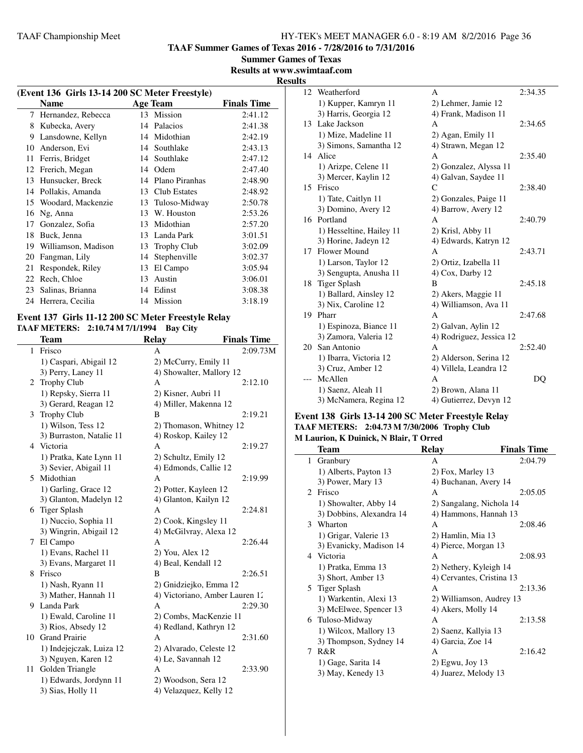## TAAF Summer Games of Texas 2016 - 7/28/2016 to 7/31/2016

**Summer Games of Texas**

**Results at www.swimtaaf.com**

**Results**

### (Event 136 Girls 13-14 200 SC Meter Freestyle)

| | Name | Age | Team | Finals Time |
|---|---|---|---|---|
| 7 | Hernandez, Rebecca | 13 | Mission | 2:41.12 |
| 8 | Kubecka, Avery | 14 | Palacios | 2:41.38 |
| 9 | Lansdowne, Kellyn | 14 | Midothian | 2:42.19 |
| 10 | Anderson, Evi | 14 | Southlake | 2:43.13 |
| 11 | Ferris, Bridget | 14 | Southlake | 2:47.12 |
| 12 | Frerich, Megan | 14 | Odem | 2:47.40 |
| 13 | Hunsucker, Breck | 14 | Plano Piranhas | 2:48.90 |
| 14 | Pollakis, Amanda | 13 | Club Estates | 2:48.92 |
| 15 | Woodard, Mackenzie | 13 | Tuloso-Midway | 2:50.78 |
| 16 | Ng, Anna | 13 | W. Houston | 2:53.26 |
| 17 | Gonzalez, Sofia | 13 | Midothian | 2:57.20 |
| 18 | Buck, Jenna | 13 | Landa Park | 3:01.51 |
| 19 | Williamson, Madison | 13 | Trophy Club | 3:02.09 |
| 20 | Fangman, Lily | 14 | Stephenville | 3:02.37 |
| 21 | Respondek, Riley | 13 | El Campo | 3:05.94 |
| 22 | Rech, Chloe | 13 | Austin | 3:06.01 |
| 23 | Salinas, Brianna | 14 | Edinst | 3:08.38 |
| 24 | Herrera, Cecilia | 14 | Mission | 3:18.19 |

### Event 137 Girls 11-12 200 SC Meter Freestyle Relay

**TAAF METERS: 2:10.74 M 7/1/1994 Bay City**

| | Team | Relay | Finals Time |
|---|---|---|---|
| 1 | Frisco | A | 2:09.73M |
| | 1) Caspari, Abigail 12 | 2) McCurry, Emily 11 | |
| | 3) Perry, Laney 11 | 4) Showalter, Mallory 12 | |
| 2 | Trophy Club | A | 2:12.10 |
| | 1) Repsky, Sierra 11 | 2) Kisner, Aubri 11 | |
| | 3) Gerard, Reagan 12 | 4) Miller, Makenna 12 | |
| 3 | Trophy Club | B | 2:19.21 |
| | 1) Wilson, Tess 12 | 2) Thomason, Whitney 12 | |
| | 3) Burraston, Natalie 11 | 4) Roskop, Kailey 12 | |
| 4 | Victoria | A | 2:19.27 |
| | 1) Pratka, Kate Lynn 11 | 2) Schultz, Emily 12 | |
| | 3) Sevier, Abigail 11 | 4) Edmonds, Callie 12 | |
| 5 | Midothian | A | 2:19.99 |
| | 1) Garling, Grace 12 | 2) Potter, Kayleen 12 | |
| | 3) Glanton, Madelyn 12 | 4) Glanton, Kailyn 12 | |
| 6 | Tiger Splash | A | 2:24.81 |
| | 1) Nuccio, Sophia 11 | 2) Cook, Kingsley 11 | |
| | 3) Wingrin, Abigail 12 | 4) McGilvray, Alexa 12 | |
| 7 | El Campo | A | 2:26.44 |
| | 1) Evans, Rachel 11 | 2) You, Alex 12 | |
| | 3) Evans, Margaret 11 | 4) Beal, Kendall 12 | |
| 8 | Frisco | B | 2:26.51 |
| | 1) Nash, Ryann 11 | 2) Gnidziejko, Emma 12 | |
| | 3) Mather, Hannah 11 | 4) Victoriano, Amber Lauren 12 | |
| 9 | Landa Park | A | 2:29.30 |
| | 1) Ewald, Caroline 11 | 2) Combs, MacKenzie 11 | |
| | 3) Rios, Absedy 12 | 4) Redland, Kathryn 12 | |
| 10 | Grand Prairie | A | 2:31.60 |
| | 1) Indejejczak, Luiza 12 | 2) Alvarado, Celeste 12 | |
| | 3) Nguyen, Karen 12 | 4) Le, Savannah 12 | |
| 11 | Golden Triangle | A | 2:33.90 |
| | 1) Edwards, Jordynn 11 | 2) Woodson, Sera 12 | |
| | 3) Sias, Holly 11 | 4) Velazquez, Kelly 12 | |
| 12 | Weatherford | A | 2:34.35 |
| | 1) Kupper, Kamryn 11 | 2) Lehmer, Jamie 12 | |
| | 3) Harris, Georgia 12 | 4) Frank, Madison 11 | |
| 13 | Lake Jackson | A | 2:34.65 |
| | 1) Mize, Madeline 11 | 2) Agan, Emily 11 | |
| | 3) Simons, Samantha 12 | 4) Strawn, Megan 12 | |
| 14 | Alice | A | 2:35.40 |
| | 1) Arizpe, Celene 11 | 2) Gonzalez, Alyssa 11 | |
| | 3) Mercer, Kaylin 12 | 4) Galvan, Saydee 11 | |
| 15 | Frisco | C | 2:38.40 |
| | 1) Tate, Caitlyn 11 | 2) Gonzales, Paige 11 | |
| | 3) Domino, Avery 12 | 4) Barrow, Avery 12 | |
| 16 | Portland | A | 2:40.79 |
| | 1) Hesseltine, Hailey 11 | 2) Krisl, Abby 11 | |
| | 3) Horine, Jadeyn 12 | 4) Edwards, Katryn 12 | |
| 17 | Flower Mound | A | 2:43.71 |
| | 1) Larson, Taylor 12 | 2) Ortiz, Izabella 11 | |
| | 3) Sengupta, Anusha 11 | 4) Cox, Darby 12 | |
| 18 | Tiger Splash | B | 2:45.18 |
| | 1) Ballard, Ainsley 12 | 2) Akers, Maggie 11 | |
| | 3) Nix, Caroline 12 | 4) Williamson, Ava 11 | |
| 19 | Pharr | A | 2:47.68 |
| | 1) Espinoza, Biance 11 | 2) Galvan, Aylin 12 | |
| | 3) Zamora, Valeria 12 | 4) Rodriguez, Jessica 12 | |
| 20 | San Antonio | A | 2:52.40 |
| | 1) Ibarra, Victoria 12 | 2) Alderson, Serina 12 | |
| | 3) Cruz, Amber 12 | 4) Villela, Leandra 12 | |
| --- | McAllen | A | DQ |
| | 1) Saenz, Aleah 11 | 2) Brown, Alana 11 | |
| | 3) McNamera, Regina 12 | 4) Gutierrez, Devyn 12 | |

### Event 138 Girls 13-14 200 SC Meter Freestyle Relay

**TAAF METERS: 2:04.73 M 7/30/2006 Trophy Club**

**M Laurion, K Duinick, N Blair, T Orred**

| | Team | Relay | Finals Time |
|---|---|---|---|
| 1 | Granbury | A | 2:04.79 |
| | 1) Alberts, Payton 13 | 2) Fox, Marley 13 | |
| | 3) Power, Mary 13 | 4) Buchanan, Avery 14 | |
| 2 | Frisco | A | 2:05.05 |
| | 1) Showalter, Abby 14 | 2) Sangalang, Nichola 14 | |
| | 3) Dobbins, Alexandra 14 | 4) Hammons, Hannah 13 | |
| 3 | Wharton | A | 2:08.46 |
| | 1) Grigar, Valerie 13 | 2) Hamlin, Mia 13 | |
| | 3) Evanicky, Madison 14 | 4) Pierce, Morgan 13 | |
| 4 | Victoria | A | 2:08.93 |
| | 1) Pratka, Emma 13 | 2) Nethery, Kyleigh 14 | |
| | 3) Short, Amber 13 | 4) Cervantes, Cristina 13 | |
| 5 | Tiger Splash | A | 2:13.36 |
| | 1) Warkentin, Alexi 13 | 2) Williamson, Audrey 13 | |
| | 3) McElwee, Spencer 13 | 4) Akers, Molly 14 | |
| 6 | Tuloso-Midway | A | 2:13.58 |
| | 1) Wilcox, Mallory 13 | 2) Saenz, Kallyia 13 | |
| | 3) Thompson, Sydney 14 | 4) Garcia, Zoe 14 | |
| 7 | R&R | A | 2:16.42 |
| | 1) Gage, Sarita 14 | 2) Egwu, Joy 13 | |
| | 3) May, Kenedy 13 | 4) Juarez, Melody 13 | |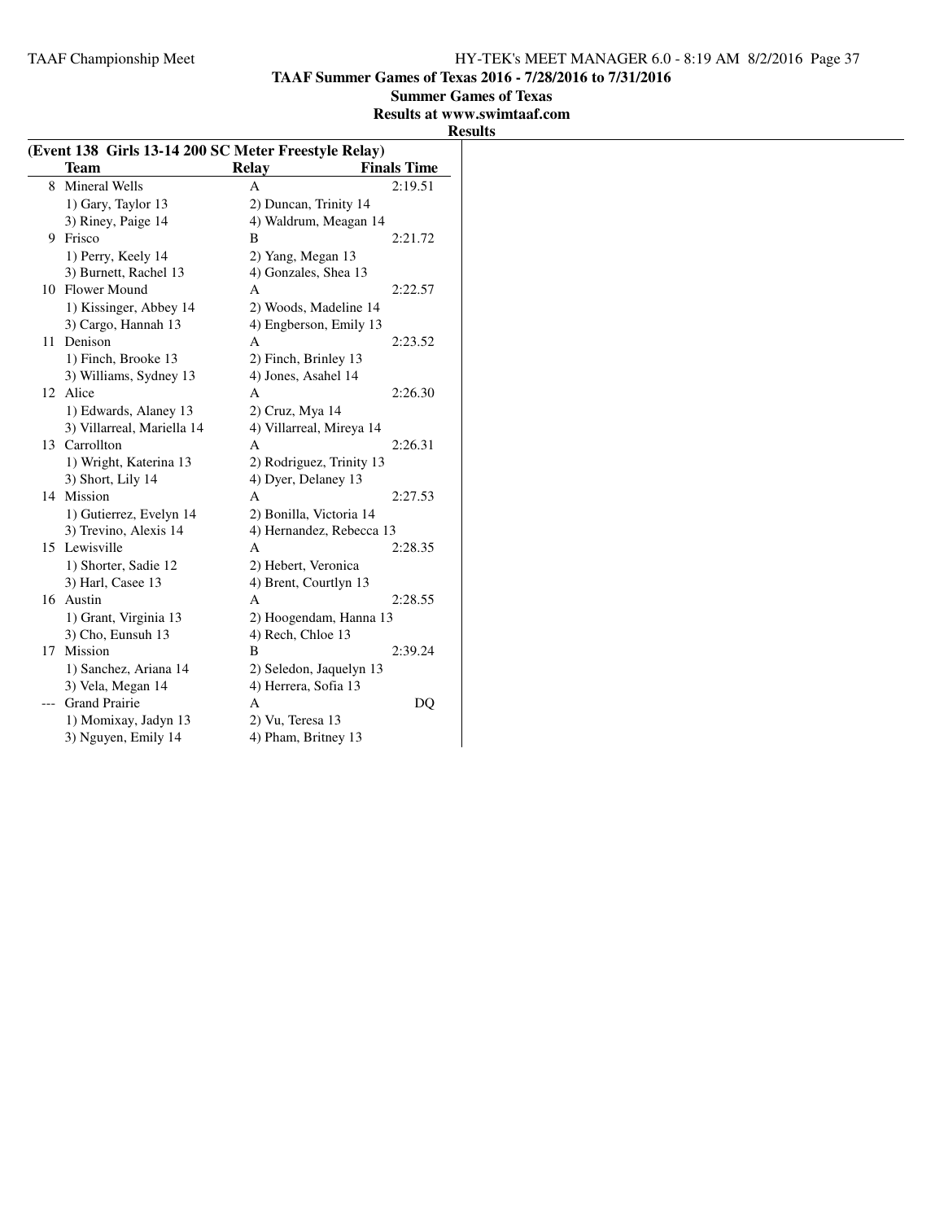**TAAF Summer Games of Texas 2016 - 7/28/2016 to 7/31/2016**

**Summer Games of Texas**

**Results at www.swimtaaf.com**

**Results**

**(Event 138 Girls 13-14 200 SC Meter Freestyle Relay)**

| | Team | Relay | Finals Time |
|---|---|---|---|
| 8 | Mineral Wells | A | 2:19.51 |
| | 1) Gary, Taylor 13 | 2) Duncan, Trinity 14 | |
| | 3) Riney, Paige 14 | 4) Waldrum, Meagan 14 | |
| 9 | Frisco | B | 2:21.72 |
| | 1) Perry, Keely 14 | 2) Yang, Megan 13 | |
| | 3) Burnett, Rachel 13 | 4) Gonzales, Shea 13 | |
| 10 | Flower Mound | A | 2:22.57 |
| | 1) Kissinger, Abbey 14 | 2) Woods, Madeline 14 | |
| | 3) Cargo, Hannah 13 | 4) Engberson, Emily 13 | |
| 11 | Denison | A | 2:23.52 |
| | 1) Finch, Brooke 13 | 2) Finch, Brinley 13 | |
| | 3) Williams, Sydney 13 | 4) Jones, Asahel 14 | |
| 12 | Alice | A | 2:26.30 |
| | 1) Edwards, Alaney 13 | 2) Cruz, Mya 14 | |
| | 3) Villarreal, Mariella 14 | 4) Villarreal, Mireya 14 | |
| 13 | Carrollton | A | 2:26.31 |
| | 1) Wright, Katerina 13 | 2) Rodriguez, Trinity 13 | |
| | 3) Short, Lily 14 | 4) Dyer, Delaney 13 | |
| 14 | Mission | A | 2:27.53 |
| | 1) Gutierrez, Evelyn 14 | 2) Bonilla, Victoria 14 | |
| | 3) Trevino, Alexis 14 | 4) Hernandez, Rebecca 13 | |
| 15 | Lewisville | A | 2:28.35 |
| | 1) Shorter, Sadie 12 | 2) Hebert, Veronica | |
| | 3) Harl, Casee 13 | 4) Brent, Courtlyn 13 | |
| 16 | Austin | A | 2:28.55 |
| | 1) Grant, Virginia 13 | 2) Hoogendam, Hanna 13 | |
| | 3) Cho, Eunsuh 13 | 4) Rech, Chloe 13 | |
| 17 | Mission | B | 2:39.24 |
| | 1) Sanchez, Ariana 14 | 2) Seledon, Jaquelyn 13 | |
| | 3) Vela, Megan 14 | 4) Herrera, Sofia 13 | |
| --- | Grand Prairie | A | DQ |
| | 1) Momixay, Jadyn 13 | 2) Vu, Teresa 13 | |
| | 3) Nguyen, Emily 14 | 4) Pham, Britney 13 | |